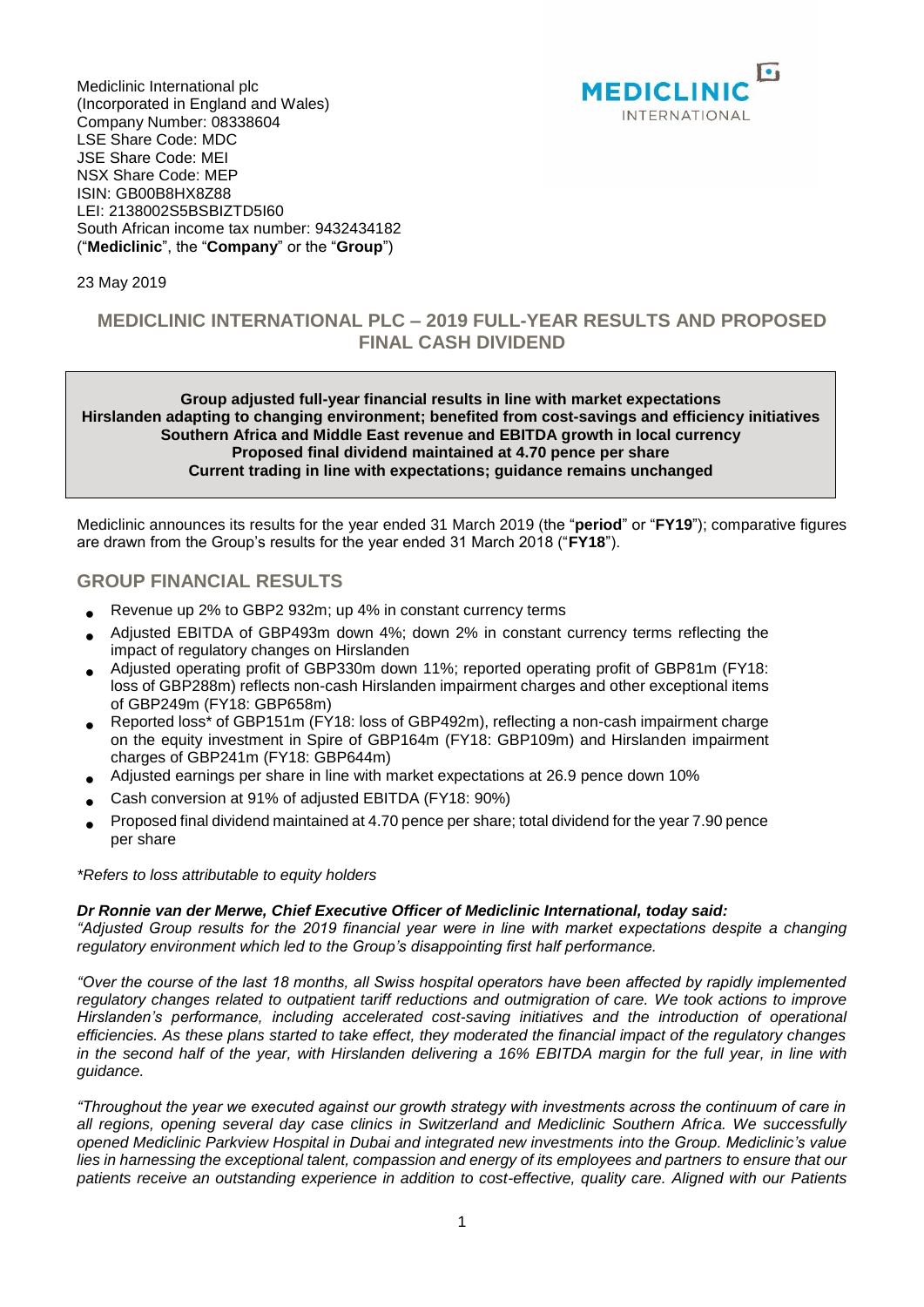Mediclinic International plc
(Incorporated in England and Wales)
Company Number: 08338604
LSE Share Code: MDC
JSE Share Code: MEI
NSX Share Code: MEP
ISIN: GB00B8HX8Z88
LEI: 2138002S5BSBIZTD5I60
South African income tax number: 9432434182
("**Mediclinic**", the "**Company**" or the "**Group**")

23 May 2019

# MEDICLINIC INTERNATIONAL PLC – 2019 FULL-YEAR RESULTS AND PROPOSED FINAL CASH DIVIDEND

**Group adjusted full-year financial results in line with market expectations**
**Hirslanden adapting to changing environment; benefited from cost-savings and efficiency initiatives**
**Southern Africa and Middle East revenue and EBITDA growth in local currency**
**Proposed final dividend maintained at 4.70 pence per share**
**Current trading in line with expectations; guidance remains unchanged**

Mediclinic announces its results for the year ended 31 March 2019 (the "**period**" or "**FY19**"); comparative figures are drawn from the Group's results for the year ended 31 March 2018 ("**FY18**").

## GROUP FINANCIAL RESULTS

- Revenue up 2% to GBP2 932m; up 4% in constant currency terms
- Adjusted EBITDA of GBP493m down 4%; down 2% in constant currency terms reflecting the impact of regulatory changes on Hirslanden
- Adjusted operating profit of GBP330m down 11%; reported operating profit of GBP81m (FY18: loss of GBP288m) reflects non-cash Hirslanden impairment charges and other exceptional items of GBP249m (FY18: GBP658m)
- Reported loss* of GBP151m (FY18: loss of GBP492m), reflecting a non-cash impairment charge on the equity investment in Spire of GBP164m (FY18: GBP109m) and Hirslanden impairment charges of GBP241m (FY18: GBP644m)
- Adjusted earnings per share in line with market expectations at 26.9 pence down 10%
- Cash conversion at 91% of adjusted EBITDA (FY18: 90%)
- Proposed final dividend maintained at 4.70 pence per share; total dividend for the year 7.90 pence per share

*\*Refers to loss attributable to equity holders*

***Dr Ronnie van der Merwe, Chief Executive Officer of Mediclinic International, today said:***

*"Adjusted Group results for the 2019 financial year were in line with market expectations despite a changing regulatory environment which led to the Group's disappointing first half performance.*

*"Over the course of the last 18 months, all Swiss hospital operators have been affected by rapidly implemented regulatory changes related to outpatient tariff reductions and outmigration of care. We took actions to improve Hirslanden's performance, including accelerated cost-saving initiatives and the introduction of operational efficiencies. As these plans started to take effect, they moderated the financial impact of the regulatory changes in the second half of the year, with Hirslanden delivering a 16% EBITDA margin for the full year, in line with guidance.*

*"Throughout the year we executed against our growth strategy with investments across the continuum of care in all regions, opening several day case clinics in Switzerland and Mediclinic Southern Africa. We successfully opened Mediclinic Parkview Hospital in Dubai and integrated new investments into the Group. Mediclinic's value lies in harnessing the exceptional talent, compassion and energy of its employees and partners to ensure that our patients receive an outstanding experience in addition to cost-effective, quality care. Aligned with our Patients*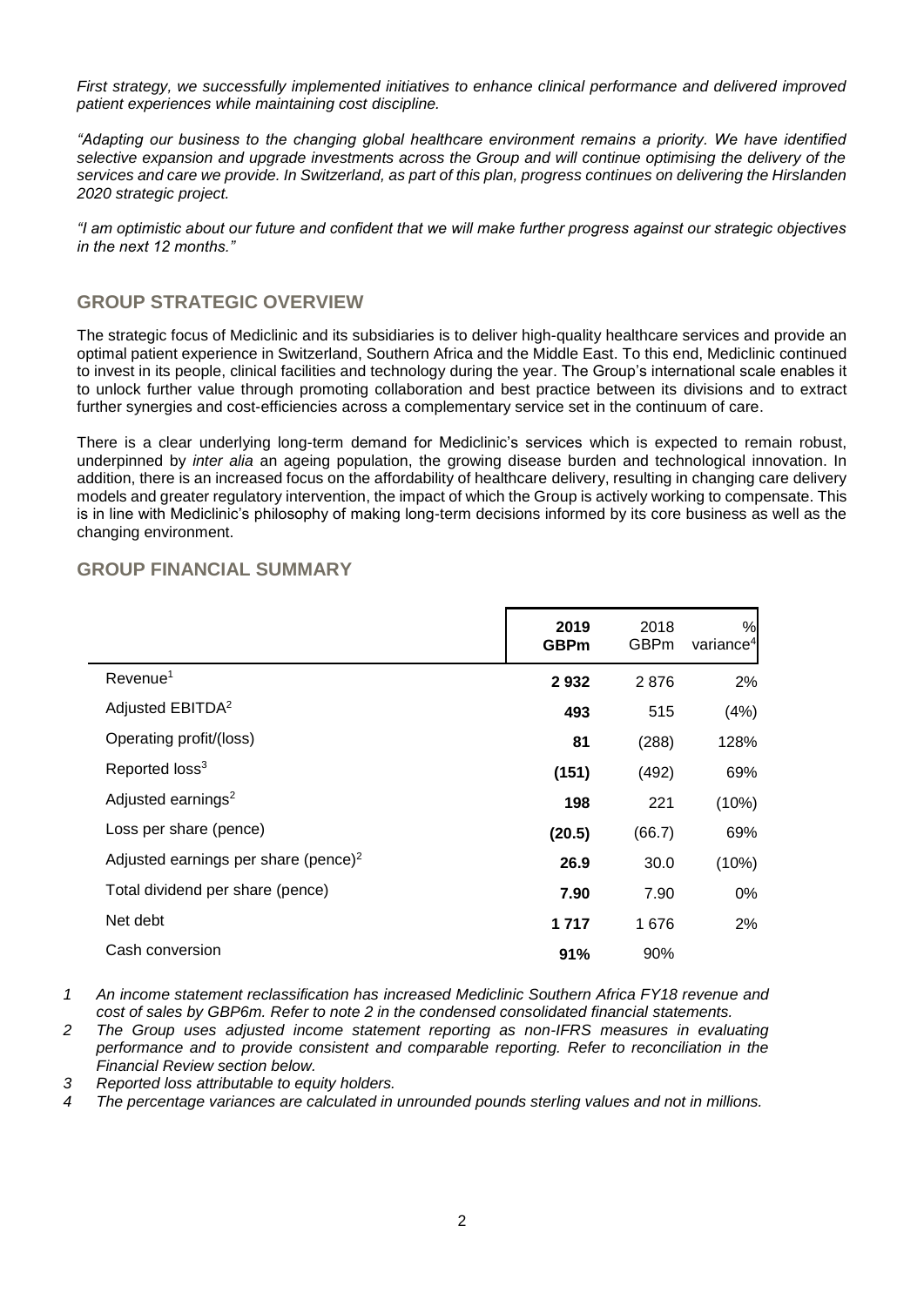*First strategy, we successfully implemented initiatives to enhance clinical performance and delivered improved patient experiences while maintaining cost discipline.*

*"Adapting our business to the changing global healthcare environment remains a priority. We have identified selective expansion and upgrade investments across the Group and will continue optimising the delivery of the services and care we provide. In Switzerland, as part of this plan, progress continues on delivering the Hirslanden 2020 strategic project.*

*"I am optimistic about our future and confident that we will make further progress against our strategic objectives in the next 12 months."*

## GROUP STRATEGIC OVERVIEW

The strategic focus of Mediclinic and its subsidiaries is to deliver high-quality healthcare services and provide an optimal patient experience in Switzerland, Southern Africa and the Middle East. To this end, Mediclinic continued to invest in its people, clinical facilities and technology during the year. The Group's international scale enables it to unlock further value through promoting collaboration and best practice between its divisions and to extract further synergies and cost-efficiencies across a complementary service set in the continuum of care.

There is a clear underlying long-term demand for Mediclinic's services which is expected to remain robust, underpinned by *inter alia* an ageing population, the growing disease burden and technological innovation. In addition, there is an increased focus on the affordability of healthcare delivery, resulting in changing care delivery models and greater regulatory intervention, the impact of which the Group is actively working to compensate. This is in line with Mediclinic's philosophy of making long-term decisions informed by its core business as well as the changing environment.

## GROUP FINANCIAL SUMMARY

| | **2019 GBPm** | 2018 GBPm | % variance[4] |
|---|---|---|---|
| Revenue[1] | **2 932** | 2 876 | 2% |
| Adjusted EBITDA[2] | **493** | 515 | (4%) |
| Operating profit/(loss) | **81** | (288) | 128% |
| Reported loss[3] | **(151)** | (492) | 69% |
| Adjusted earnings[2] | **198** | 221 | (10%) |
| Loss per share (pence) | **(20.5)** | (66.7) | 69% |
| Adjusted earnings per share (pence)[2] | **26.9** | 30.0 | (10%) |
| Total dividend per share (pence) | **7.90** | 7.90 | 0% |
| Net debt | **1 717** | 1 676 | 2% |
| Cash conversion | **91%** | 90% | |

*1 An income statement reclassification has increased Mediclinic Southern Africa FY18 revenue and cost of sales by GBP6m. Refer to note 2 in the condensed consolidated financial statements.*

*2 The Group uses adjusted income statement reporting as non-IFRS measures in evaluating performance and to provide consistent and comparable reporting. Refer to reconciliation in the Financial Review section below.*

*3 Reported loss attributable to equity holders.*

*4 The percentage variances are calculated in unrounded pounds sterling values and not in millions.*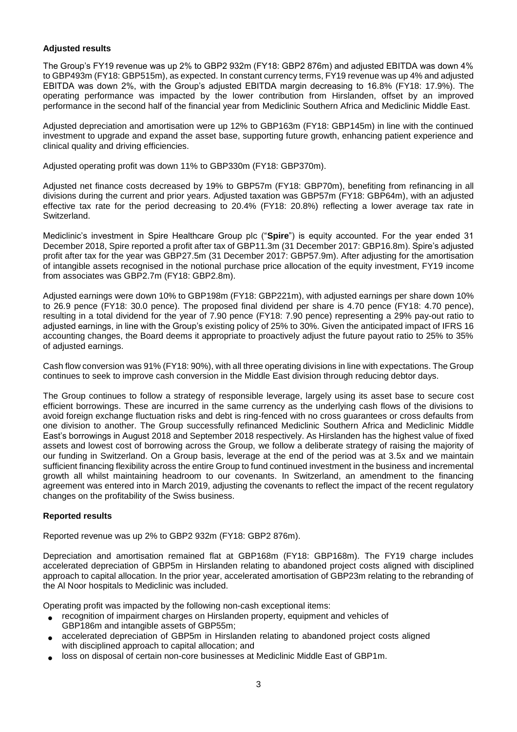**Adjusted results**

The Group's FY19 revenue was up 2% to GBP2 932m (FY18: GBP2 876m) and adjusted EBITDA was down 4% to GBP493m (FY18: GBP515m), as expected. In constant currency terms, FY19 revenue was up 4% and adjusted EBITDA was down 2%, with the Group's adjusted EBITDA margin decreasing to 16.8% (FY18: 17.9%). The operating performance was impacted by the lower contribution from Hirslanden, offset by an improved performance in the second half of the financial year from Mediclinic Southern Africa and Mediclinic Middle East.

Adjusted depreciation and amortisation were up 12% to GBP163m (FY18: GBP145m) in line with the continued investment to upgrade and expand the asset base, supporting future growth, enhancing patient experience and clinical quality and driving efficiencies.

Adjusted operating profit was down 11% to GBP330m (FY18: GBP370m).

Adjusted net finance costs decreased by 19% to GBP57m (FY18: GBP70m), benefiting from refinancing in all divisions during the current and prior years. Adjusted taxation was GBP57m (FY18: GBP64m), with an adjusted effective tax rate for the period decreasing to 20.4% (FY18: 20.8%) reflecting a lower average tax rate in Switzerland.

Mediclinic's investment in Spire Healthcare Group plc ("**Spire**") is equity accounted. For the year ended 31 December 2018, Spire reported a profit after tax of GBP11.3m (31 December 2017: GBP16.8m). Spire's adjusted profit after tax for the year was GBP27.5m (31 December 2017: GBP57.9m). After adjusting for the amortisation of intangible assets recognised in the notional purchase price allocation of the equity investment, FY19 income from associates was GBP2.7m (FY18: GBP2.8m).

Adjusted earnings were down 10% to GBP198m (FY18: GBP221m), with adjusted earnings per share down 10% to 26.9 pence (FY18: 30.0 pence). The proposed final dividend per share is 4.70 pence (FY18: 4.70 pence), resulting in a total dividend for the year of 7.90 pence (FY18: 7.90 pence) representing a 29% pay-out ratio to adjusted earnings, in line with the Group's existing policy of 25% to 30%. Given the anticipated impact of IFRS 16 accounting changes, the Board deems it appropriate to proactively adjust the future payout ratio to 25% to 35% of adjusted earnings.

Cash flow conversion was 91% (FY18: 90%), with all three operating divisions in line with expectations. The Group continues to seek to improve cash conversion in the Middle East division through reducing debtor days.

The Group continues to follow a strategy of responsible leverage, largely using its asset base to secure cost efficient borrowings. These are incurred in the same currency as the underlying cash flows of the divisions to avoid foreign exchange fluctuation risks and debt is ring-fenced with no cross guarantees or cross defaults from one division to another. The Group successfully refinanced Mediclinic Southern Africa and Mediclinic Middle East's borrowings in August 2018 and September 2018 respectively. As Hirslanden has the highest value of fixed assets and lowest cost of borrowing across the Group, we follow a deliberate strategy of raising the majority of our funding in Switzerland. On a Group basis, leverage at the end of the period was at 3.5x and we maintain sufficient financing flexibility across the entire Group to fund continued investment in the business and incremental growth all whilst maintaining headroom to our covenants. In Switzerland, an amendment to the financing agreement was entered into in March 2019, adjusting the covenants to reflect the impact of the recent regulatory changes on the profitability of the Swiss business.

**Reported results**

Reported revenue was up 2% to GBP2 932m (FY18: GBP2 876m).

Depreciation and amortisation remained flat at GBP168m (FY18: GBP168m). The FY19 charge includes accelerated depreciation of GBP5m in Hirslanden relating to abandoned project costs aligned with disciplined approach to capital allocation. In the prior year, accelerated amortisation of GBP23m relating to the rebranding of the Al Noor hospitals to Mediclinic was included.

Operating profit was impacted by the following non-cash exceptional items:

- recognition of impairment charges on Hirslanden property, equipment and vehicles of GBP186m and intangible assets of GBP55m;
- accelerated depreciation of GBP5m in Hirslanden relating to abandoned project costs aligned with disciplined approach to capital allocation; and
- loss on disposal of certain non-core businesses at Mediclinic Middle East of GBP1m.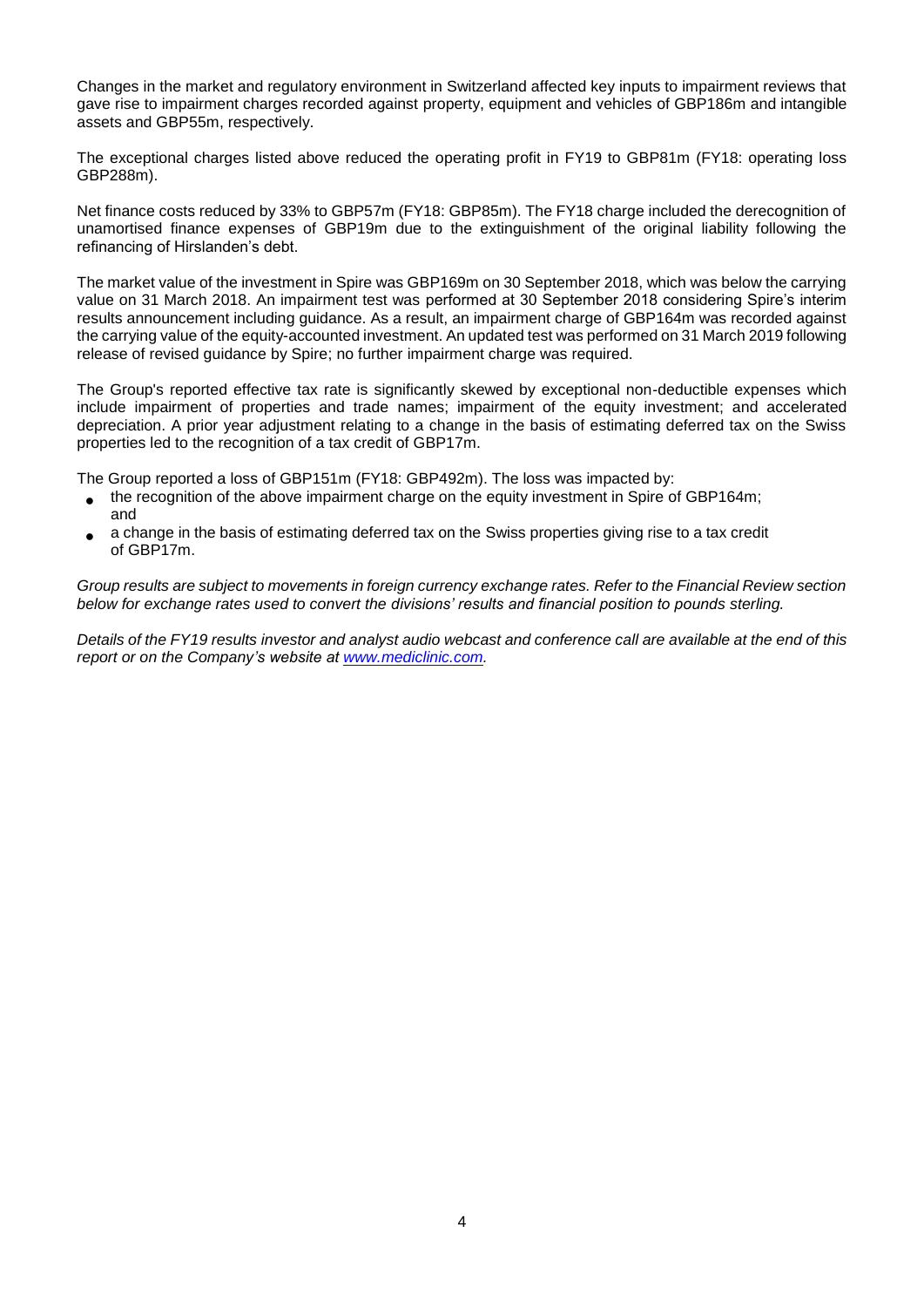Changes in the market and regulatory environment in Switzerland affected key inputs to impairment reviews that gave rise to impairment charges recorded against property, equipment and vehicles of GBP186m and intangible assets and GBP55m, respectively.

The exceptional charges listed above reduced the operating profit in FY19 to GBP81m (FY18: operating loss GBP288m).

Net finance costs reduced by 33% to GBP57m (FY18: GBP85m). The FY18 charge included the derecognition of unamortised finance expenses of GBP19m due to the extinguishment of the original liability following the refinancing of Hirslanden's debt.

The market value of the investment in Spire was GBP169m on 30 September 2018, which was below the carrying value on 31 March 2018. An impairment test was performed at 30 September 2018 considering Spire's interim results announcement including guidance. As a result, an impairment charge of GBP164m was recorded against the carrying value of the equity-accounted investment. An updated test was performed on 31 March 2019 following release of revised guidance by Spire; no further impairment charge was required.

The Group's reported effective tax rate is significantly skewed by exceptional non-deductible expenses which include impairment of properties and trade names; impairment of the equity investment; and accelerated depreciation. A prior year adjustment relating to a change in the basis of estimating deferred tax on the Swiss properties led to the recognition of a tax credit of GBP17m.

The Group reported a loss of GBP151m (FY18: GBP492m). The loss was impacted by:

- the recognition of the above impairment charge on the equity investment in Spire of GBP164m; and
- a change in the basis of estimating deferred tax on the Swiss properties giving rise to a tax credit of GBP17m.

*Group results are subject to movements in foreign currency exchange rates. Refer to the Financial Review section below for exchange rates used to convert the divisions' results and financial position to pounds sterling.*

*Details of the FY19 results investor and analyst audio webcast and conference call are available at the end of this report or on the Company's website at [www.mediclinic.com](www.mediclinic.com).*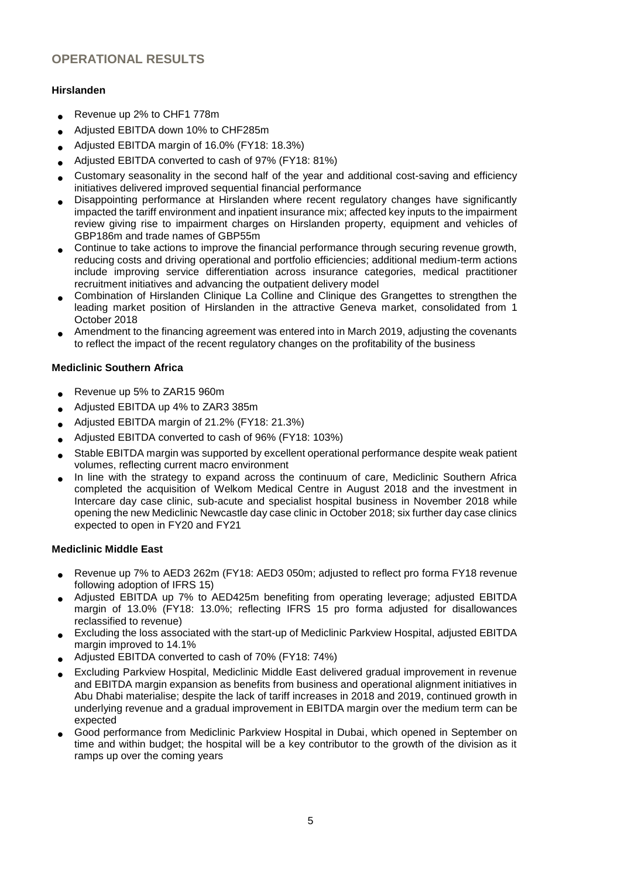## OPERATIONAL RESULTS

### Hirslanden

- Revenue up 2% to CHF1 778m
- Adjusted EBITDA down 10% to CHF285m
- Adjusted EBITDA margin of 16.0% (FY18: 18.3%)
- Adjusted EBITDA converted to cash of 97% (FY18: 81%)
- Customary seasonality in the second half of the year and additional cost-saving and efficiency initiatives delivered improved sequential financial performance
- Disappointing performance at Hirslanden where recent regulatory changes have significantly impacted the tariff environment and inpatient insurance mix; affected key inputs to the impairment review giving rise to impairment charges on Hirslanden property, equipment and vehicles of GBP186m and trade names of GBP55m
- Continue to take actions to improve the financial performance through securing revenue growth, reducing costs and driving operational and portfolio efficiencies; additional medium-term actions include improving service differentiation across insurance categories, medical practitioner recruitment initiatives and advancing the outpatient delivery model
- Combination of Hirslanden Clinique La Colline and Clinique des Grangettes to strengthen the leading market position of Hirslanden in the attractive Geneva market, consolidated from 1 October 2018
- Amendment to the financing agreement was entered into in March 2019, adjusting the covenants to reflect the impact of the recent regulatory changes on the profitability of the business

### Mediclinic Southern Africa

- Revenue up 5% to ZAR15 960m
- Adjusted EBITDA up 4% to ZAR3 385m
- Adjusted EBITDA margin of 21.2% (FY18: 21.3%)
- Adjusted EBITDA converted to cash of 96% (FY18: 103%)
- Stable EBITDA margin was supported by excellent operational performance despite weak patient volumes, reflecting current macro environment
- In line with the strategy to expand across the continuum of care, Mediclinic Southern Africa completed the acquisition of Welkom Medical Centre in August 2018 and the investment in Intercare day case clinic, sub-acute and specialist hospital business in November 2018 while opening the new Mediclinic Newcastle day case clinic in October 2018; six further day case clinics expected to open in FY20 and FY21

### Mediclinic Middle East

- Revenue up 7% to AED3 262m (FY18: AED3 050m; adjusted to reflect pro forma FY18 revenue following adoption of IFRS 15)
- Adjusted EBITDA up 7% to AED425m benefiting from operating leverage; adjusted EBITDA margin of 13.0% (FY18: 13.0%; reflecting IFRS 15 pro forma adjusted for disallowances reclassified to revenue)
- Excluding the loss associated with the start-up of Mediclinic Parkview Hospital, adjusted EBITDA margin improved to 14.1%
- Adjusted EBITDA converted to cash of 70% (FY18: 74%)
- Excluding Parkview Hospital, Mediclinic Middle East delivered gradual improvement in revenue and EBITDA margin expansion as benefits from business and operational alignment initiatives in Abu Dhabi materialise; despite the lack of tariff increases in 2018 and 2019, continued growth in underlying revenue and a gradual improvement in EBITDA margin over the medium term can be expected
- Good performance from Mediclinic Parkview Hospital in Dubai, which opened in September on time and within budget; the hospital will be a key contributor to the growth of the division as it ramps up over the coming years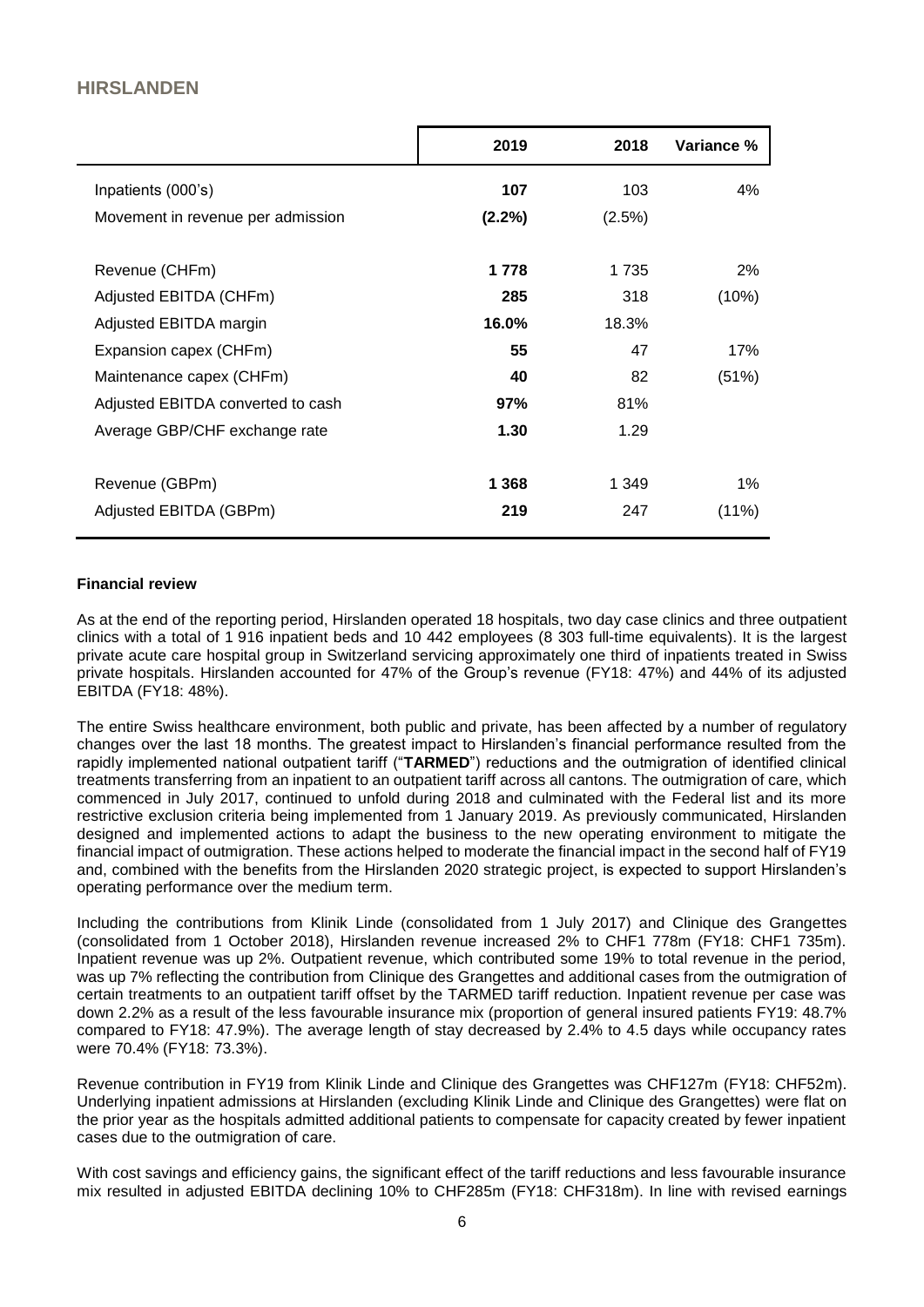## HIRSLANDEN

| | 2019 | 2018 | Variance % |
|---|---|---|---|
| Inpatients (000's) | **107** | 103 | 4% |
| Movement in revenue per admission | **(2.2%)** | (2.5%) | |
| Revenue (CHFm) | **1 778** | 1 735 | 2% |
| Adjusted EBITDA (CHFm) | **285** | 318 | (10%) |
| Adjusted EBITDA margin | **16.0%** | 18.3% | |
| Expansion capex (CHFm) | **55** | 47 | 17% |
| Maintenance capex (CHFm) | **40** | 82 | (51%) |
| Adjusted EBITDA converted to cash | **97%** | 81% | |
| Average GBP/CHF exchange rate | **1.30** | 1.29 | |
| Revenue (GBPm) | **1 368** | 1 349 | 1% |
| Adjusted EBITDA (GBPm) | **219** | 247 | (11%) |

**Financial review**

As at the end of the reporting period, Hirslanden operated 18 hospitals, two day case clinics and three outpatient clinics with a total of 1 916 inpatient beds and 10 442 employees (8 303 full-time equivalents). It is the largest private acute care hospital group in Switzerland servicing approximately one third of inpatients treated in Swiss private hospitals. Hirslanden accounted for 47% of the Group's revenue (FY18: 47%) and 44% of its adjusted EBITDA (FY18: 48%).

The entire Swiss healthcare environment, both public and private, has been affected by a number of regulatory changes over the last 18 months. The greatest impact to Hirslanden's financial performance resulted from the rapidly implemented national outpatient tariff ("**TARMED**") reductions and the outmigration of identified clinical treatments transferring from an inpatient to an outpatient tariff across all cantons. The outmigration of care, which commenced in July 2017, continued to unfold during 2018 and culminated with the Federal list and its more restrictive exclusion criteria being implemented from 1 January 2019. As previously communicated, Hirslanden designed and implemented actions to adapt the business to the new operating environment to mitigate the financial impact of outmigration. These actions helped to moderate the financial impact in the second half of FY19 and, combined with the benefits from the Hirslanden 2020 strategic project, is expected to support Hirslanden's operating performance over the medium term.

Including the contributions from Klinik Linde (consolidated from 1 July 2017) and Clinique des Grangettes (consolidated from 1 October 2018), Hirslanden revenue increased 2% to CHF1 778m (FY18: CHF1 735m). Inpatient revenue was up 2%. Outpatient revenue, which contributed some 19% to total revenue in the period, was up 7% reflecting the contribution from Clinique des Grangettes and additional cases from the outmigration of certain treatments to an outpatient tariff offset by the TARMED tariff reduction. Inpatient revenue per case was down 2.2% as a result of the less favourable insurance mix (proportion of general insured patients FY19: 48.7% compared to FY18: 47.9%). The average length of stay decreased by 2.4% to 4.5 days while occupancy rates were 70.4% (FY18: 73.3%).

Revenue contribution in FY19 from Klinik Linde and Clinique des Grangettes was CHF127m (FY18: CHF52m). Underlying inpatient admissions at Hirslanden (excluding Klinik Linde and Clinique des Grangettes) were flat on the prior year as the hospitals admitted additional patients to compensate for capacity created by fewer inpatient cases due to the outmigration of care.

With cost savings and efficiency gains, the significant effect of the tariff reductions and less favourable insurance mix resulted in adjusted EBITDA declining 10% to CHF285m (FY18: CHF318m). In line with revised earnings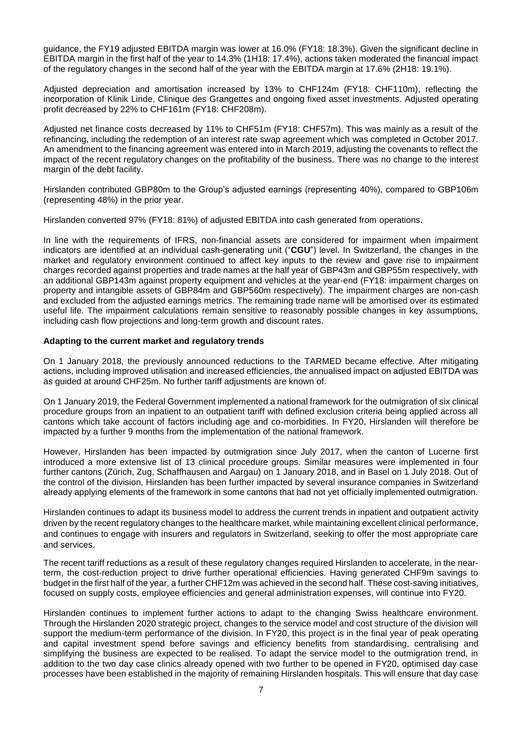guidance, the FY19 adjusted EBITDA margin was lower at 16.0% (FY18: 18.3%). Given the significant decline in EBITDA margin in the first half of the year to 14.3% (1H18: 17.4%), actions taken moderated the financial impact of the regulatory changes in the second half of the year with the EBITDA margin at 17.6% (2H18: 19.1%).

Adjusted depreciation and amortisation increased by 13% to CHF124m (FY18: CHF110m), reflecting the incorporation of Klinik Linde, Clinique des Grangettes and ongoing fixed asset investments. Adjusted operating profit decreased by 22% to CHF161m (FY18: CHF208m).

Adjusted net finance costs decreased by 11% to CHF51m (FY18: CHF57m). This was mainly as a result of the refinancing, including the redemption of an interest rate swap agreement which was completed in October 2017. An amendment to the financing agreement was entered into in March 2019, adjusting the covenants to reflect the impact of the recent regulatory changes on the profitability of the business. There was no change to the interest margin of the debt facility.

Hirslanden contributed GBP80m to the Group's adjusted earnings (representing 40%), compared to GBP106m (representing 48%) in the prior year.

Hirslanden converted 97% (FY18: 81%) of adjusted EBITDA into cash generated from operations.

In line with the requirements of IFRS, non-financial assets are considered for impairment when impairment indicators are identified at an individual cash-generating unit ("**CGU**") level. In Switzerland, the changes in the market and regulatory environment continued to affect key inputs to the review and gave rise to impairment charges recorded against properties and trade names at the half year of GBP43m and GBP55m respectively, with an additional GBP143m against property equipment and vehicles at the year-end (FY18: impairment charges on property and intangible assets of GBP84m and GBP560m respectively). The impairment charges are non-cash and excluded from the adjusted earnings metrics. The remaining trade name will be amortised over its estimated useful life. The impairment calculations remain sensitive to reasonably possible changes in key assumptions, including cash flow projections and long-term growth and discount rates.

**Adapting to the current market and regulatory trends**

On 1 January 2018, the previously announced reductions to the TARMED became effective. After mitigating actions, including improved utilisation and increased efficiencies, the annualised impact on adjusted EBITDA was as guided at around CHF25m. No further tariff adjustments are known of.

On 1 January 2019, the Federal Government implemented a national framework for the outmigration of six clinical procedure groups from an inpatient to an outpatient tariff with defined exclusion criteria being applied across all cantons which take account of factors including age and co-morbidities. In FY20, Hirslanden will therefore be impacted by a further 9 months from the implementation of the national framework.

However, Hirslanden has been impacted by outmigration since July 2017, when the canton of Lucerne first introduced a more extensive list of 13 clinical procedure groups. Similar measures were implemented in four further cantons (Zürich, Zug, Schaffhausen and Aargau) on 1 January 2018, and in Basel on 1 July 2018. Out of the control of the division, Hirslanden has been further impacted by several insurance companies in Switzerland already applying elements of the framework in some cantons that had not yet officially implemented outmigration.

Hirslanden continues to adapt its business model to address the current trends in inpatient and outpatient activity driven by the recent regulatory changes to the healthcare market, while maintaining excellent clinical performance, and continues to engage with insurers and regulators in Switzerland, seeking to offer the most appropriate care and services.

The recent tariff reductions as a result of these regulatory changes required Hirslanden to accelerate, in the near-term, the cost-reduction project to drive further operational efficiencies. Having generated CHF9m savings to budget in the first half of the year, a further CHF12m was achieved in the second half. These cost-saving initiatives, focused on supply costs, employee efficiencies and general administration expenses, will continue into FY20.

Hirslanden continues to implement further actions to adapt to the changing Swiss healthcare environment. Through the Hirslanden 2020 strategic project, changes to the service model and cost structure of the division will support the medium-term performance of the division. In FY20, this project is in the final year of peak operating and capital investment spend before savings and efficiency benefits from standardising, centralising and simplifying the business are expected to be realised. To adapt the service model to the outmigration trend, in addition to the two day case clinics already opened with two further to be opened in FY20, optimised day case processes have been established in the majority of remaining Hirslanden hospitals. This will ensure that day case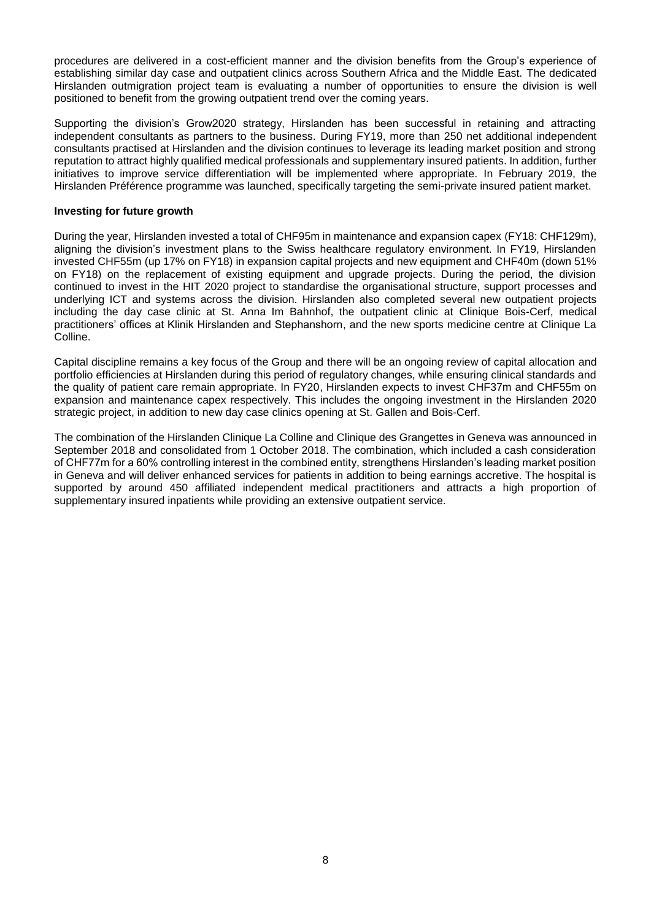procedures are delivered in a cost-efficient manner and the division benefits from the Group's experience of establishing similar day case and outpatient clinics across Southern Africa and the Middle East. The dedicated Hirslanden outmigration project team is evaluating a number of opportunities to ensure the division is well positioned to benefit from the growing outpatient trend over the coming years.

Supporting the division's Grow2020 strategy, Hirslanden has been successful in retaining and attracting independent consultants as partners to the business. During FY19, more than 250 net additional independent consultants practised at Hirslanden and the division continues to leverage its leading market position and strong reputation to attract highly qualified medical professionals and supplementary insured patients. In addition, further initiatives to improve service differentiation will be implemented where appropriate. In February 2019, the Hirslanden Préférence programme was launched, specifically targeting the semi-private insured patient market.

**Investing for future growth**

During the year, Hirslanden invested a total of CHF95m in maintenance and expansion capex (FY18: CHF129m), aligning the division's investment plans to the Swiss healthcare regulatory environment. In FY19, Hirslanden invested CHF55m (up 17% on FY18) in expansion capital projects and new equipment and CHF40m (down 51% on FY18) on the replacement of existing equipment and upgrade projects. During the period, the division continued to invest in the HIT 2020 project to standardise the organisational structure, support processes and underlying ICT and systems across the division. Hirslanden also completed several new outpatient projects including the day case clinic at St. Anna Im Bahnhof, the outpatient clinic at Clinique Bois-Cerf, medical practitioners' offices at Klinik Hirslanden and Stephanshorn, and the new sports medicine centre at Clinique La Colline.

Capital discipline remains a key focus of the Group and there will be an ongoing review of capital allocation and portfolio efficiencies at Hirslanden during this period of regulatory changes, while ensuring clinical standards and the quality of patient care remain appropriate. In FY20, Hirslanden expects to invest CHF37m and CHF55m on expansion and maintenance capex respectively. This includes the ongoing investment in the Hirslanden 2020 strategic project, in addition to new day case clinics opening at St. Gallen and Bois-Cerf.

The combination of the Hirslanden Clinique La Colline and Clinique des Grangettes in Geneva was announced in September 2018 and consolidated from 1 October 2018. The combination, which included a cash consideration of CHF77m for a 60% controlling interest in the combined entity, strengthens Hirslanden's leading market position in Geneva and will deliver enhanced services for patients in addition to being earnings accretive. The hospital is supported by around 450 affiliated independent medical practitioners and attracts a high proportion of supplementary insured inpatients while providing an extensive outpatient service.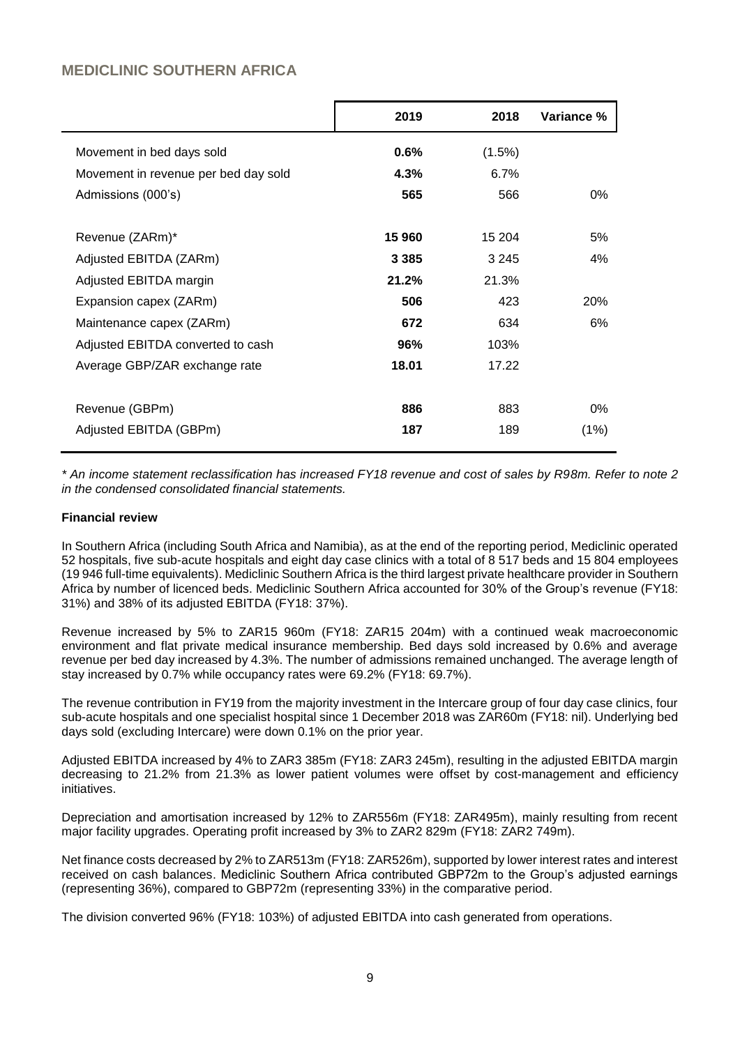# MEDICLINIC SOUTHERN AFRICA

| | 2019 | 2018 | Variance % |
|---|---|---|---|
| Movement in bed days sold | **0.6%** | (1.5%) | |
| Movement in revenue per bed day sold | **4.3%** | 6.7% | |
| Admissions (000's) | **565** | 566 | 0% |
| | | | |
| Revenue (ZARm)* | **15 960** | 15 204 | 5% |
| Adjusted EBITDA (ZARm) | **3 385** | 3 245 | 4% |
| Adjusted EBITDA margin | **21.2%** | 21.3% | |
| Expansion capex (ZARm) | **506** | 423 | 20% |
| Maintenance capex (ZARm) | **672** | 634 | 6% |
| Adjusted EBITDA converted to cash | **96%** | 103% | |
| Average GBP/ZAR exchange rate | **18.01** | 17.22 | |
| | | | |
| Revenue (GBPm) | **886** | 883 | 0% |
| Adjusted EBITDA (GBPm) | **187** | 189 | (1%) |

*\* An income statement reclassification has increased FY18 revenue and cost of sales by R98m. Refer to note 2 in the condensed consolidated financial statements.*

**Financial review**

In Southern Africa (including South Africa and Namibia), as at the end of the reporting period, Mediclinic operated 52 hospitals, five sub-acute hospitals and eight day case clinics with a total of 8 517 beds and 15 804 employees (19 946 full-time equivalents). Mediclinic Southern Africa is the third largest private healthcare provider in Southern Africa by number of licenced beds. Mediclinic Southern Africa accounted for 30% of the Group's revenue (FY18: 31%) and 38% of its adjusted EBITDA (FY18: 37%).

Revenue increased by 5% to ZAR15 960m (FY18: ZAR15 204m) with a continued weak macroeconomic environment and flat private medical insurance membership. Bed days sold increased by 0.6% and average revenue per bed day increased by 4.3%. The number of admissions remained unchanged. The average length of stay increased by 0.7% while occupancy rates were 69.2% (FY18: 69.7%).

The revenue contribution in FY19 from the majority investment in the Intercare group of four day case clinics, four sub-acute hospitals and one specialist hospital since 1 December 2018 was ZAR60m (FY18: nil). Underlying bed days sold (excluding Intercare) were down 0.1% on the prior year.

Adjusted EBITDA increased by 4% to ZAR3 385m (FY18: ZAR3 245m), resulting in the adjusted EBITDA margin decreasing to 21.2% from 21.3% as lower patient volumes were offset by cost-management and efficiency initiatives.

Depreciation and amortisation increased by 12% to ZAR556m (FY18: ZAR495m), mainly resulting from recent major facility upgrades. Operating profit increased by 3% to ZAR2 829m (FY18: ZAR2 749m).

Net finance costs decreased by 2% to ZAR513m (FY18: ZAR526m), supported by lower interest rates and interest received on cash balances. Mediclinic Southern Africa contributed GBP72m to the Group's adjusted earnings (representing 36%), compared to GBP72m (representing 33%) in the comparative period.

The division converted 96% (FY18: 103%) of adjusted EBITDA into cash generated from operations.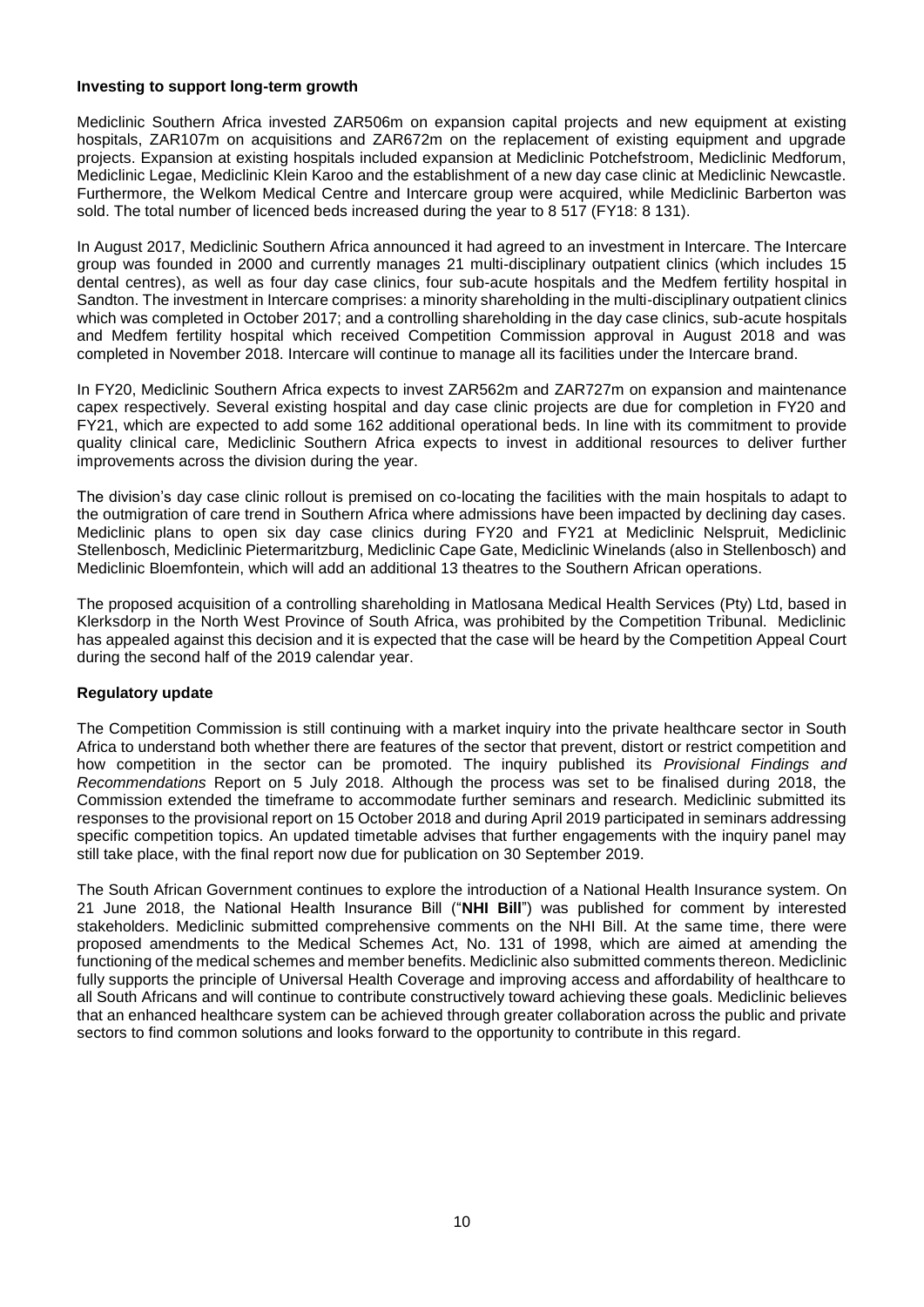**Investing to support long-term growth**

Mediclinic Southern Africa invested ZAR506m on expansion capital projects and new equipment at existing hospitals, ZAR107m on acquisitions and ZAR672m on the replacement of existing equipment and upgrade projects. Expansion at existing hospitals included expansion at Mediclinic Potchefstroom, Mediclinic Medforum, Mediclinic Legae, Mediclinic Klein Karoo and the establishment of a new day case clinic at Mediclinic Newcastle. Furthermore, the Welkom Medical Centre and Intercare group were acquired, while Mediclinic Barberton was sold. The total number of licenced beds increased during the year to 8 517 (FY18: 8 131).

In August 2017, Mediclinic Southern Africa announced it had agreed to an investment in Intercare. The Intercare group was founded in 2000 and currently manages 21 multi-disciplinary outpatient clinics (which includes 15 dental centres), as well as four day case clinics, four sub-acute hospitals and the Medfem fertility hospital in Sandton. The investment in Intercare comprises: a minority shareholding in the multi-disciplinary outpatient clinics which was completed in October 2017; and a controlling shareholding in the day case clinics, sub-acute hospitals and Medfem fertility hospital which received Competition Commission approval in August 2018 and was completed in November 2018. Intercare will continue to manage all its facilities under the Intercare brand.

In FY20, Mediclinic Southern Africa expects to invest ZAR562m and ZAR727m on expansion and maintenance capex respectively. Several existing hospital and day case clinic projects are due for completion in FY20 and FY21, which are expected to add some 162 additional operational beds. In line with its commitment to provide quality clinical care, Mediclinic Southern Africa expects to invest in additional resources to deliver further improvements across the division during the year.

The division's day case clinic rollout is premised on co-locating the facilities with the main hospitals to adapt to the outmigration of care trend in Southern Africa where admissions have been impacted by declining day cases. Mediclinic plans to open six day case clinics during FY20 and FY21 at Mediclinic Nelspruit, Mediclinic Stellenbosch, Mediclinic Pietermaritzburg, Mediclinic Cape Gate, Mediclinic Winelands (also in Stellenbosch) and Mediclinic Bloemfontein, which will add an additional 13 theatres to the Southern African operations.

The proposed acquisition of a controlling shareholding in Matlosana Medical Health Services (Pty) Ltd, based in Klerksdorp in the North West Province of South Africa, was prohibited by the Competition Tribunal. Mediclinic has appealed against this decision and it is expected that the case will be heard by the Competition Appeal Court during the second half of the 2019 calendar year.

**Regulatory update**

The Competition Commission is still continuing with a market inquiry into the private healthcare sector in South Africa to understand both whether there are features of the sector that prevent, distort or restrict competition and how competition in the sector can be promoted. The inquiry published its *Provisional Findings and Recommendations* Report on 5 July 2018. Although the process was set to be finalised during 2018, the Commission extended the timeframe to accommodate further seminars and research. Mediclinic submitted its responses to the provisional report on 15 October 2018 and during April 2019 participated in seminars addressing specific competition topics. An updated timetable advises that further engagements with the inquiry panel may still take place, with the final report now due for publication on 30 September 2019.

The South African Government continues to explore the introduction of a National Health Insurance system. On 21 June 2018, the National Health Insurance Bill ("**NHI Bill**") was published for comment by interested stakeholders. Mediclinic submitted comprehensive comments on the NHI Bill. At the same time, there were proposed amendments to the Medical Schemes Act, No. 131 of 1998, which are aimed at amending the functioning of the medical schemes and member benefits. Mediclinic also submitted comments thereon. Mediclinic fully supports the principle of Universal Health Coverage and improving access and affordability of healthcare to all South Africans and will continue to contribute constructively toward achieving these goals. Mediclinic believes that an enhanced healthcare system can be achieved through greater collaboration across the public and private sectors to find common solutions and looks forward to the opportunity to contribute in this regard.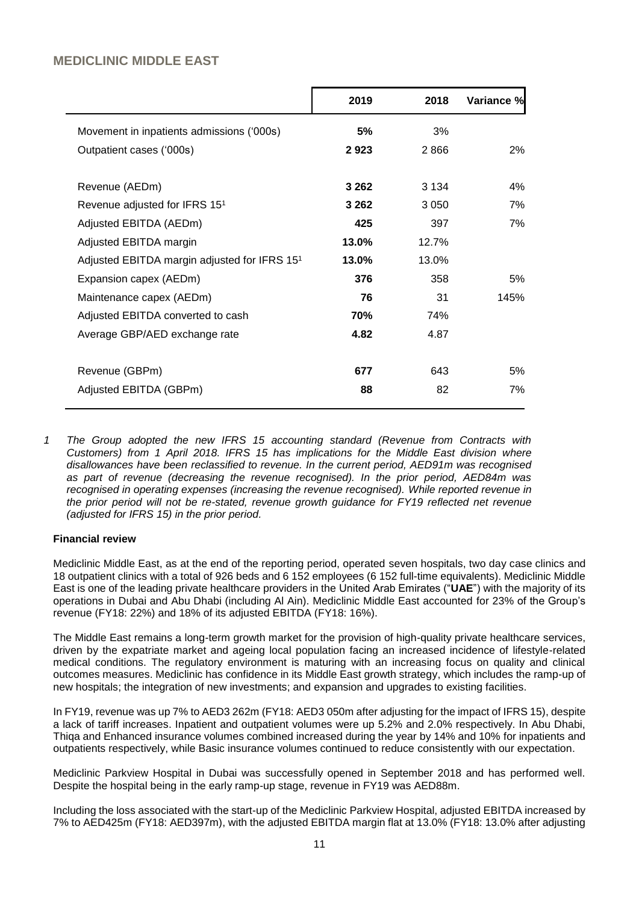## MEDICLINIC MIDDLE EAST

| | 2019 | 2018 | Variance % |
|---|---|---|---|
| Movement in inpatients admissions ('000s) | **5%** | 3% | |
| Outpatient cases ('000s) | **2 923** | 2 866 | 2% |
| | | | |
| Revenue (AEDm) | **3 262** | 3 134 | 4% |
| Revenue adjusted for IFRS 15[1] | **3 262** | 3 050 | 7% |
| Adjusted EBITDA (AEDm) | **425** | 397 | 7% |
| Adjusted EBITDA margin | **13.0%** | 12.7% | |
| Adjusted EBITDA margin adjusted for IFRS 15[1] | **13.0%** | 13.0% | |
| Expansion capex (AEDm) | **376** | 358 | 5% |
| Maintenance capex (AEDm) | **76** | 31 | 145% |
| Adjusted EBITDA converted to cash | **70%** | 74% | |
| Average GBP/AED exchange rate | **4.82** | 4.87 | |
| | | | |
| Revenue (GBPm) | **677** | 643 | 5% |
| Adjusted EBITDA (GBPm) | **88** | 82 | 7% |

*1 The Group adopted the new IFRS 15 accounting standard (Revenue from Contracts with Customers) from 1 April 2018. IFRS 15 has implications for the Middle East division where disallowances have been reclassified to revenue. In the current period, AED91m was recognised as part of revenue (decreasing the revenue recognised). In the prior period, AED84m was recognised in operating expenses (increasing the revenue recognised). While reported revenue in the prior period will not be re-stated, revenue growth guidance for FY19 reflected net revenue (adjusted for IFRS 15) in the prior period.*

### Financial review

Mediclinic Middle East, as at the end of the reporting period, operated seven hospitals, two day case clinics and 18 outpatient clinics with a total of 926 beds and 6 152 employees (6 152 full-time equivalents). Mediclinic Middle East is one of the leading private healthcare providers in the United Arab Emirates ("**UAE**") with the majority of its operations in Dubai and Abu Dhabi (including Al Ain). Mediclinic Middle East accounted for 23% of the Group's revenue (FY18: 22%) and 18% of its adjusted EBITDA (FY18: 16%).

The Middle East remains a long-term growth market for the provision of high-quality private healthcare services, driven by the expatriate market and ageing local population facing an increased incidence of lifestyle-related medical conditions. The regulatory environment is maturing with an increasing focus on quality and clinical outcomes measures. Mediclinic has confidence in its Middle East growth strategy, which includes the ramp-up of new hospitals; the integration of new investments; and expansion and upgrades to existing facilities.

In FY19, revenue was up 7% to AED3 262m (FY18: AED3 050m after adjusting for the impact of IFRS 15), despite a lack of tariff increases. Inpatient and outpatient volumes were up 5.2% and 2.0% respectively. In Abu Dhabi, Thiqa and Enhanced insurance volumes combined increased during the year by 14% and 10% for inpatients and outpatients respectively, while Basic insurance volumes continued to reduce consistently with our expectation.

Mediclinic Parkview Hospital in Dubai was successfully opened in September 2018 and has performed well. Despite the hospital being in the early ramp-up stage, revenue in FY19 was AED88m.

Including the loss associated with the start-up of the Mediclinic Parkview Hospital, adjusted EBITDA increased by 7% to AED425m (FY18: AED397m), with the adjusted EBITDA margin flat at 13.0% (FY18: 13.0% after adjusting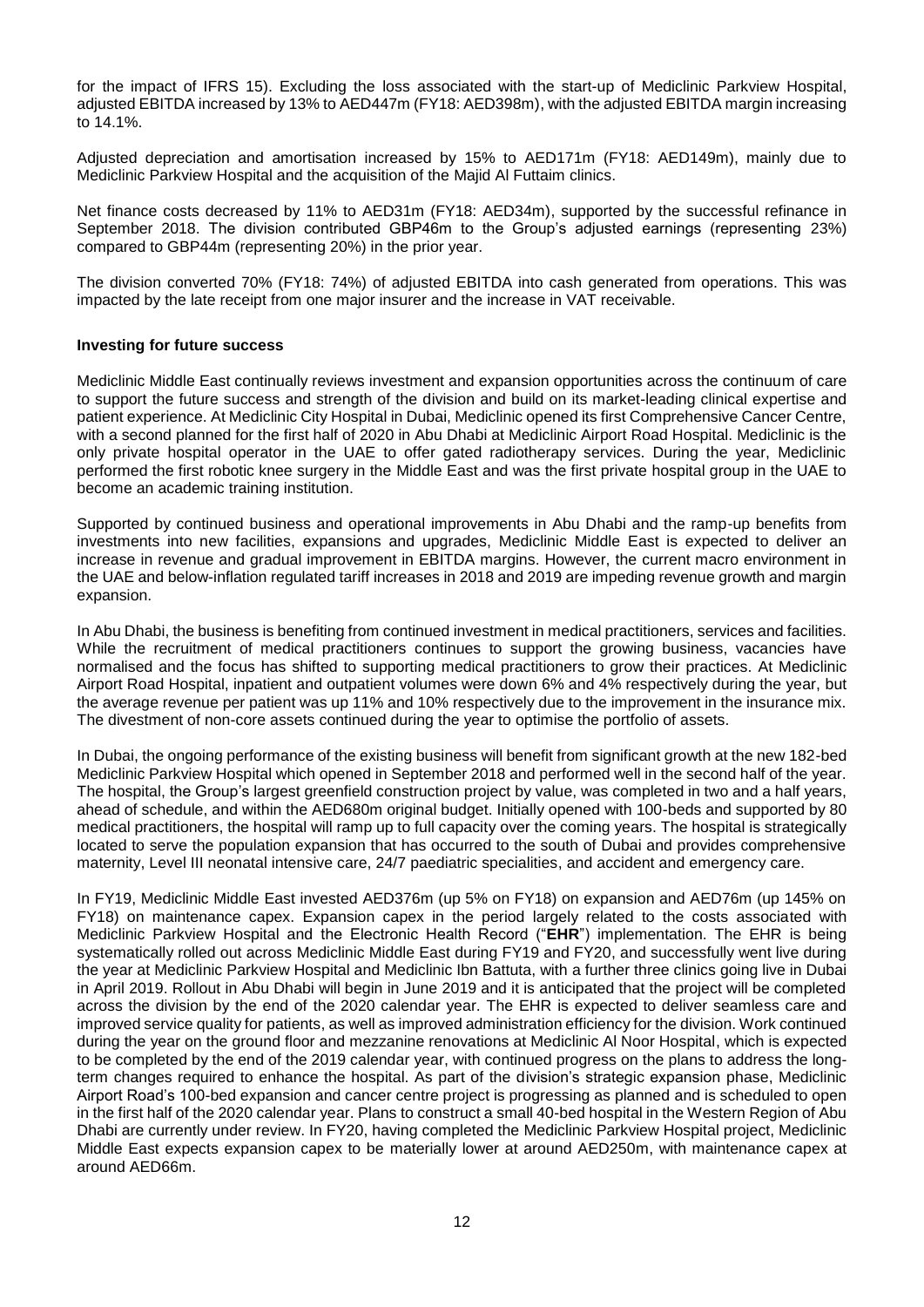for the impact of IFRS 15). Excluding the loss associated with the start-up of Mediclinic Parkview Hospital, adjusted EBITDA increased by 13% to AED447m (FY18: AED398m), with the adjusted EBITDA margin increasing to 14.1%.

Adjusted depreciation and amortisation increased by 15% to AED171m (FY18: AED149m), mainly due to Mediclinic Parkview Hospital and the acquisition of the Majid Al Futtaim clinics.

Net finance costs decreased by 11% to AED31m (FY18: AED34m), supported by the successful refinance in September 2018. The division contributed GBP46m to the Group's adjusted earnings (representing 23%) compared to GBP44m (representing 20%) in the prior year.

The division converted 70% (FY18: 74%) of adjusted EBITDA into cash generated from operations. This was impacted by the late receipt from one major insurer and the increase in VAT receivable.

**Investing for future success**

Mediclinic Middle East continually reviews investment and expansion opportunities across the continuum of care to support the future success and strength of the division and build on its market-leading clinical expertise and patient experience. At Mediclinic City Hospital in Dubai, Mediclinic opened its first Comprehensive Cancer Centre, with a second planned for the first half of 2020 in Abu Dhabi at Mediclinic Airport Road Hospital. Mediclinic is the only private hospital operator in the UAE to offer gated radiotherapy services. During the year, Mediclinic performed the first robotic knee surgery in the Middle East and was the first private hospital group in the UAE to become an academic training institution.

Supported by continued business and operational improvements in Abu Dhabi and the ramp-up benefits from investments into new facilities, expansions and upgrades, Mediclinic Middle East is expected to deliver an increase in revenue and gradual improvement in EBITDA margins. However, the current macro environment in the UAE and below-inflation regulated tariff increases in 2018 and 2019 are impeding revenue growth and margin expansion.

In Abu Dhabi, the business is benefiting from continued investment in medical practitioners, services and facilities. While the recruitment of medical practitioners continues to support the growing business, vacancies have normalised and the focus has shifted to supporting medical practitioners to grow their practices. At Mediclinic Airport Road Hospital, inpatient and outpatient volumes were down 6% and 4% respectively during the year, but the average revenue per patient was up 11% and 10% respectively due to the improvement in the insurance mix. The divestment of non-core assets continued during the year to optimise the portfolio of assets.

In Dubai, the ongoing performance of the existing business will benefit from significant growth at the new 182-bed Mediclinic Parkview Hospital which opened in September 2018 and performed well in the second half of the year. The hospital, the Group's largest greenfield construction project by value, was completed in two and a half years, ahead of schedule, and within the AED680m original budget. Initially opened with 100-beds and supported by 80 medical practitioners, the hospital will ramp up to full capacity over the coming years. The hospital is strategically located to serve the population expansion that has occurred to the south of Dubai and provides comprehensive maternity, Level III neonatal intensive care, 24/7 paediatric specialities, and accident and emergency care.

In FY19, Mediclinic Middle East invested AED376m (up 5% on FY18) on expansion and AED76m (up 145% on FY18) on maintenance capex. Expansion capex in the period largely related to the costs associated with Mediclinic Parkview Hospital and the Electronic Health Record ("**EHR**") implementation. The EHR is being systematically rolled out across Mediclinic Middle East during FY19 and FY20, and successfully went live during the year at Mediclinic Parkview Hospital and Mediclinic Ibn Battuta, with a further three clinics going live in Dubai in April 2019. Rollout in Abu Dhabi will begin in June 2019 and it is anticipated that the project will be completed across the division by the end of the 2020 calendar year. The EHR is expected to deliver seamless care and improved service quality for patients, as well as improved administration efficiency for the division. Work continued during the year on the ground floor and mezzanine renovations at Mediclinic Al Noor Hospital, which is expected to be completed by the end of the 2019 calendar year, with continued progress on the plans to address the long-term changes required to enhance the hospital. As part of the division's strategic expansion phase, Mediclinic Airport Road's 100-bed expansion and cancer centre project is progressing as planned and is scheduled to open in the first half of the 2020 calendar year. Plans to construct a small 40-bed hospital in the Western Region of Abu Dhabi are currently under review. In FY20, having completed the Mediclinic Parkview Hospital project, Mediclinic Middle East expects expansion capex to be materially lower at around AED250m, with maintenance capex at around AED66m.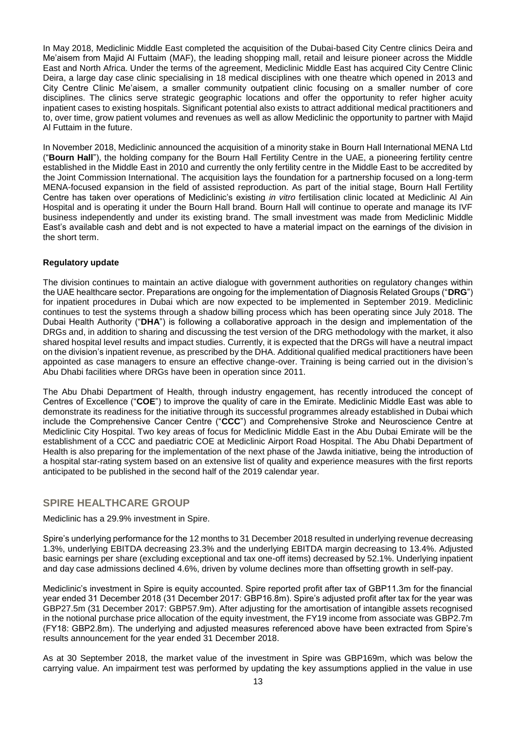In May 2018, Mediclinic Middle East completed the acquisition of the Dubai-based City Centre clinics Deira and Me'aisem from Majid Al Futtaim (MAF), the leading shopping mall, retail and leisure pioneer across the Middle East and North Africa. Under the terms of the agreement, Mediclinic Middle East has acquired City Centre Clinic Deira, a large day case clinic specialising in 18 medical disciplines with one theatre which opened in 2013 and City Centre Clinic Me'aisem, a smaller community outpatient clinic focusing on a smaller number of core disciplines. The clinics serve strategic geographic locations and offer the opportunity to refer higher acuity inpatient cases to existing hospitals. Significant potential also exists to attract additional medical practitioners and to, over time, grow patient volumes and revenues as well as allow Mediclinic the opportunity to partner with Majid Al Futtaim in the future.

In November 2018, Mediclinic announced the acquisition of a minority stake in Bourn Hall International MENA Ltd ("**Bourn Hall**"), the holding company for the Bourn Hall Fertility Centre in the UAE, a pioneering fertility centre established in the Middle East in 2010 and currently the only fertility centre in the Middle East to be accredited by the Joint Commission International. The acquisition lays the foundation for a partnership focused on a long-term MENA-focused expansion in the field of assisted reproduction. As part of the initial stage, Bourn Hall Fertility Centre has taken over operations of Mediclinic's existing *in vitro* fertilisation clinic located at Mediclinic Al Ain Hospital and is operating it under the Bourn Hall brand. Bourn Hall will continue to operate and manage its IVF business independently and under its existing brand. The small investment was made from Mediclinic Middle East's available cash and debt and is not expected to have a material impact on the earnings of the division in the short term.

**Regulatory update**

The division continues to maintain an active dialogue with government authorities on regulatory changes within the UAE healthcare sector. Preparations are ongoing for the implementation of Diagnosis Related Groups ("**DRG**") for inpatient procedures in Dubai which are now expected to be implemented in September 2019. Mediclinic continues to test the systems through a shadow billing process which has been operating since July 2018. The Dubai Health Authority ("**DHA**") is following a collaborative approach in the design and implementation of the DRGs and, in addition to sharing and discussing the test version of the DRG methodology with the market, it also shared hospital level results and impact studies. Currently, it is expected that the DRGs will have a neutral impact on the division's inpatient revenue, as prescribed by the DHA. Additional qualified medical practitioners have been appointed as case managers to ensure an effective change-over. Training is being carried out in the division's Abu Dhabi facilities where DRGs have been in operation since 2011.

The Abu Dhabi Department of Health, through industry engagement, has recently introduced the concept of Centres of Excellence ("**COE**") to improve the quality of care in the Emirate. Mediclinic Middle East was able to demonstrate its readiness for the initiative through its successful programmes already established in Dubai which include the Comprehensive Cancer Centre ("**CCC**") and Comprehensive Stroke and Neuroscience Centre at Mediclinic City Hospital. Two key areas of focus for Mediclinic Middle East in the Abu Dubai Emirate will be the establishment of a CCC and paediatric COE at Mediclinic Airport Road Hospital. The Abu Dhabi Department of Health is also preparing for the implementation of the next phase of the Jawda initiative, being the introduction of a hospital star-rating system based on an extensive list of quality and experience measures with the first reports anticipated to be published in the second half of the 2019 calendar year.

## SPIRE HEALTHCARE GROUP

Mediclinic has a 29.9% investment in Spire.

Spire's underlying performance for the 12 months to 31 December 2018 resulted in underlying revenue decreasing 1.3%, underlying EBITDA decreasing 23.3% and the underlying EBITDA margin decreasing to 13.4%. Adjusted basic earnings per share (excluding exceptional and tax one-off items) decreased by 52.1%. Underlying inpatient and day case admissions declined 4.6%, driven by volume declines more than offsetting growth in self-pay.

Mediclinic's investment in Spire is equity accounted. Spire reported profit after tax of GBP11.3m for the financial year ended 31 December 2018 (31 December 2017: GBP16.8m). Spire's adjusted profit after tax for the year was GBP27.5m (31 December 2017: GBP57.9m). After adjusting for the amortisation of intangible assets recognised in the notional purchase price allocation of the equity investment, the FY19 income from associate was GBP2.7m (FY18: GBP2.8m). The underlying and adjusted measures referenced above have been extracted from Spire's results announcement for the year ended 31 December 2018.

As at 30 September 2018, the market value of the investment in Spire was GBP169m, which was below the carrying value. An impairment test was performed by updating the key assumptions applied in the value in use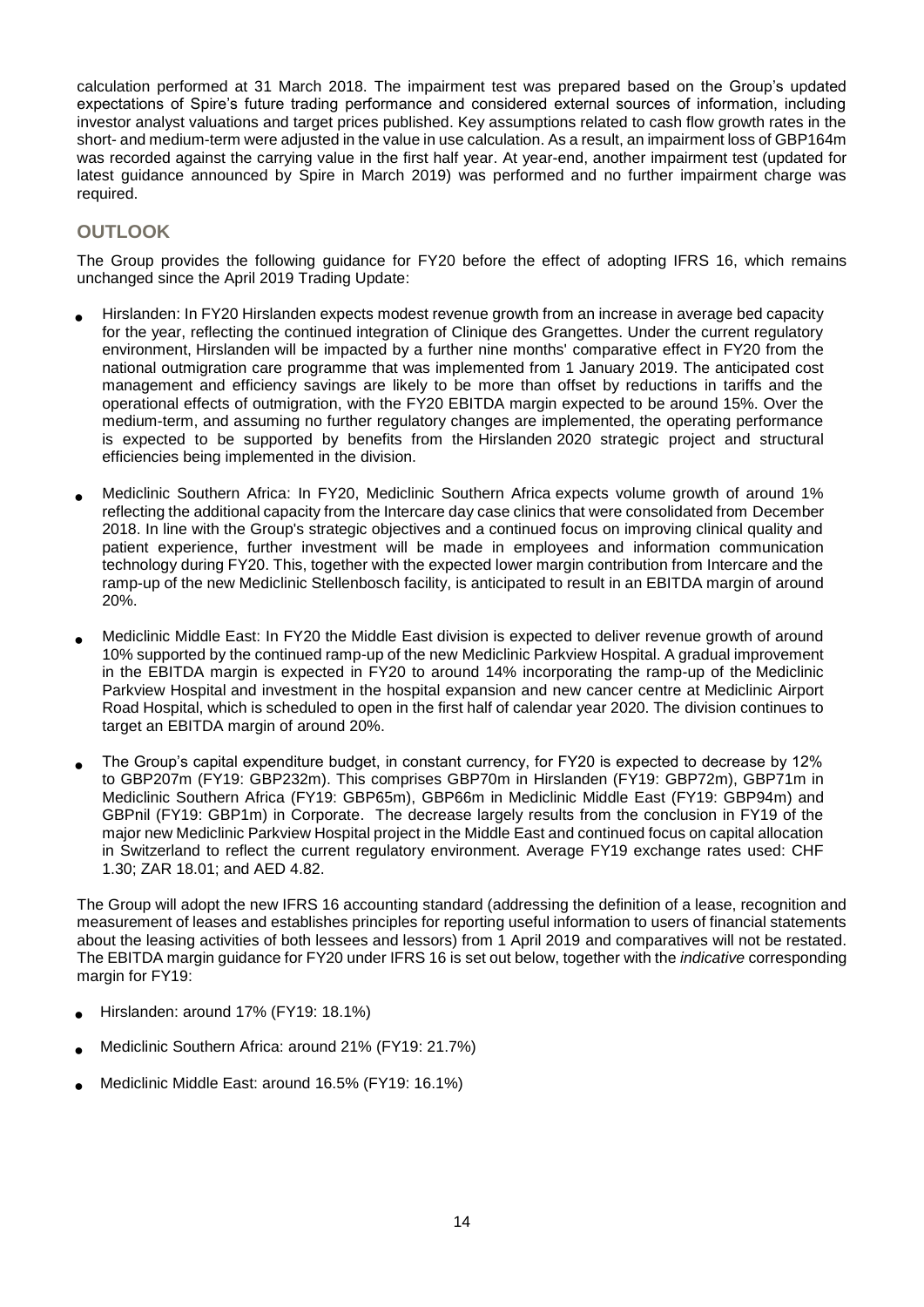calculation performed at 31 March 2018. The impairment test was prepared based on the Group's updated expectations of Spire's future trading performance and considered external sources of information, including investor analyst valuations and target prices published. Key assumptions related to cash flow growth rates in the short- and medium-term were adjusted in the value in use calculation. As a result, an impairment loss of GBP164m was recorded against the carrying value in the first half year. At year-end, another impairment test (updated for latest guidance announced by Spire in March 2019) was performed and no further impairment charge was required.

## OUTLOOK

The Group provides the following guidance for FY20 before the effect of adopting IFRS 16, which remains unchanged since the April 2019 Trading Update:

- Hirslanden: In FY20 Hirslanden expects modest revenue growth from an increase in average bed capacity for the year, reflecting the continued integration of Clinique des Grangettes. Under the current regulatory environment, Hirslanden will be impacted by a further nine months' comparative effect in FY20 from the national outmigration care programme that was implemented from 1 January 2019. The anticipated cost management and efficiency savings are likely to be more than offset by reductions in tariffs and the operational effects of outmigration, with the FY20 EBITDA margin expected to be around 15%. Over the medium-term, and assuming no further regulatory changes are implemented, the operating performance is expected to be supported by benefits from the Hirslanden 2020 strategic project and structural efficiencies being implemented in the division.

- Mediclinic Southern Africa: In FY20, Mediclinic Southern Africa expects volume growth of around 1% reflecting the additional capacity from the Intercare day case clinics that were consolidated from December 2018. In line with the Group's strategic objectives and a continued focus on improving clinical quality and patient experience, further investment will be made in employees and information communication technology during FY20. This, together with the expected lower margin contribution from Intercare and the ramp-up of the new Mediclinic Stellenbosch facility, is anticipated to result in an EBITDA margin of around 20%.

- Mediclinic Middle East: In FY20 the Middle East division is expected to deliver revenue growth of around 10% supported by the continued ramp-up of the new Mediclinic Parkview Hospital. A gradual improvement in the EBITDA margin is expected in FY20 to around 14% incorporating the ramp-up of the Mediclinic Parkview Hospital and investment in the hospital expansion and new cancer centre at Mediclinic Airport Road Hospital, which is scheduled to open in the first half of calendar year 2020. The division continues to target an EBITDA margin of around 20%.

- The Group's capital expenditure budget, in constant currency, for FY20 is expected to decrease by 12% to GBP207m (FY19: GBP232m). This comprises GBP70m in Hirslanden (FY19: GBP72m), GBP71m in Mediclinic Southern Africa (FY19: GBP65m), GBP66m in Mediclinic Middle East (FY19: GBP94m) and GBPnil (FY19: GBP1m) in Corporate. The decrease largely results from the conclusion in FY19 of the major new Mediclinic Parkview Hospital project in the Middle East and continued focus on capital allocation in Switzerland to reflect the current regulatory environment. Average FY19 exchange rates used: CHF 1.30; ZAR 18.01; and AED 4.82.

The Group will adopt the new IFRS 16 accounting standard (addressing the definition of a lease, recognition and measurement of leases and establishes principles for reporting useful information to users of financial statements about the leasing activities of both lessees and lessors) from 1 April 2019 and comparatives will not be restated. The EBITDA margin guidance for FY20 under IFRS 16 is set out below, together with the *indicative* corresponding margin for FY19:

- Hirslanden: around 17% (FY19: 18.1%)
- Mediclinic Southern Africa: around 21% (FY19: 21.7%)
- Mediclinic Middle East: around 16.5% (FY19: 16.1%)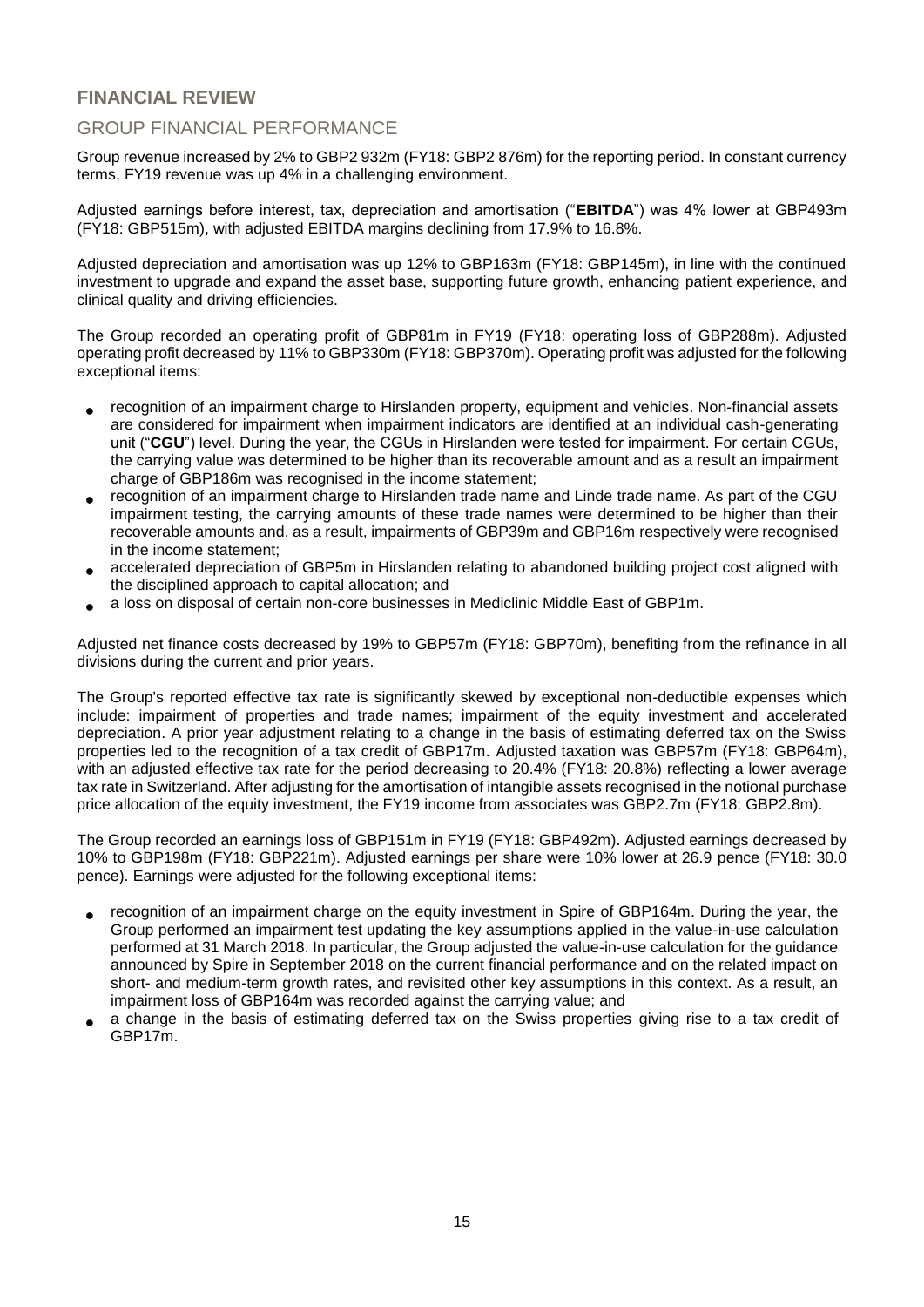## FINANCIAL REVIEW

### GROUP FINANCIAL PERFORMANCE

Group revenue increased by 2% to GBP2 932m (FY18: GBP2 876m) for the reporting period. In constant currency terms, FY19 revenue was up 4% in a challenging environment.

Adjusted earnings before interest, tax, depreciation and amortisation ("**EBITDA**") was 4% lower at GBP493m (FY18: GBP515m), with adjusted EBITDA margins declining from 17.9% to 16.8%.

Adjusted depreciation and amortisation was up 12% to GBP163m (FY18: GBP145m), in line with the continued investment to upgrade and expand the asset base, supporting future growth, enhancing patient experience, and clinical quality and driving efficiencies.

The Group recorded an operating profit of GBP81m in FY19 (FY18: operating loss of GBP288m). Adjusted operating profit decreased by 11% to GBP330m (FY18: GBP370m). Operating profit was adjusted for the following exceptional items:

- recognition of an impairment charge to Hirslanden property, equipment and vehicles. Non-financial assets are considered for impairment when impairment indicators are identified at an individual cash-generating unit ("**CGU**") level. During the year, the CGUs in Hirslanden were tested for impairment. For certain CGUs, the carrying value was determined to be higher than its recoverable amount and as a result an impairment charge of GBP186m was recognised in the income statement;
- recognition of an impairment charge to Hirslanden trade name and Linde trade name. As part of the CGU impairment testing, the carrying amounts of these trade names were determined to be higher than their recoverable amounts and, as a result, impairments of GBP39m and GBP16m respectively were recognised in the income statement;
- accelerated depreciation of GBP5m in Hirslanden relating to abandoned building project cost aligned with the disciplined approach to capital allocation; and
- a loss on disposal of certain non-core businesses in Mediclinic Middle East of GBP1m.

Adjusted net finance costs decreased by 19% to GBP57m (FY18: GBP70m), benefiting from the refinance in all divisions during the current and prior years.

The Group's reported effective tax rate is significantly skewed by exceptional non-deductible expenses which include: impairment of properties and trade names; impairment of the equity investment and accelerated depreciation. A prior year adjustment relating to a change in the basis of estimating deferred tax on the Swiss properties led to the recognition of a tax credit of GBP17m. Adjusted taxation was GBP57m (FY18: GBP64m), with an adjusted effective tax rate for the period decreasing to 20.4% (FY18: 20.8%) reflecting a lower average tax rate in Switzerland. After adjusting for the amortisation of intangible assets recognised in the notional purchase price allocation of the equity investment, the FY19 income from associates was GBP2.7m (FY18: GBP2.8m).

The Group recorded an earnings loss of GBP151m in FY19 (FY18: GBP492m). Adjusted earnings decreased by 10% to GBP198m (FY18: GBP221m). Adjusted earnings per share were 10% lower at 26.9 pence (FY18: 30.0 pence). Earnings were adjusted for the following exceptional items:

- recognition of an impairment charge on the equity investment in Spire of GBP164m. During the year, the Group performed an impairment test updating the key assumptions applied in the value-in-use calculation performed at 31 March 2018. In particular, the Group adjusted the value-in-use calculation for the guidance announced by Spire in September 2018 on the current financial performance and on the related impact on short- and medium-term growth rates, and revisited other key assumptions in this context. As a result, an impairment loss of GBP164m was recorded against the carrying value; and
- a change in the basis of estimating deferred tax on the Swiss properties giving rise to a tax credit of GBP17m.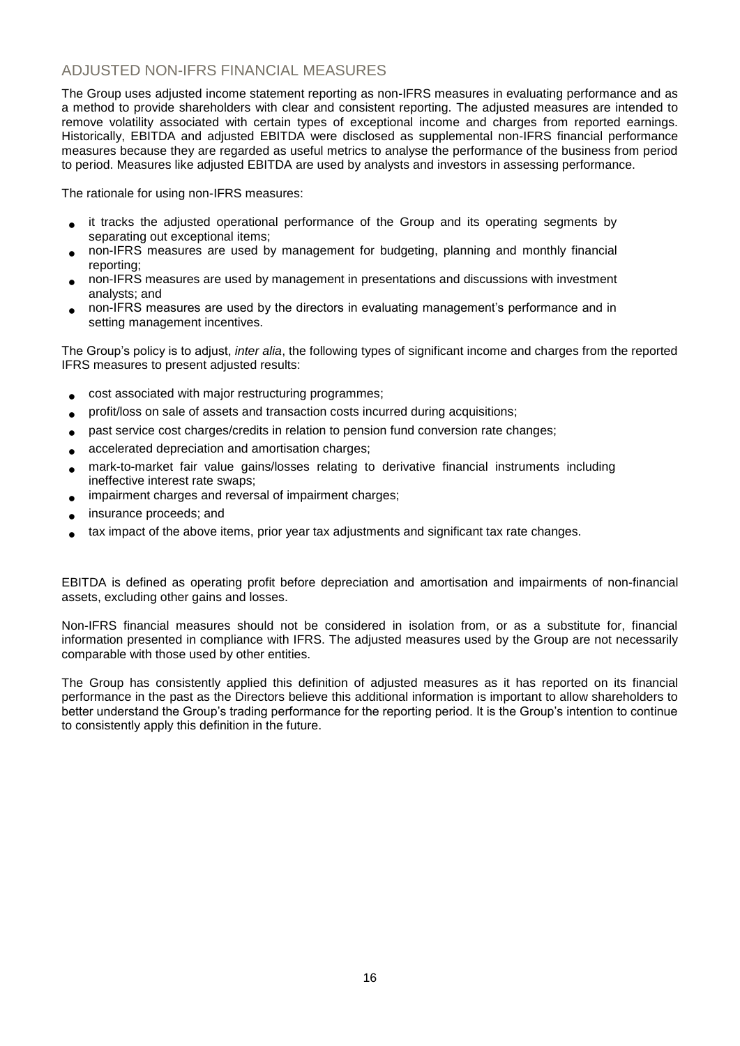## ADJUSTED NON-IFRS FINANCIAL MEASURES

The Group uses adjusted income statement reporting as non-IFRS measures in evaluating performance and as a method to provide shareholders with clear and consistent reporting. The adjusted measures are intended to remove volatility associated with certain types of exceptional income and charges from reported earnings. Historically, EBITDA and adjusted EBITDA were disclosed as supplemental non-IFRS financial performance measures because they are regarded as useful metrics to analyse the performance of the business from period to period. Measures like adjusted EBITDA are used by analysts and investors in assessing performance.

The rationale for using non-IFRS measures:

- it tracks the adjusted operational performance of the Group and its operating segments by separating out exceptional items;
- non-IFRS measures are used by management for budgeting, planning and monthly financial reporting;
- non-IFRS measures are used by management in presentations and discussions with investment analysts; and
- non-IFRS measures are used by the directors in evaluating management's performance and in setting management incentives.

The Group's policy is to adjust, *inter alia*, the following types of significant income and charges from the reported IFRS measures to present adjusted results:

- cost associated with major restructuring programmes;
- profit/loss on sale of assets and transaction costs incurred during acquisitions;
- past service cost charges/credits in relation to pension fund conversion rate changes;
- accelerated depreciation and amortisation charges;
- mark-to-market fair value gains/losses relating to derivative financial instruments including ineffective interest rate swaps;
- impairment charges and reversal of impairment charges;
- insurance proceeds; and
- tax impact of the above items, prior year tax adjustments and significant tax rate changes.

EBITDA is defined as operating profit before depreciation and amortisation and impairments of non-financial assets, excluding other gains and losses.

Non-IFRS financial measures should not be considered in isolation from, or as a substitute for, financial information presented in compliance with IFRS. The adjusted measures used by the Group are not necessarily comparable with those used by other entities.

The Group has consistently applied this definition of adjusted measures as it has reported on its financial performance in the past as the Directors believe this additional information is important to allow shareholders to better understand the Group's trading performance for the reporting period. It is the Group's intention to continue to consistently apply this definition in the future.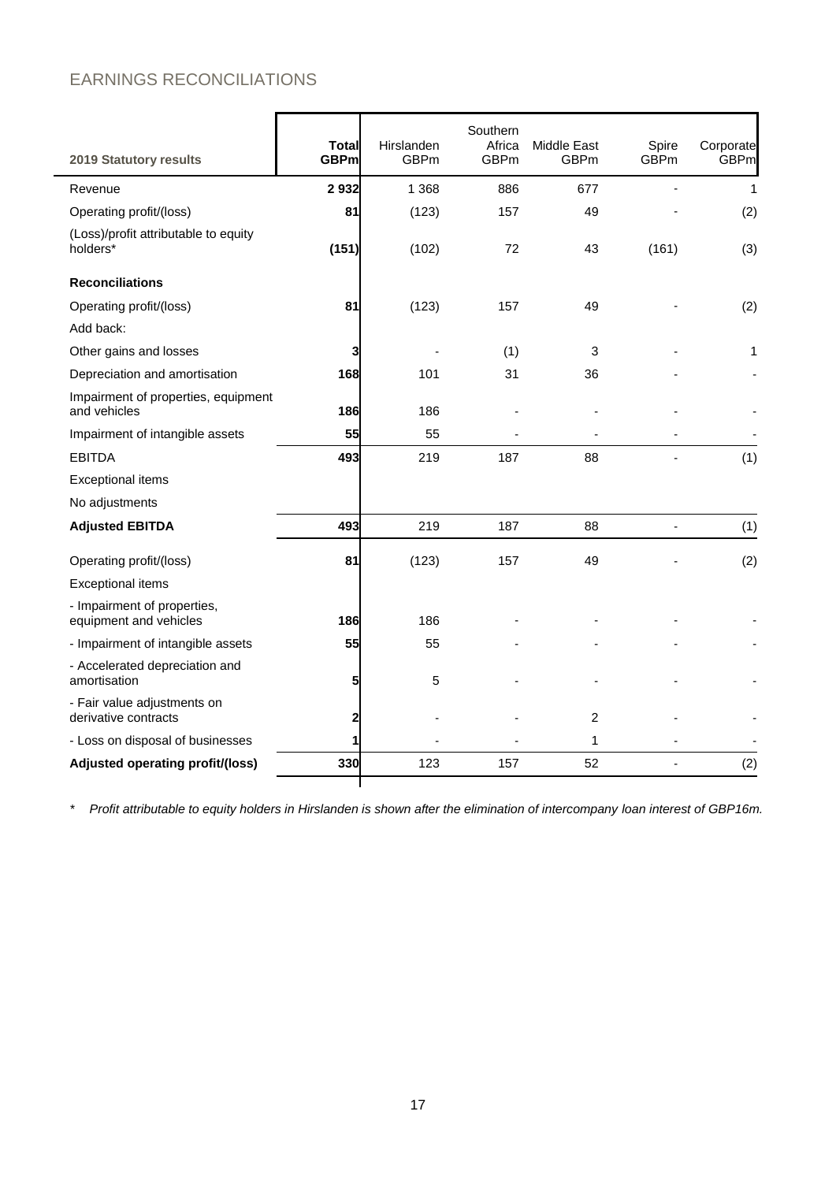## EARNINGS RECONCILIATIONS

| 2019 Statutory results | Total GBPm | Hirslanden GBPm | Southern Africa GBPm | Middle East GBPm | Spire GBPm | Corporate GBPm |
|---|---|---|---|---|---|---|
| Revenue | **2 932** | 1 368 | 886 | 677 | - | 1 |
| Operating profit/(loss) | **81** | (123) | 157 | 49 | - | (2) |
| (Loss)/profit attributable to equity holders* | **(151)** | (102) | 72 | 43 | (161) | (3) |
| **Reconciliations** | | | | | | |
| Operating profit/(loss) | **81** | (123) | 157 | 49 | - | (2) |
| Add back: | | | | | | |
| Other gains and losses | **3** | - | (1) | 3 | - | 1 |
| Depreciation and amortisation | **168** | 101 | 31 | 36 | - | - |
| Impairment of properties, equipment and vehicles | **186** | 186 | - | - | - | - |
| Impairment of intangible assets | **55** | 55 | - | - | - | - |
| EBITDA | **493** | 219 | 187 | 88 | - | (1) |
| Exceptional items | | | | | | |
| No adjustments | | | | | | |
| **Adjusted EBITDA** | **493** | 219 | 187 | 88 | - | (1) |
| Operating profit/(loss) | **81** | (123) | 157 | 49 | - | (2) |
| Exceptional items | | | | | | |
| - Impairment of properties, equipment and vehicles | **186** | 186 | - | - | - | - |
| - Impairment of intangible assets | **55** | 55 | - | - | - | - |
| - Accelerated depreciation and amortisation | **5** | 5 | - | - | - | - |
| - Fair value adjustments on derivative contracts | **2** | - | - | 2 | - | - |
| - Loss on disposal of businesses | **1** | - | - | 1 | - | - |
| **Adjusted operating profit/(loss)** | **330** | 123 | 157 | 52 | - | (2) |

\* *Profit attributable to equity holders in Hirslanden is shown after the elimination of intercompany loan interest of GBP16m.*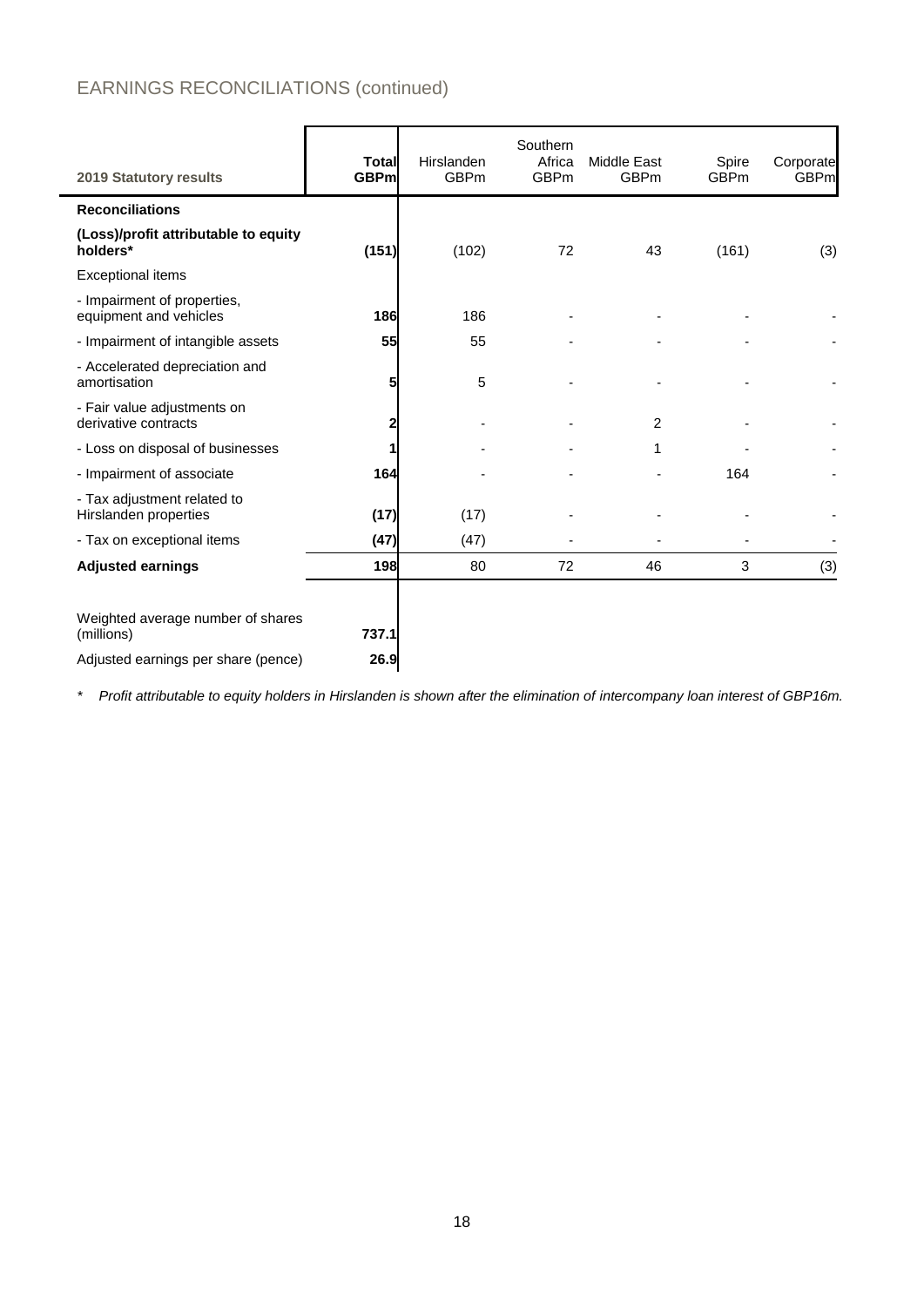## EARNINGS RECONCILIATIONS (continued)

| 2019 Statutory results | Total GBPm | Hirslanden GBPm | Southern Africa GBPm | Middle East GBPm | Spire GBPm | Corporate GBPm |
|---|---|---|---|---|---|---|
| **Reconciliations** | | | | | | |
| **(Loss)/profit attributable to equity holders*** | **(151)** | (102) | 72 | 43 | (161) | (3) |
| Exceptional items | | | | | | |
| - Impairment of properties, equipment and vehicles | **186** | 186 | - | - | - | - |
| - Impairment of intangible assets | **55** | 55 | - | - | - | - |
| - Accelerated depreciation and amortisation | **5** | 5 | - | - | - | - |
| - Fair value adjustments on derivative contracts | **2** | - | - | 2 | - | - |
| - Loss on disposal of businesses | **1** | - | - | 1 | - | - |
| - Impairment of associate | **164** | - | - | - | 164 | - |
| - Tax adjustment related to Hirslanden properties | **(17)** | (17) | - | - | - | - |
| - Tax on exceptional items | **(47)** | (47) | - | - | - | - |
| **Adjusted earnings** | **198** | 80 | 72 | 46 | 3 | (3) |
| | | | | | | |
| Weighted average number of shares (millions) | **737.1** | | | | | |
| Adjusted earnings per share (pence) | **26.9** | | | | | |

*\* Profit attributable to equity holders in Hirslanden is shown after the elimination of intercompany loan interest of GBP16m.*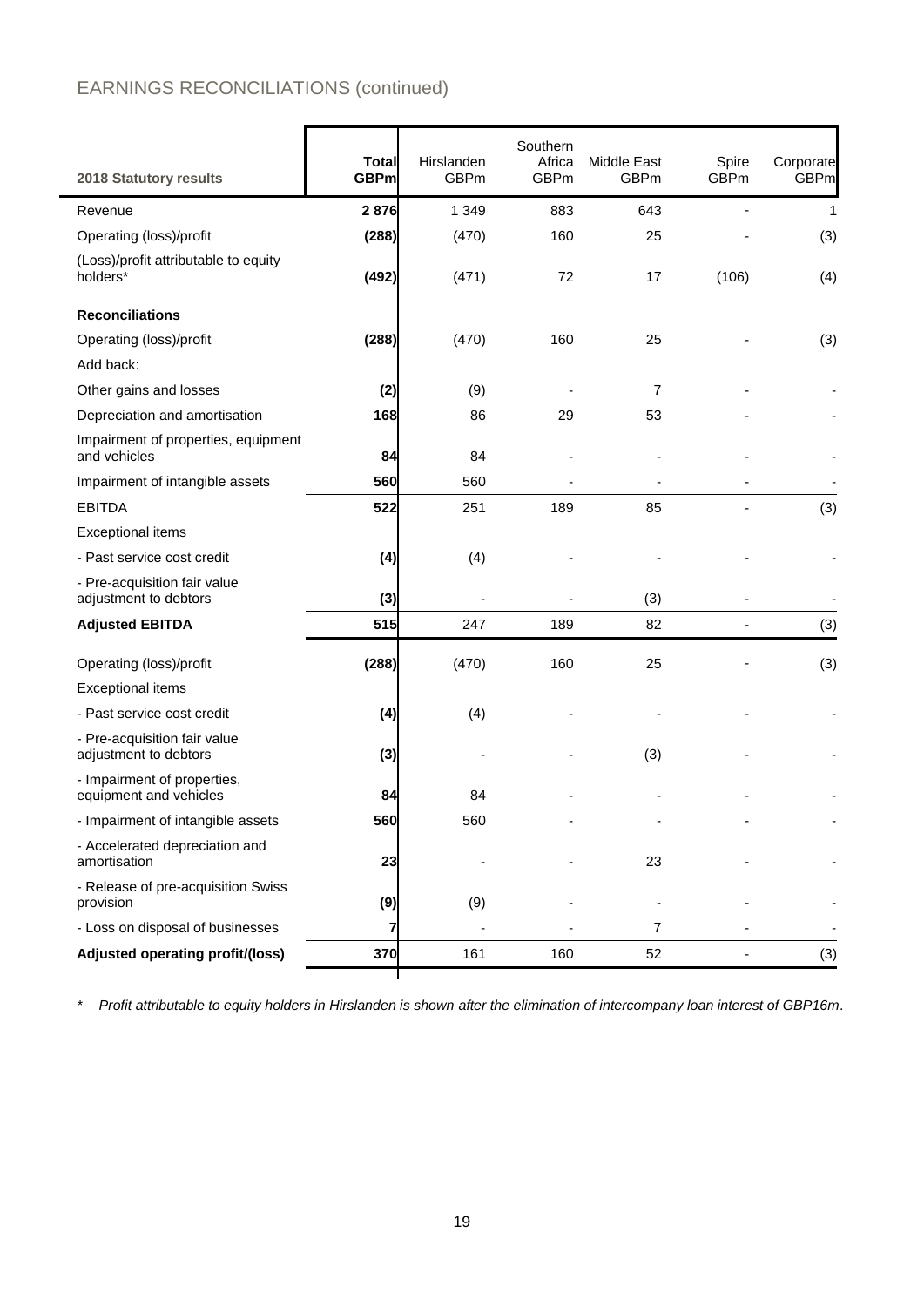# EARNINGS RECONCILIATIONS (continued)

| 2018 Statutory results | Total GBPm | Hirslanden GBPm | Southern Africa GBPm | Middle East GBPm | Spire GBPm | Corporate GBPm |
|---|---|---|---|---|---|---|
| Revenue | **2 876** | 1 349 | 883 | 643 | - | 1 |
| Operating (loss)/profit | **(288)** | (470) | 160 | 25 | - | (3) |
| (Loss)/profit attributable to equity holders* | **(492)** | (471) | 72 | 17 | (106) | (4) |
| **Reconciliations** | | | | | | |
| Operating (loss)/profit | **(288)** | (470) | 160 | 25 | - | (3) |
| Add back: | | | | | | |
| Other gains and losses | **(2)** | (9) | - | 7 | - | - |
| Depreciation and amortisation | **168** | 86 | 29 | 53 | - | - |
| Impairment of properties, equipment and vehicles | **84** | 84 | - | - | - | - |
| Impairment of intangible assets | **560** | 560 | - | - | - | - |
| EBITDA | **522** | 251 | 189 | 85 | - | (3) |
| Exceptional items | | | | | | |
| - Past service cost credit | **(4)** | (4) | - | - | - | - |
| - Pre-acquisition fair value adjustment to debtors | **(3)** | - | - | (3) | - | - |
| **Adjusted EBITDA** | **515** | 247 | 189 | 82 | - | (3) |
| Operating (loss)/profit | **(288)** | (470) | 160 | 25 | - | (3) |
| Exceptional items | | | | | | |
| - Past service cost credit | **(4)** | (4) | - | - | - | - |
| - Pre-acquisition fair value adjustment to debtors | **(3)** | - | - | (3) | - | - |
| - Impairment of properties, equipment and vehicles | **84** | 84 | - | - | - | - |
| - Impairment of intangible assets | **560** | 560 | - | - | - | - |
| - Accelerated depreciation and amortisation | **23** | - | - | 23 | - | - |
| - Release of pre-acquisition Swiss provision | **(9)** | (9) | - | - | - | - |
| - Loss on disposal of businesses | **7** | - | - | 7 | - | - |
| **Adjusted operating profit/(loss)** | **370** | 161 | 160 | 52 | - | (3) |

\* *Profit attributable to equity holders in Hirslanden is shown after the elimination of intercompany loan interest of GBP16m.*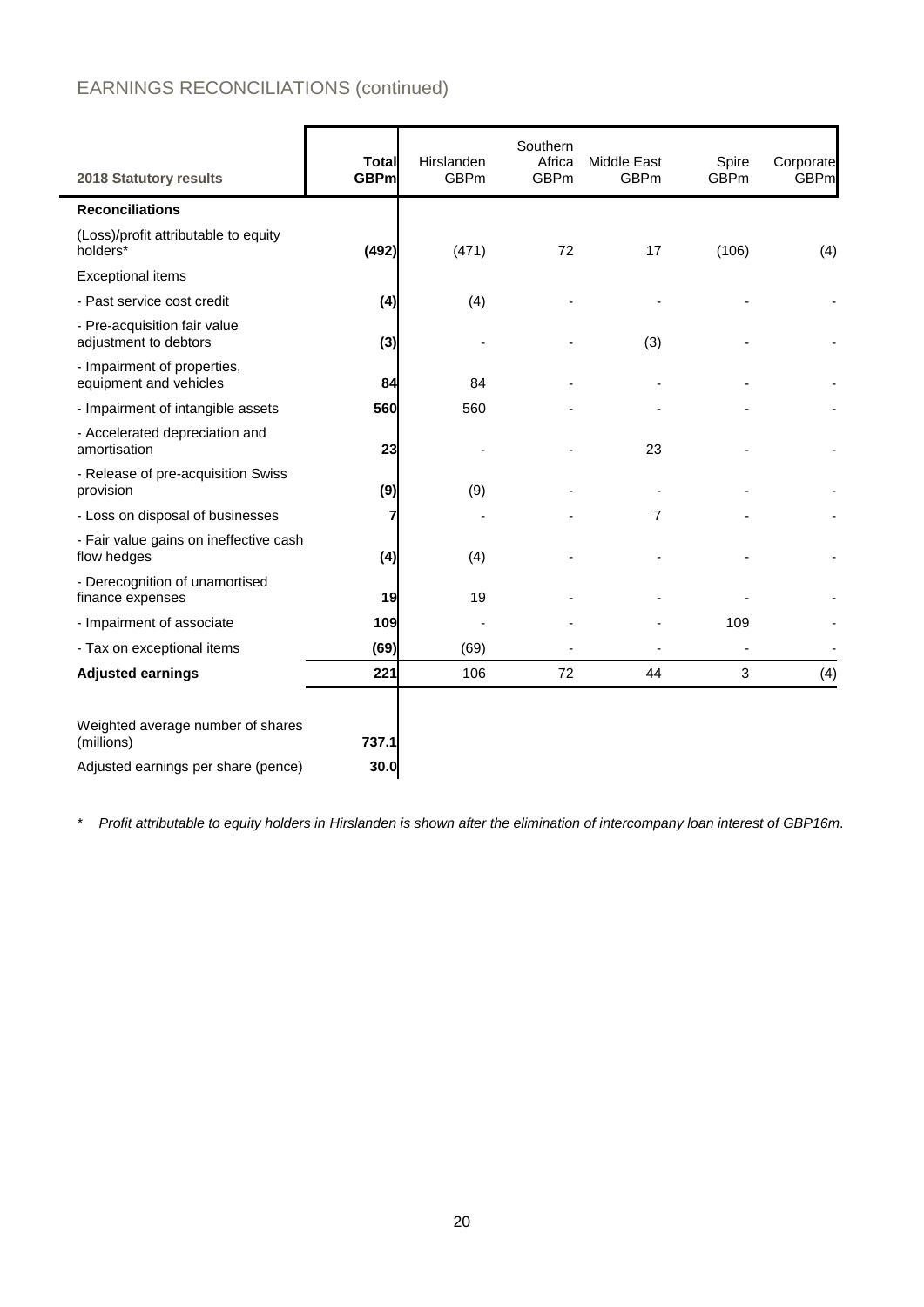## EARNINGS RECONCILIATIONS (continued)

| 2018 Statutory results | **Total GBPm** | Hirslanden GBPm | Southern Africa GBPm | Middle East GBPm | Spire GBPm | Corporate GBPm |
|---|---|---|---|---|---|---|
| **Reconciliations** | | | | | | |
| (Loss)/profit attributable to equity holders* | **(492)** | (471) | 72 | 17 | (106) | (4) |
| Exceptional items | | | | | | |
| - Past service cost credit | **(4)** | (4) | - | - | - | - |
| - Pre-acquisition fair value adjustment to debtors | **(3)** | - | - | (3) | - | - |
| - Impairment of properties, equipment and vehicles | **84** | 84 | - | - | - | - |
| - Impairment of intangible assets | **560** | 560 | - | - | - | - |
| - Accelerated depreciation and amortisation | **23** | - | - | 23 | - | - |
| - Release of pre-acquisition Swiss provision | **(9)** | (9) | - | - | - | - |
| - Loss on disposal of businesses | **7** | - | - | 7 | - | - |
| - Fair value gains on ineffective cash flow hedges | **(4)** | (4) | - | - | - | - |
| - Derecognition of unamortised finance expenses | **19** | 19 | - | - | - | - |
| - Impairment of associate | **109** | - | - | - | 109 | - |
| - Tax on exceptional items | **(69)** | (69) | - | - | - | - |
| **Adjusted earnings** | **221** | 106 | 72 | 44 | 3 | (4) |
| | | | | | | |
| Weighted average number of shares (millions) | **737.1** | | | | | |
| Adjusted earnings per share (pence) | **30.0** | | | | | |

*\* Profit attributable to equity holders in Hirslanden is shown after the elimination of intercompany loan interest of GBP16m.*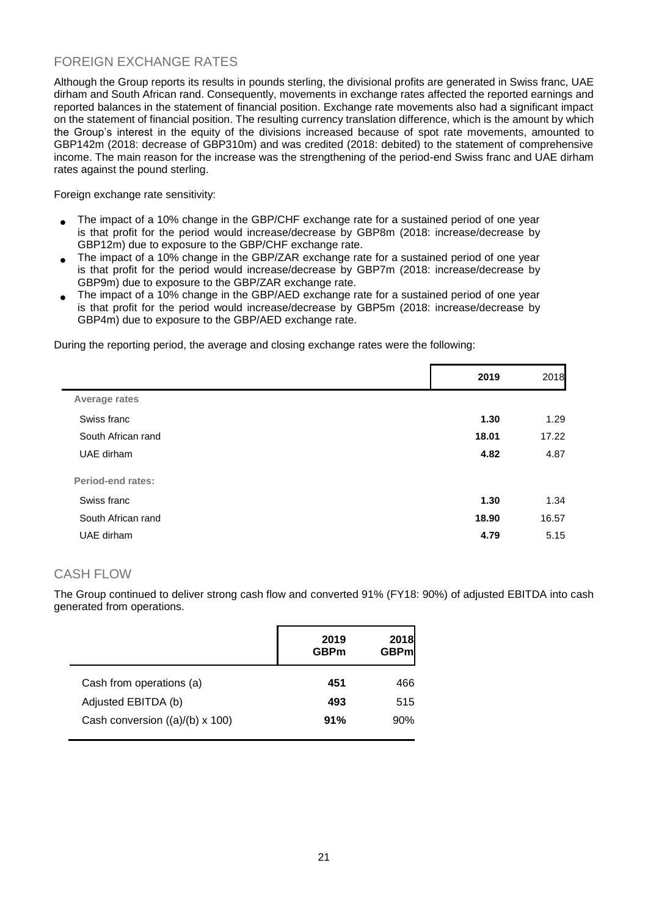## FOREIGN EXCHANGE RATES

Although the Group reports its results in pounds sterling, the divisional profits are generated in Swiss franc, UAE dirham and South African rand. Consequently, movements in exchange rates affected the reported earnings and reported balances in the statement of financial position. Exchange rate movements also had a significant impact on the statement of financial position. The resulting currency translation difference, which is the amount by which the Group's interest in the equity of the divisions increased because of spot rate movements, amounted to GBP142m (2018: decrease of GBP310m) and was credited (2018: debited) to the statement of comprehensive income. The main reason for the increase was the strengthening of the period-end Swiss franc and UAE dirham rates against the pound sterling.

Foreign exchange rate sensitivity:

- The impact of a 10% change in the GBP/CHF exchange rate for a sustained period of one year is that profit for the period would increase/decrease by GBP8m (2018: increase/decrease by GBP12m) due to exposure to the GBP/CHF exchange rate.
- The impact of a 10% change in the GBP/ZAR exchange rate for a sustained period of one year is that profit for the period would increase/decrease by GBP7m (2018: increase/decrease by GBP9m) due to exposure to the GBP/ZAR exchange rate.
- The impact of a 10% change in the GBP/AED exchange rate for a sustained period of one year is that profit for the period would increase/decrease by GBP5m (2018: increase/decrease by GBP4m) due to exposure to the GBP/AED exchange rate.

During the reporting period, the average and closing exchange rates were the following:

| | **2019** | 2018 |
|---|---|---|
| **Average rates** | | |
| Swiss franc | **1.30** | 1.29 |
| South African rand | **18.01** | 17.22 |
| UAE dirham | **4.82** | 4.87 |
| **Period-end rates:** | | |
| Swiss franc | **1.30** | 1.34 |
| South African rand | **18.90** | 16.57 |
| UAE dirham | **4.79** | 5.15 |

## CASH FLOW

The Group continued to deliver strong cash flow and converted 91% (FY18: 90%) of adjusted EBITDA into cash generated from operations.

| | **2019 GBPm** | **2018 GBPm** |
|---|---|---|
| Cash from operations (a) | **451** | 466 |
| Adjusted EBITDA (b) | **493** | 515 |
| Cash conversion ((a)/(b) x 100) | **91%** | 90% |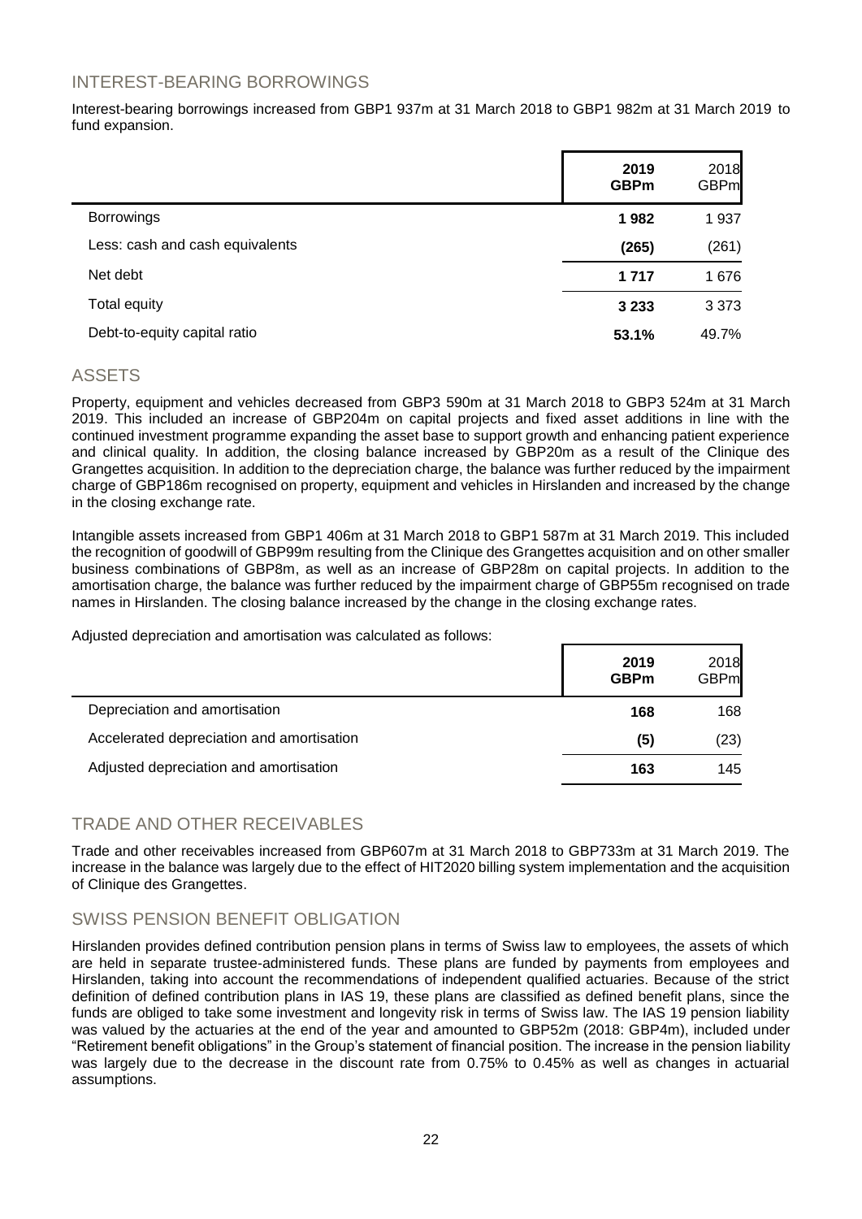## INTEREST-BEARING BORROWINGS

Interest-bearing borrowings increased from GBP1 937m at 31 March 2018 to GBP1 982m at 31 March 2019 to fund expansion.

| | **2019 GBPm** | 2018 GBPm |
|---|---|---|
| Borrowings | **1 982** | 1 937 |
| Less: cash and cash equivalents | **(265)** | (261) |
| Net debt | **1 717** | 1 676 |
| Total equity | **3 233** | 3 373 |
| Debt-to-equity capital ratio | **53.1%** | 49.7% |

## ASSETS

Property, equipment and vehicles decreased from GBP3 590m at 31 March 2018 to GBP3 524m at 31 March 2019. This included an increase of GBP204m on capital projects and fixed asset additions in line with the continued investment programme expanding the asset base to support growth and enhancing patient experience and clinical quality. In addition, the closing balance increased by GBP20m as a result of the Clinique des Grangettes acquisition. In addition to the depreciation charge, the balance was further reduced by the impairment charge of GBP186m recognised on property, equipment and vehicles in Hirslanden and increased by the change in the closing exchange rate.

Intangible assets increased from GBP1 406m at 31 March 2018 to GBP1 587m at 31 March 2019. This included the recognition of goodwill of GBP99m resulting from the Clinique des Grangettes acquisition and on other smaller business combinations of GBP8m, as well as an increase of GBP28m on capital projects. In addition to the amortisation charge, the balance was further reduced by the impairment charge of GBP55m recognised on trade names in Hirslanden. The closing balance increased by the change in the closing exchange rates.

Adjusted depreciation and amortisation was calculated as follows:

| | **2019 GBPm** | 2018 GBPm |
|---|---|---|
| Depreciation and amortisation | **168** | 168 |
| Accelerated depreciation and amortisation | **(5)** | (23) |
| Adjusted depreciation and amortisation | **163** | 145 |

## TRADE AND OTHER RECEIVABLES

Trade and other receivables increased from GBP607m at 31 March 2018 to GBP733m at 31 March 2019. The increase in the balance was largely due to the effect of HIT2020 billing system implementation and the acquisition of Clinique des Grangettes.

## SWISS PENSION BENEFIT OBLIGATION

Hirslanden provides defined contribution pension plans in terms of Swiss law to employees, the assets of which are held in separate trustee-administered funds. These plans are funded by payments from employees and Hirslanden, taking into account the recommendations of independent qualified actuaries. Because of the strict definition of defined contribution plans in IAS 19, these plans are classified as defined benefit plans, since the funds are obliged to take some investment and longevity risk in terms of Swiss law. The IAS 19 pension liability was valued by the actuaries at the end of the year and amounted to GBP52m (2018: GBP4m), included under "Retirement benefit obligations" in the Group's statement of financial position. The increase in the pension liability was largely due to the decrease in the discount rate from 0.75% to 0.45% as well as changes in actuarial assumptions.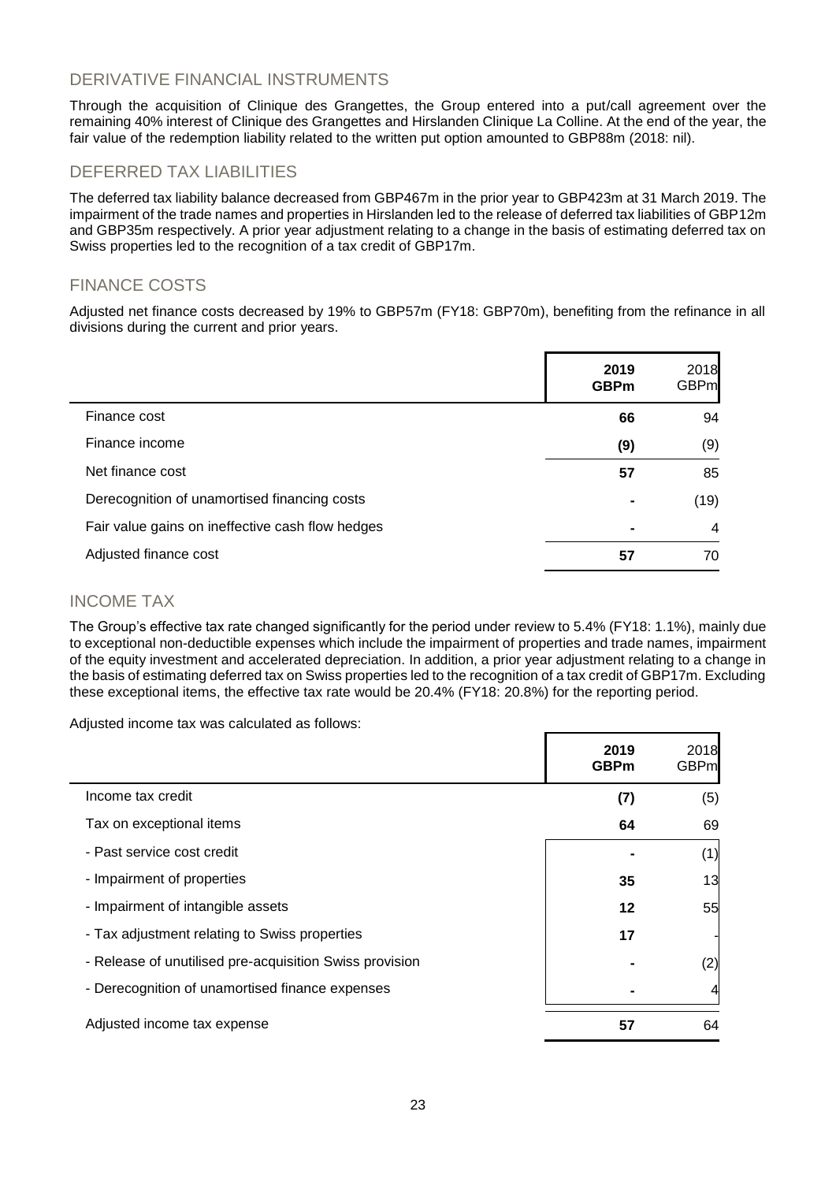## DERIVATIVE FINANCIAL INSTRUMENTS

Through the acquisition of Clinique des Grangettes, the Group entered into a put/call agreement over the remaining 40% interest of Clinique des Grangettes and Hirslanden Clinique La Colline. At the end of the year, the fair value of the redemption liability related to the written put option amounted to GBP88m (2018: nil).

## DEFERRED TAX LIABILITIES

The deferred tax liability balance decreased from GBP467m in the prior year to GBP423m at 31 March 2019. The impairment of the trade names and properties in Hirslanden led to the release of deferred tax liabilities of GBP12m and GBP35m respectively. A prior year adjustment relating to a change in the basis of estimating deferred tax on Swiss properties led to the recognition of a tax credit of GBP17m.

## FINANCE COSTS

Adjusted net finance costs decreased by 19% to GBP57m (FY18: GBP70m), benefiting from the refinance in all divisions during the current and prior years.

| | **2019 GBPm** | 2018 GBPm |
|---|---|---|
| Finance cost | **66** | 94 |
| Finance income | **(9)** | (9) |
| Net finance cost | **57** | 85 |
| Derecognition of unamortised financing costs | **-** | (19) |
| Fair value gains on ineffective cash flow hedges | **-** | 4 |
| Adjusted finance cost | **57** | 70 |

## INCOME TAX

The Group's effective tax rate changed significantly for the period under review to 5.4% (FY18: 1.1%), mainly due to exceptional non-deductible expenses which include the impairment of properties and trade names, impairment of the equity investment and accelerated depreciation. In addition, a prior year adjustment relating to a change in the basis of estimating deferred tax on Swiss properties led to the recognition of a tax credit of GBP17m. Excluding these exceptional items, the effective tax rate would be 20.4% (FY18: 20.8%) for the reporting period.

Adjusted income tax was calculated as follows:

| | **2019 GBPm** | 2018 GBPm |
|---|---|---|
| Income tax credit | **(7)** | (5) |
| Tax on exceptional items | **64** | 69 |
| - Past service cost credit | **-** | (1) |
| - Impairment of properties | **35** | 13 |
| - Impairment of intangible assets | **12** | 55 |
| - Tax adjustment relating to Swiss properties | **17** | - |
| - Release of unutilised pre-acquisition Swiss provision | **-** | (2) |
| - Derecognition of unamortised finance expenses | **-** | 4 |
| Adjusted income tax expense | **57** | 64 |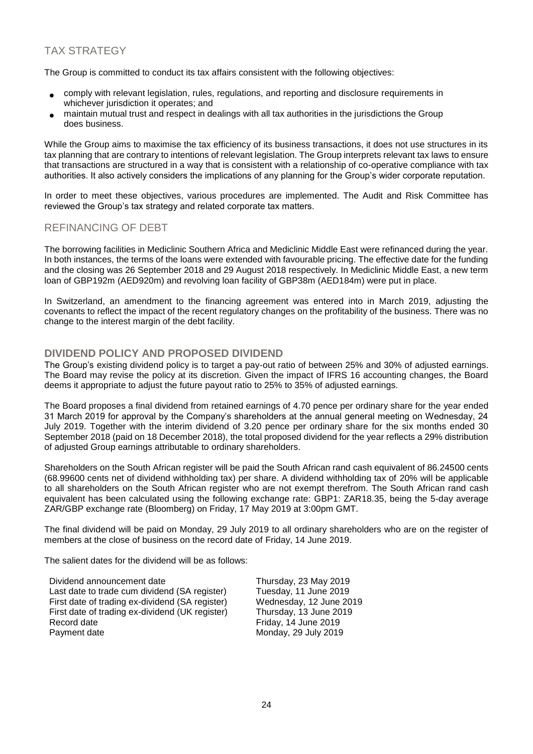## TAX STRATEGY

The Group is committed to conduct its tax affairs consistent with the following objectives:

- comply with relevant legislation, rules, regulations, and reporting and disclosure requirements in whichever jurisdiction it operates; and
- maintain mutual trust and respect in dealings with all tax authorities in the jurisdictions the Group does business.

While the Group aims to maximise the tax efficiency of its business transactions, it does not use structures in its tax planning that are contrary to intentions of relevant legislation. The Group interprets relevant tax laws to ensure that transactions are structured in a way that is consistent with a relationship of co-operative compliance with tax authorities. It also actively considers the implications of any planning for the Group's wider corporate reputation.

In order to meet these objectives, various procedures are implemented. The Audit and Risk Committee has reviewed the Group's tax strategy and related corporate tax matters.

## REFINANCING OF DEBT

The borrowing facilities in Mediclinic Southern Africa and Mediclinic Middle East were refinanced during the year. In both instances, the terms of the loans were extended with favourable pricing. The effective date for the funding and the closing was 26 September 2018 and 29 August 2018 respectively. In Mediclinic Middle East, a new term loan of GBP192m (AED920m) and revolving loan facility of GBP38m (AED184m) were put in place.

In Switzerland, an amendment to the financing agreement was entered into in March 2019, adjusting the covenants to reflect the impact of the recent regulatory changes on the profitability of the business. There was no change to the interest margin of the debt facility.

## DIVIDEND POLICY AND PROPOSED DIVIDEND

The Group's existing dividend policy is to target a pay-out ratio of between 25% and 30% of adjusted earnings. The Board may revise the policy at its discretion. Given the impact of IFRS 16 accounting changes, the Board deems it appropriate to adjust the future payout ratio to 25% to 35% of adjusted earnings.

The Board proposes a final dividend from retained earnings of 4.70 pence per ordinary share for the year ended 31 March 2019 for approval by the Company's shareholders at the annual general meeting on Wednesday, 24 July 2019. Together with the interim dividend of 3.20 pence per ordinary share for the six months ended 30 September 2018 (paid on 18 December 2018), the total proposed dividend for the year reflects a 29% distribution of adjusted Group earnings attributable to ordinary shareholders.

Shareholders on the South African register will be paid the South African rand cash equivalent of 86.24500 cents (68.99600 cents net of dividend withholding tax) per share. A dividend withholding tax of 20% will be applicable to all shareholders on the South African register who are not exempt therefrom. The South African rand cash equivalent has been calculated using the following exchange rate: GBP1: ZAR18.35, being the 5-day average ZAR/GBP exchange rate (Bloomberg) on Friday, 17 May 2019 at 3:00pm GMT.

The final dividend will be paid on Monday, 29 July 2019 to all ordinary shareholders who are on the register of members at the close of business on the record date of Friday, 14 June 2019.

The salient dates for the dividend will be as follows:

| | |
|---|---|
| Dividend announcement date | Thursday, 23 May 2019 |
| Last date to trade cum dividend (SA register) | Tuesday, 11 June 2019 |
| First date of trading ex-dividend (SA register) | Wednesday, 12 June 2019 |
| First date of trading ex-dividend (UK register) | Thursday, 13 June 2019 |
| Record date | Friday, 14 June 2019 |
| Payment date | Monday, 29 July 2019 |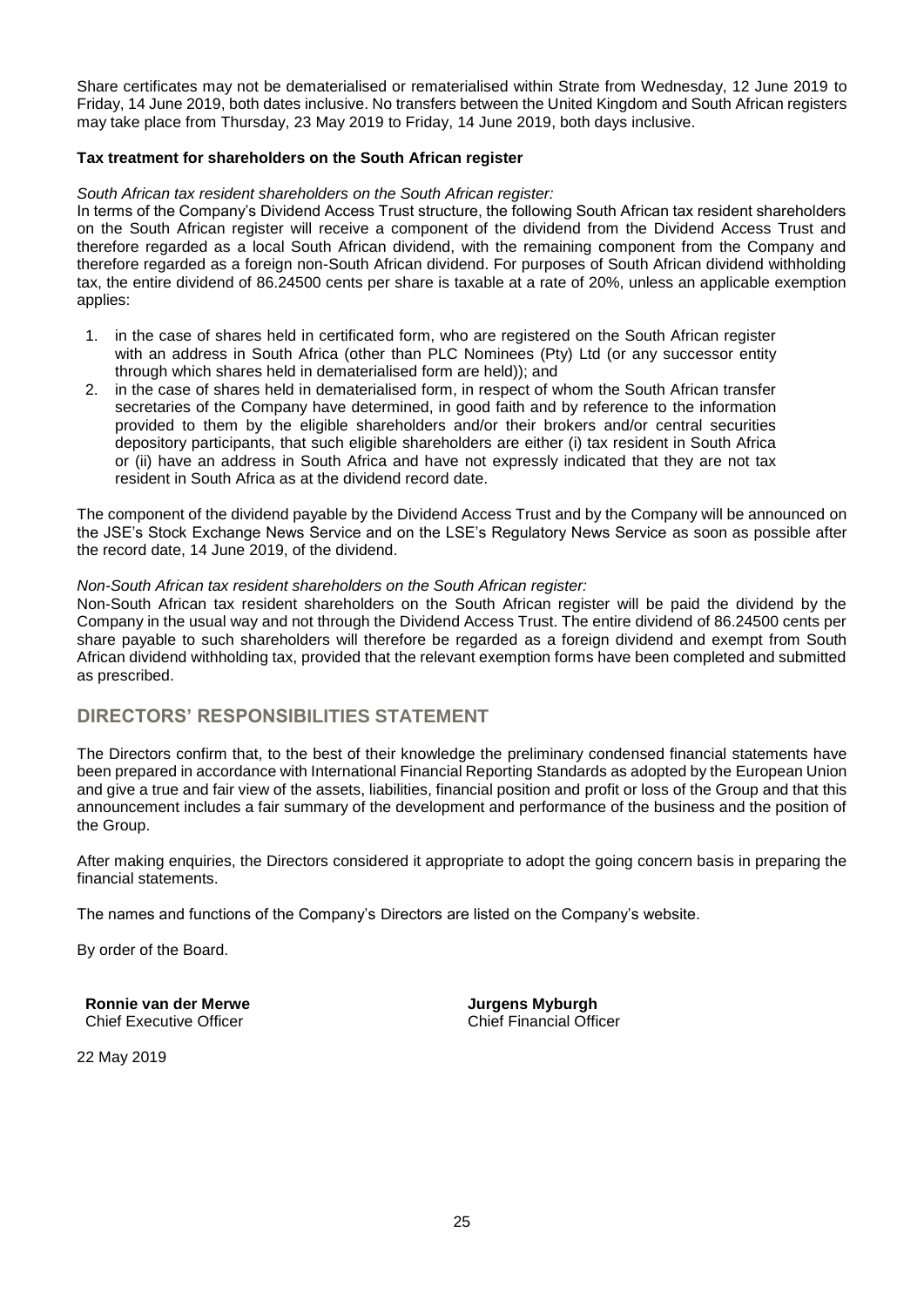Share certificates may not be dematerialised or rematerialised within Strate from Wednesday, 12 June 2019 to Friday, 14 June 2019, both dates inclusive. No transfers between the United Kingdom and South African registers may take place from Thursday, 23 May 2019 to Friday, 14 June 2019, both days inclusive.

**Tax treatment for shareholders on the South African register**

*South African tax resident shareholders on the South African register:*

In terms of the Company's Dividend Access Trust structure, the following South African tax resident shareholders on the South African register will receive a component of the dividend from the Dividend Access Trust and therefore regarded as a local South African dividend, with the remaining component from the Company and therefore regarded as a foreign non-South African dividend. For purposes of South African dividend withholding tax, the entire dividend of 86.24500 cents per share is taxable at a rate of 20%, unless an applicable exemption applies:

1. in the case of shares held in certificated form, who are registered on the South African register with an address in South Africa (other than PLC Nominees (Pty) Ltd (or any successor entity through which shares held in dematerialised form are held)); and
2. in the case of shares held in dematerialised form, in respect of whom the South African transfer secretaries of the Company have determined, in good faith and by reference to the information provided to them by the eligible shareholders and/or their brokers and/or central securities depository participants, that such eligible shareholders are either (i) tax resident in South Africa or (ii) have an address in South Africa and have not expressly indicated that they are not tax resident in South Africa as at the dividend record date.

The component of the dividend payable by the Dividend Access Trust and by the Company will be announced on the JSE's Stock Exchange News Service and on the LSE's Regulatory News Service as soon as possible after the record date, 14 June 2019, of the dividend.

*Non-South African tax resident shareholders on the South African register:*

Non-South African tax resident shareholders on the South African register will be paid the dividend by the Company in the usual way and not through the Dividend Access Trust. The entire dividend of 86.24500 cents per share payable to such shareholders will therefore be regarded as a foreign dividend and exempt from South African dividend withholding tax, provided that the relevant exemption forms have been completed and submitted as prescribed.

## DIRECTORS' RESPONSIBILITIES STATEMENT

The Directors confirm that, to the best of their knowledge the preliminary condensed financial statements have been prepared in accordance with International Financial Reporting Standards as adopted by the European Union and give a true and fair view of the assets, liabilities, financial position and profit or loss of the Group and that this announcement includes a fair summary of the development and performance of the business and the position of the Group.

After making enquiries, the Directors considered it appropriate to adopt the going concern basis in preparing the financial statements.

The names and functions of the Company's Directors are listed on the Company's website.

By order of the Board.

**Ronnie van der Merwe**
Chief Executive Officer

**Jurgens Myburgh**
Chief Financial Officer

22 May 2019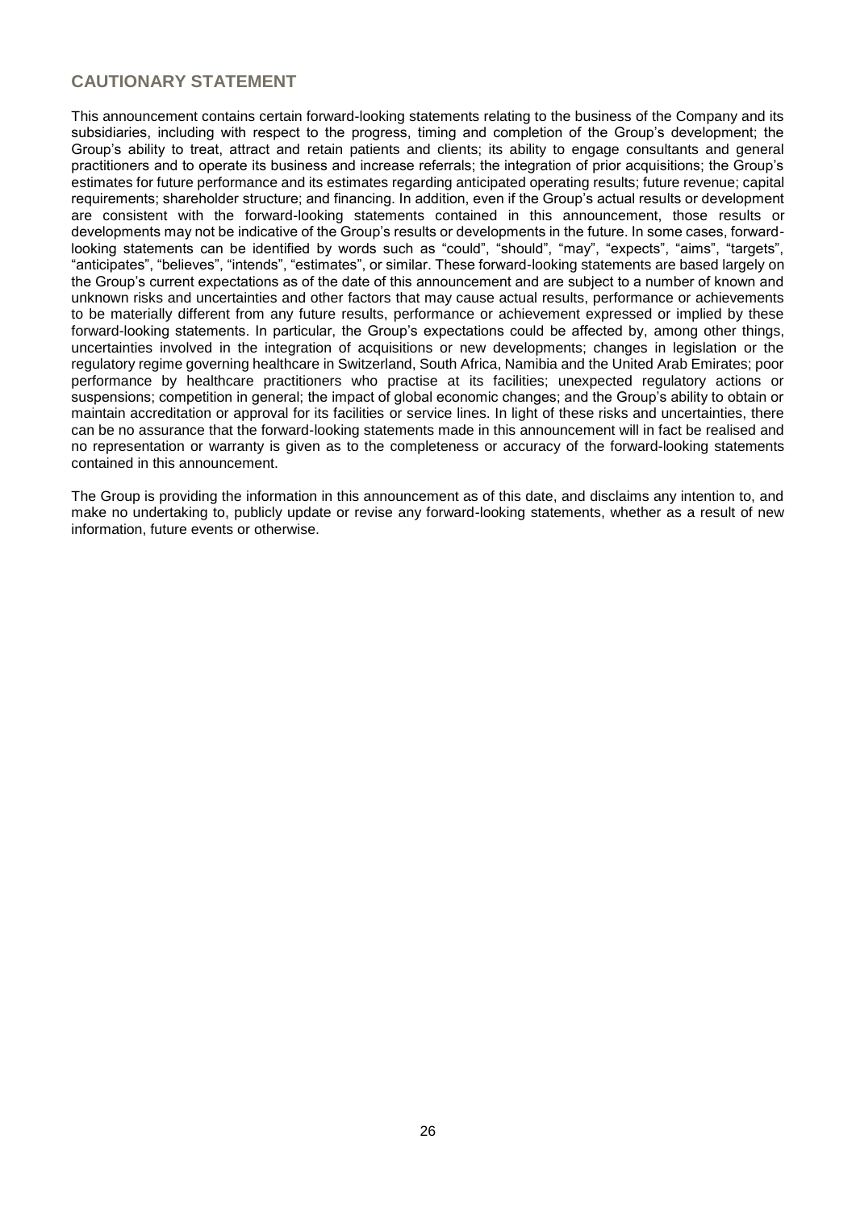## CAUTIONARY STATEMENT

This announcement contains certain forward-looking statements relating to the business of the Company and its subsidiaries, including with respect to the progress, timing and completion of the Group's development; the Group's ability to treat, attract and retain patients and clients; its ability to engage consultants and general practitioners and to operate its business and increase referrals; the integration of prior acquisitions; the Group's estimates for future performance and its estimates regarding anticipated operating results; future revenue; capital requirements; shareholder structure; and financing. In addition, even if the Group's actual results or development are consistent with the forward-looking statements contained in this announcement, those results or developments may not be indicative of the Group's results or developments in the future. In some cases, forward-looking statements can be identified by words such as "could", "should", "may", "expects", "aims", "targets", "anticipates", "believes", "intends", "estimates", or similar. These forward-looking statements are based largely on the Group's current expectations as of the date of this announcement and are subject to a number of known and unknown risks and uncertainties and other factors that may cause actual results, performance or achievements to be materially different from any future results, performance or achievement expressed or implied by these forward-looking statements. In particular, the Group's expectations could be affected by, among other things, uncertainties involved in the integration of acquisitions or new developments; changes in legislation or the regulatory regime governing healthcare in Switzerland, South Africa, Namibia and the United Arab Emirates; poor performance by healthcare practitioners who practise at its facilities; unexpected regulatory actions or suspensions; competition in general; the impact of global economic changes; and the Group's ability to obtain or maintain accreditation or approval for its facilities or service lines. In light of these risks and uncertainties, there can be no assurance that the forward-looking statements made in this announcement will in fact be realised and no representation or warranty is given as to the completeness or accuracy of the forward-looking statements contained in this announcement.

The Group is providing the information in this announcement as of this date, and disclaims any intention to, and make no undertaking to, publicly update or revise any forward-looking statements, whether as a result of new information, future events or otherwise.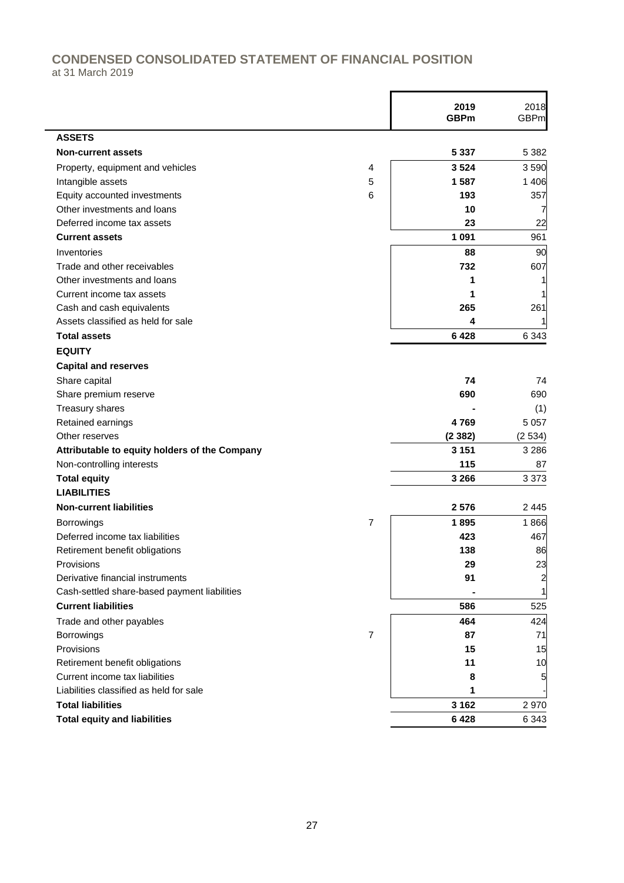## CONDENSED CONSOLIDATED STATEMENT OF FINANCIAL POSITION

at 31 March 2019

| | | 2019 GBPm | 2018 GBPm |
|---|---|---|---|
| **ASSETS** | | | |
| **Non-current assets** | | **5 337** | 5 382 |
| Property, equipment and vehicles | 4 | **3 524** | 3 590 |
| Intangible assets | 5 | **1 587** | 1 406 |
| Equity accounted investments | 6 | **193** | 357 |
| Other investments and loans | | **10** | 7 |
| Deferred income tax assets | | **23** | 22 |
| **Current assets** | | **1 091** | 961 |
| Inventories | | **88** | 90 |
| Trade and other receivables | | **732** | 607 |
| Other investments and loans | | **1** | 1 |
| Current income tax assets | | **1** | 1 |
| Cash and cash equivalents | | **265** | 261 |
| Assets classified as held for sale | | **4** | 1 |
| **Total assets** | | **6 428** | 6 343 |
| **EQUITY** | | | |
| **Capital and reserves** | | | |
| Share capital | | **74** | 74 |
| Share premium reserve | | **690** | 690 |
| Treasury shares | | **-** | (1) |
| Retained earnings | | **4 769** | 5 057 |
| Other reserves | | **(2 382)** | (2 534) |
| **Attributable to equity holders of the Company** | | **3 151** | 3 286 |
| Non-controlling interests | | **115** | 87 |
| **Total equity** | | **3 266** | 3 373 |
| **LIABILITIES** | | | |
| **Non-current liabilities** | | **2 576** | 2 445 |
| Borrowings | 7 | **1 895** | 1 866 |
| Deferred income tax liabilities | | **423** | 467 |
| Retirement benefit obligations | | **138** | 86 |
| Provisions | | **29** | 23 |
| Derivative financial instruments | | **91** | 2 |
| Cash-settled share-based payment liabilities | | **-** | 1 |
| **Current liabilities** | | **586** | 525 |
| Trade and other payables | | **464** | 424 |
| Borrowings | 7 | **87** | 71 |
| Provisions | | **15** | 15 |
| Retirement benefit obligations | | **11** | 10 |
| Current income tax liabilities | | **8** | 5 |
| Liabilities classified as held for sale | | **1** | - |
| **Total liabilities** | | **3 162** | 2 970 |
| **Total equity and liabilities** | | **6 428** | 6 343 |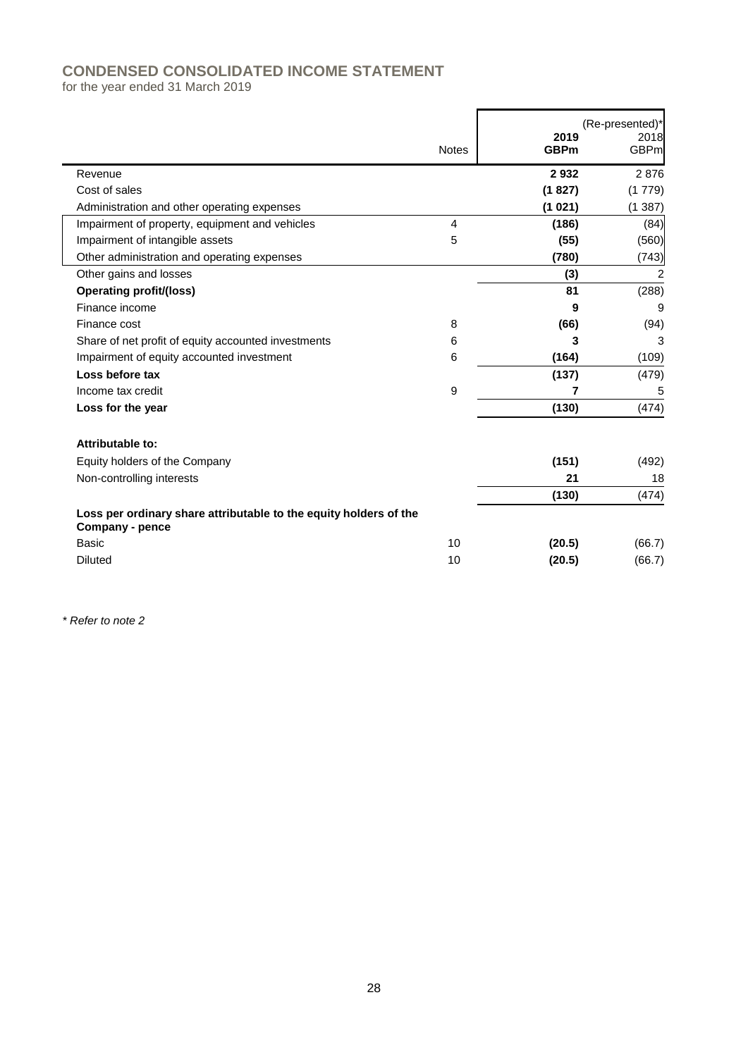# CONDENSED CONSOLIDATED INCOME STATEMENT

for the year ended 31 March 2019

| | Notes | 2019 GBPm | (Re-presented)* 2018 GBPm |
|---|---|---|---|
| Revenue | | **2 932** | 2 876 |
| Cost of sales | | **(1 827)** | (1 779) |
| Administration and other operating expenses | | **(1 021)** | (1 387) |
| Impairment of property, equipment and vehicles | 4 | **(186)** | (84) |
| Impairment of intangible assets | 5 | **(55)** | (560) |
| Other administration and operating expenses | | **(780)** | (743) |
| Other gains and losses | | **(3)** | 2 |
| **Operating profit/(loss)** | | **81** | (288) |
| Finance income | | **9** | 9 |
| Finance cost | 8 | **(66)** | (94) |
| Share of net profit of equity accounted investments | 6 | **3** | 3 |
| Impairment of equity accounted investment | 6 | **(164)** | (109) |
| **Loss before tax** | | **(137)** | (479) |
| Income tax credit | 9 | **7** | 5 |
| **Loss for the year** | | **(130)** | (474) |
| | | | |
| **Attributable to:** | | | |
| Equity holders of the Company | | **(151)** | (492) |
| Non-controlling interests | | **21** | 18 |
| | | **(130)** | (474) |
| **Loss per ordinary share attributable to the equity holders of the Company - pence** | | | |
| Basic | 10 | **(20.5)** | (66.7) |
| Diluted | 10 | **(20.5)** | (66.7) |

*\* Refer to note 2*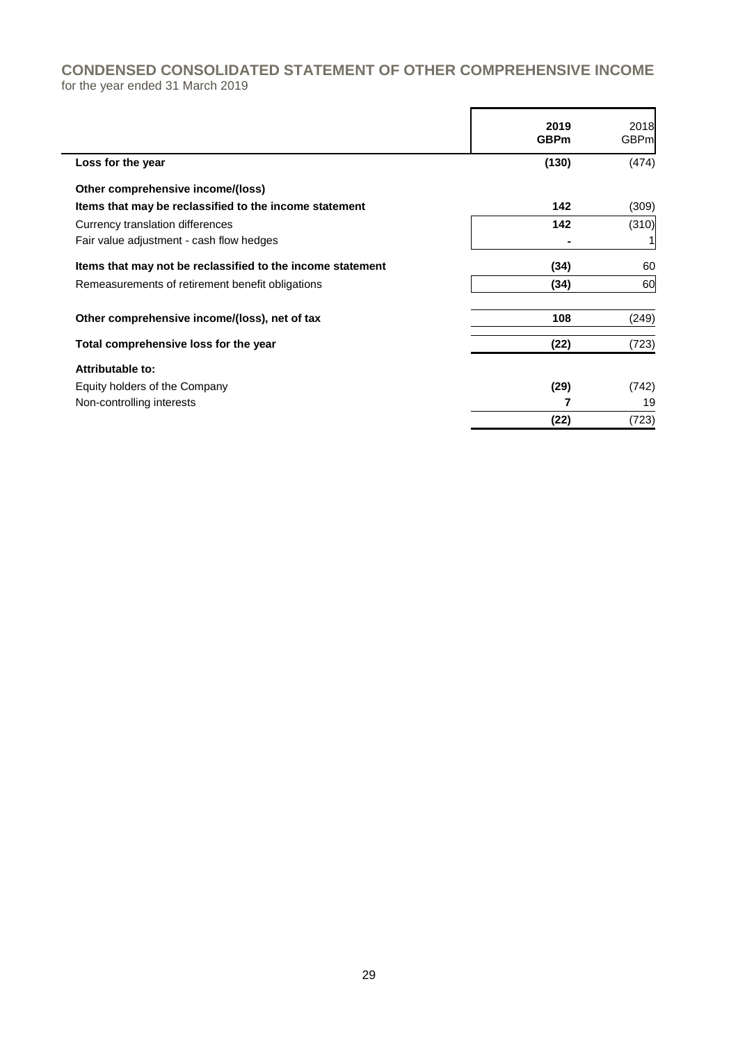## CONDENSED CONSOLIDATED STATEMENT OF OTHER COMPREHENSIVE INCOME

for the year ended 31 March 2019

| | **2019 GBPm** | 2018 GBPm |
|---|---|---|
| **Loss for the year** | **(130)** | (474) |
| **Other comprehensive income/(loss)** | | |
| **Items that may be reclassified to the income statement** | **142** | (309) |
| Currency translation differences | **142** | (310) |
| Fair value adjustment - cash flow hedges | **-** | 1 |
| **Items that may not be reclassified to the income statement** | **(34)** | 60 |
| Remeasurements of retirement benefit obligations | **(34)** | 60 |
| **Other comprehensive income/(loss), net of tax** | **108** | (249) |
| **Total comprehensive loss for the year** | **(22)** | (723) |
| **Attributable to:** | | |
| Equity holders of the Company | **(29)** | (742) |
| Non-controlling interests | **7** | 19 |
| | **(22)** | (723) |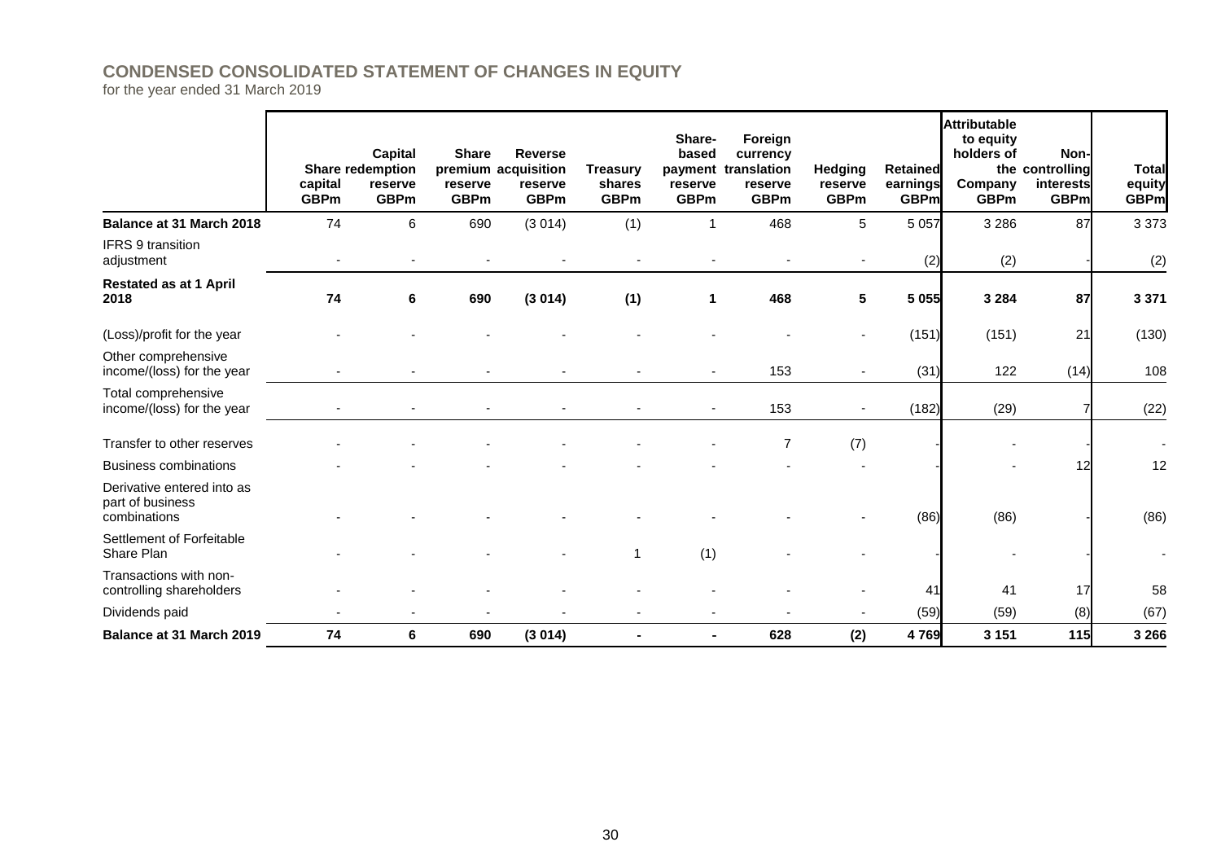## CONDENSED CONSOLIDATED STATEMENT OF CHANGES IN EQUITY

for the year ended 31 March 2019

| | Share capital GBPm | Capital redemption reserve GBPm | Share premium reserve GBPm | Reverse acquisition reserve GBPm | Treasury shares GBPm | Share-based payment reserve GBPm | Foreign currency translation reserve GBPm | Hedging reserve GBPm | Retained earnings GBPm | Attributable to equity holders of the Company GBPm | Non-controlling interests GBPm | Total equity GBPm |
|---|---|---|---|---|---|---|---|---|---|---|---|---|
| **Balance at 31 March 2018** | 74 | 6 | 690 | (3 014) | (1) | 1 | 468 | 5 | 5 057 | 3 286 | 87 | 3 373 |
| IFRS 9 transition adjustment | - | - | - | - | - | - | - | - | (2) | (2) | - | (2) |
| **Restated as at 1 April 2018** | **74** | **6** | **690** | **(3 014)** | **(1)** | **1** | **468** | **5** | **5 055** | **3 284** | **87** | **3 371** |
| (Loss)/profit for the year | - | - | - | - | - | - | - | - | (151) | (151) | 21 | (130) |
| Other comprehensive income/(loss) for the year | - | - | - | - | - | - | 153 | - | (31) | 122 | (14) | 108 |
| Total comprehensive income/(loss) for the year | - | - | - | - | - | - | 153 | - | (182) | (29) | 7 | (22) |
| Transfer to other reserves | - | - | - | - | - | - | 7 | (7) | - | - | - | - |
| Business combinations | - | - | - | - | - | - | - | - | - | - | 12 | 12 |
| Derivative entered into as part of business combinations | - | - | - | - | - | - | - | - | (86) | (86) | - | (86) |
| Settlement of Forfeitable Share Plan | - | - | - | - | 1 | (1) | - | - | - | - | - | - |
| Transactions with non-controlling shareholders | - | - | - | - | - | - | - | - | 41 | 41 | 17 | 58 |
| Dividends paid | - | - | - | - | - | - | - | - | (59) | (59) | (8) | (67) |
| **Balance at 31 March 2019** | **74** | **6** | **690** | **(3 014)** | **-** | **-** | **628** | **(2)** | **4 769** | **3 151** | **115** | **3 266** |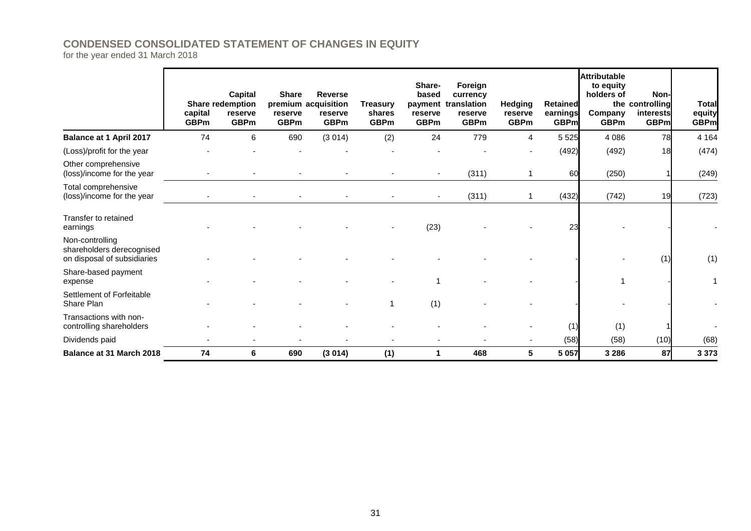## CONDENSED CONSOLIDATED STATEMENT OF CHANGES IN EQUITY

for the year ended 31 March 2018

| | Share capital GBPm | Capital redemption reserve GBPm | Share premium reserve GBPm | Reverse acquisition reserve GBPm | Treasury shares GBPm | Share-based payment reserve GBPm | Foreign currency translation reserve GBPm | Hedging reserve GBPm | Retained earnings GBPm | Attributable to equity holders of the Company GBPm | Non-controlling interests GBPm | Total equity GBPm |
|---|---|---|---|---|---|---|---|---|---|---|---|---|
| **Balance at 1 April 2017** | 74 | 6 | 690 | (3 014) | (2) | 24 | 779 | 4 | 5 525 | 4 086 | 78 | 4 164 |
| (Loss)/profit for the year | - | - | - | - | - | - | - | - | (492) | (492) | 18 | (474) |
| Other comprehensive (loss)/income for the year | - | - | - | - | - | - | (311) | 1 | 60 | (250) | 1 | (249) |
| Total comprehensive (loss)/income for the year | - | - | - | - | - | - | (311) | 1 | (432) | (742) | 19 | (723) |
| Transfer to retained earnings | - | - | - | - | - | (23) | - | - | 23 | - | - | - |
| Non-controlling shareholders derecognised on disposal of subsidiaries | - | - | - | - | - | - | - | - | - | - | (1) | (1) |
| Share-based payment expense | - | - | - | - | - | 1 | - | - | - | 1 | - | 1 |
| Settlement of Forfeitable Share Plan | - | - | - | - | 1 | (1) | - | - | - | - | - | - |
| Transactions with non-controlling shareholders | - | - | - | - | - | - | - | - | (1) | (1) | 1 | - |
| Dividends paid | - | - | - | - | - | - | - | - | (58) | (58) | (10) | (68) |
| **Balance at 31 March 2018** | **74** | **6** | **690** | **(3 014)** | **(1)** | **1** | **468** | **5** | **5 057** | **3 286** | **87** | **3 373** |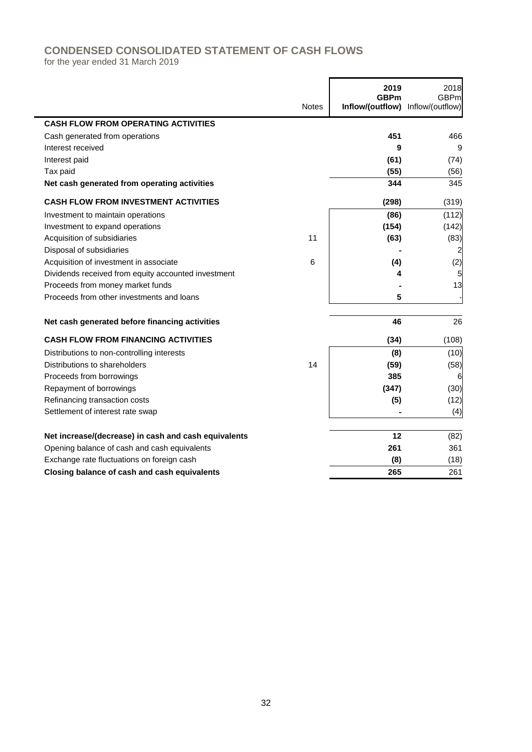## CONDENSED CONSOLIDATED STATEMENT OF CASH FLOWS

for the year ended 31 March 2019

| | Notes | 2019 GBPm Inflow/(outflow) | 2018 GBPm Inflow/(outflow) |
|---|---|---|---|
| **CASH FLOW FROM OPERATING ACTIVITIES** | | | |
| Cash generated from operations | | **451** | 466 |
| Interest received | | **9** | 9 |
| Interest paid | | **(61)** | (74) |
| Tax paid | | **(55)** | (56) |
| **Net cash generated from operating activities** | | **344** | 345 |
| **CASH FLOW FROM INVESTMENT ACTIVITIES** | | **(298)** | (319) |
| Investment to maintain operations | | **(86)** | (112) |
| Investment to expand operations | | **(154)** | (142) |
| Acquisition of subsidiaries | 11 | **(63)** | (83) |
| Disposal of subsidiaries | | **-** | 2 |
| Acquisition of investment in associate | 6 | **(4)** | (2) |
| Dividends received from equity accounted investment | | **4** | 5 |
| Proceeds from money market funds | | **-** | 13 |
| Proceeds from other investments and loans | | **5** | - |
| **Net cash generated before financing activities** | | **46** | 26 |
| **CASH FLOW FROM FINANCING ACTIVITIES** | | **(34)** | (108) |
| Distributions to non-controlling interests | | **(8)** | (10) |
| Distributions to shareholders | 14 | **(59)** | (58) |
| Proceeds from borrowings | | **385** | 6 |
| Repayment of borrowings | | **(347)** | (30) |
| Refinancing transaction costs | | **(5)** | (12) |
| Settlement of interest rate swap | | **-** | (4) |
| **Net increase/(decrease) in cash and cash equivalents** | | **12** | (82) |
| Opening balance of cash and cash equivalents | | **261** | 361 |
| Exchange rate fluctuations on foreign cash | | **(8)** | (18) |
| **Closing balance of cash and cash equivalents** | | **265** | 261 |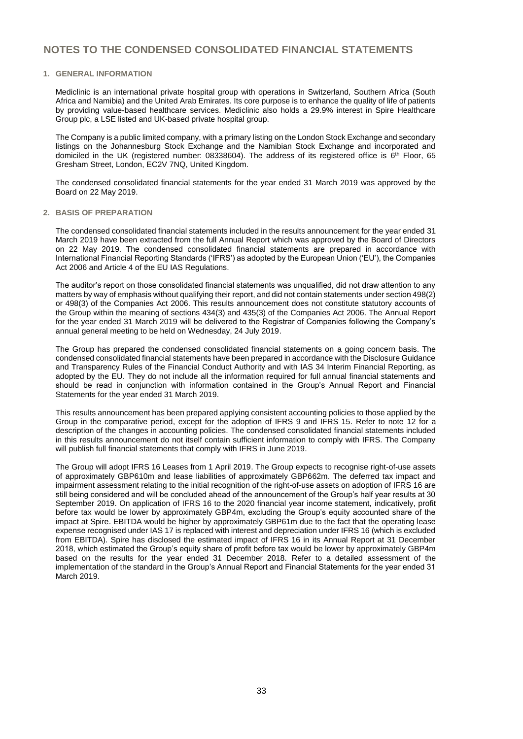# NOTES TO THE CONDENSED CONSOLIDATED FINANCIAL STATEMENTS

### 1. GENERAL INFORMATION

Mediclinic is an international private hospital group with operations in Switzerland, Southern Africa (South Africa and Namibia) and the United Arab Emirates. Its core purpose is to enhance the quality of life of patients by providing value-based healthcare services. Mediclinic also holds a 29.9% interest in Spire Healthcare Group plc, a LSE listed and UK-based private hospital group.

The Company is a public limited company, with a primary listing on the London Stock Exchange and secondary listings on the Johannesburg Stock Exchange and the Namibian Stock Exchange and incorporated and domiciled in the UK (registered number: 08338604). The address of its registered office is 6th Floor, 65 Gresham Street, London, EC2V 7NQ, United Kingdom.

The condensed consolidated financial statements for the year ended 31 March 2019 was approved by the Board on 22 May 2019.

### 2. BASIS OF PREPARATION

The condensed consolidated financial statements included in the results announcement for the year ended 31 March 2019 have been extracted from the full Annual Report which was approved by the Board of Directors on 22 May 2019. The condensed consolidated financial statements are prepared in accordance with International Financial Reporting Standards ('IFRS') as adopted by the European Union ('EU'), the Companies Act 2006 and Article 4 of the EU IAS Regulations.

The auditor's report on those consolidated financial statements was unqualified, did not draw attention to any matters by way of emphasis without qualifying their report, and did not contain statements under section 498(2) or 498(3) of the Companies Act 2006. This results announcement does not constitute statutory accounts of the Group within the meaning of sections 434(3) and 435(3) of the Companies Act 2006. The Annual Report for the year ended 31 March 2019 will be delivered to the Registrar of Companies following the Company's annual general meeting to be held on Wednesday, 24 July 2019.

The Group has prepared the condensed consolidated financial statements on a going concern basis. The condensed consolidated financial statements have been prepared in accordance with the Disclosure Guidance and Transparency Rules of the Financial Conduct Authority and with IAS 34 Interim Financial Reporting, as adopted by the EU. They do not include all the information required for full annual financial statements and should be read in conjunction with information contained in the Group's Annual Report and Financial Statements for the year ended 31 March 2019.

This results announcement has been prepared applying consistent accounting policies to those applied by the Group in the comparative period, except for the adoption of IFRS 9 and IFRS 15. Refer to note 12 for a description of the changes in accounting policies. The condensed consolidated financial statements included in this results announcement do not itself contain sufficient information to comply with IFRS. The Company will publish full financial statements that comply with IFRS in June 2019.

The Group will adopt IFRS 16 Leases from 1 April 2019. The Group expects to recognise right-of-use assets of approximately GBP610m and lease liabilities of approximately GBP662m. The deferred tax impact and impairment assessment relating to the initial recognition of the right-of-use assets on adoption of IFRS 16 are still being considered and will be concluded ahead of the announcement of the Group's half year results at 30 September 2019. On application of IFRS 16 to the 2020 financial year income statement, indicatively, profit before tax would be lower by approximately GBP4m, excluding the Group's equity accounted share of the impact at Spire. EBITDA would be higher by approximately GBP61m due to the fact that the operating lease expense recognised under IAS 17 is replaced with interest and depreciation under IFRS 16 (which is excluded from EBITDA). Spire has disclosed the estimated impact of IFRS 16 in its Annual Report at 31 December 2018, which estimated the Group's equity share of profit before tax would be lower by approximately GBP4m based on the results for the year ended 31 December 2018. Refer to a detailed assessment of the implementation of the standard in the Group's Annual Report and Financial Statements for the year ended 31 March 2019.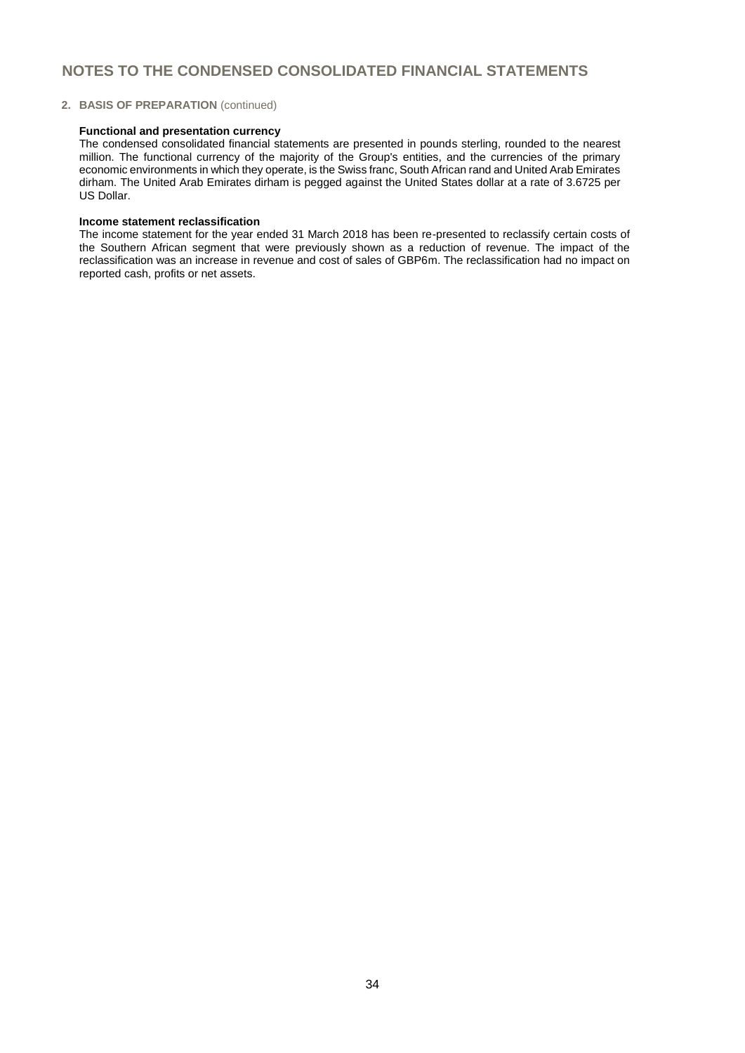# NOTES TO THE CONDENSED CONSOLIDATED FINANCIAL STATEMENTS

## 2. BASIS OF PREPARATION (continued)

### Functional and presentation currency

The condensed consolidated financial statements are presented in pounds sterling, rounded to the nearest million. The functional currency of the majority of the Group's entities, and the currencies of the primary economic environments in which they operate, is the Swiss franc, South African rand and United Arab Emirates dirham. The United Arab Emirates dirham is pegged against the United States dollar at a rate of 3.6725 per US Dollar.

### Income statement reclassification

The income statement for the year ended 31 March 2018 has been re-presented to reclassify certain costs of the Southern African segment that were previously shown as a reduction of revenue. The impact of the reclassification was an increase in revenue and cost of sales of GBP6m. The reclassification had no impact on reported cash, profits or net assets.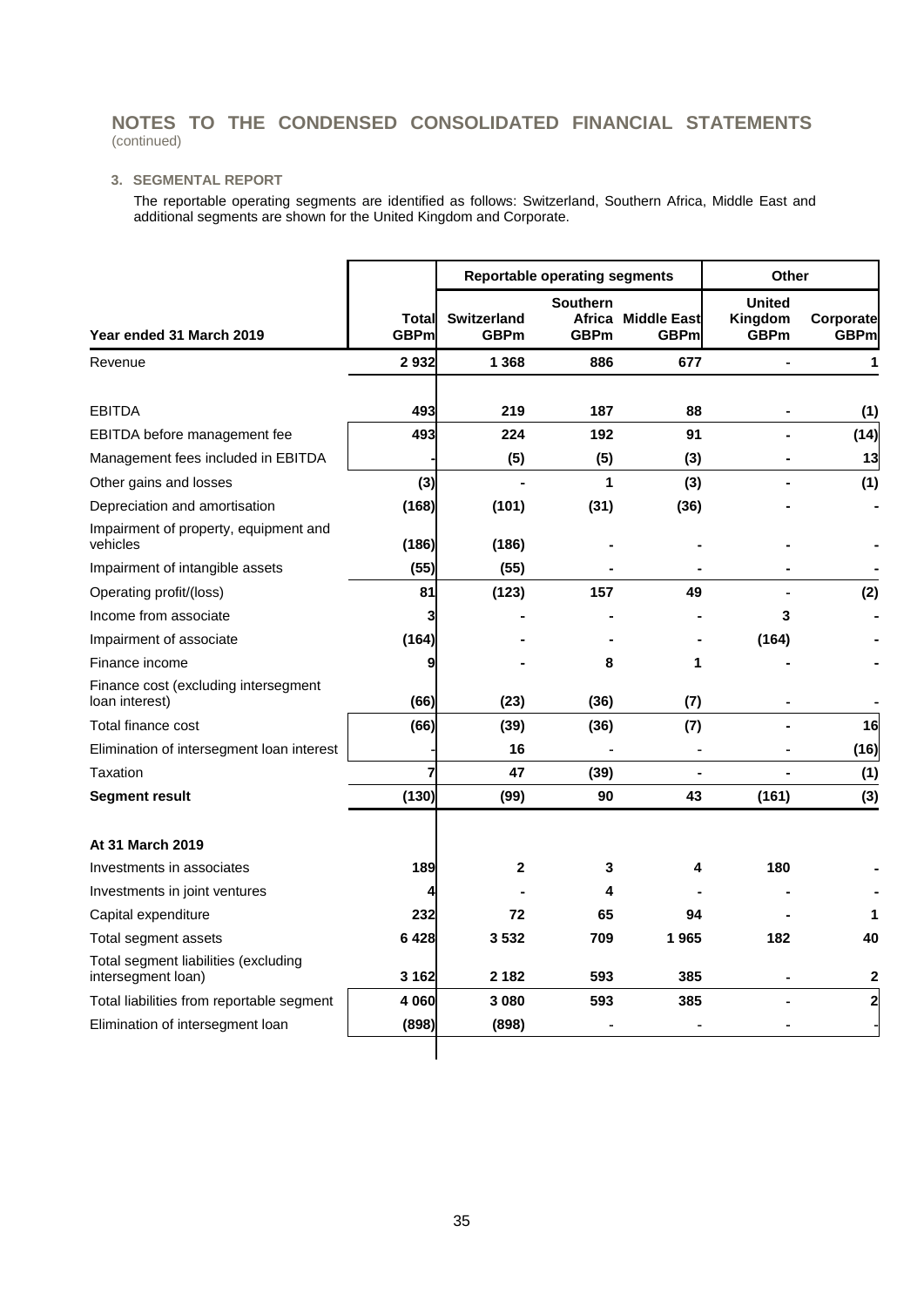# NOTES TO THE CONDENSED CONSOLIDATED FINANCIAL STATEMENTS
(continued)

### 3. SEGMENTAL REPORT

The reportable operating segments are identified as follows: Switzerland, Southern Africa, Middle East and additional segments are shown for the United Kingdom and Corporate.

| | | Reportable operating segments | | | Other | |
|---|---|---|---|---|---|---|
| **Year ended 31 March 2019** | **Total GBPm** | **Switzerland GBPm** | **Southern Africa GBPm** | **Middle East GBPm** | **United Kingdom GBPm** | **Corporate GBPm** |
| Revenue | **2 932** | **1 368** | **886** | **677** | **-** | **1** |
| EBITDA | **493** | **219** | **187** | **88** | **-** | **(1)** |
| EBITDA before management fee | **493** | **224** | **192** | **91** | **-** | **(14)** |
| Management fees included in EBITDA | **-** | **(5)** | **(5)** | **(3)** | **-** | **13** |
| Other gains and losses | **(3)** | **-** | **1** | **(3)** | **-** | **(1)** |
| Depreciation and amortisation | **(168)** | **(101)** | **(31)** | **(36)** | **-** | **-** |
| Impairment of property, equipment and vehicles | **(186)** | **(186)** | **-** | **-** | **-** | **-** |
| Impairment of intangible assets | **(55)** | **(55)** | **-** | **-** | **-** | **-** |
| Operating profit/(loss) | **81** | **(123)** | **157** | **49** | **-** | **(2)** |
| Income from associate | **3** | **-** | **-** | **-** | **3** | **-** |
| Impairment of associate | **(164)** | **-** | **-** | **-** | **(164)** | **-** |
| Finance income | **9** | **-** | **8** | **1** | **-** | **-** |
| Finance cost (excluding intersegment loan interest) | **(66)** | **(23)** | **(36)** | **(7)** | **-** | **-** |
| Total finance cost | **(66)** | **(39)** | **(36)** | **(7)** | **-** | **16** |
| Elimination of intersegment loan interest | **-** | **16** | **-** | **-** | **-** | **(16)** |
| Taxation | **7** | **47** | **(39)** | **-** | **-** | **(1)** |
| **Segment result** | **(130)** | **(99)** | **90** | **43** | **(161)** | **(3)** |
| **At 31 March 2019** | | | | | | |
| Investments in associates | **189** | **2** | **3** | **4** | **180** | **-** |
| Investments in joint ventures | **4** | **-** | **4** | **-** | **-** | **-** |
| Capital expenditure | **232** | **72** | **65** | **94** | **-** | **1** |
| Total segment assets | **6 428** | **3 532** | **709** | **1 965** | **182** | **40** |
| Total segment liabilities (excluding intersegment loan) | **3 162** | **2 182** | **593** | **385** | **-** | **2** |
| Total liabilities from reportable segment | **4 060** | **3 080** | **593** | **385** | **-** | **2** |
| Elimination of intersegment loan | **(898)** | **(898)** | **-** | **-** | **-** | **-** |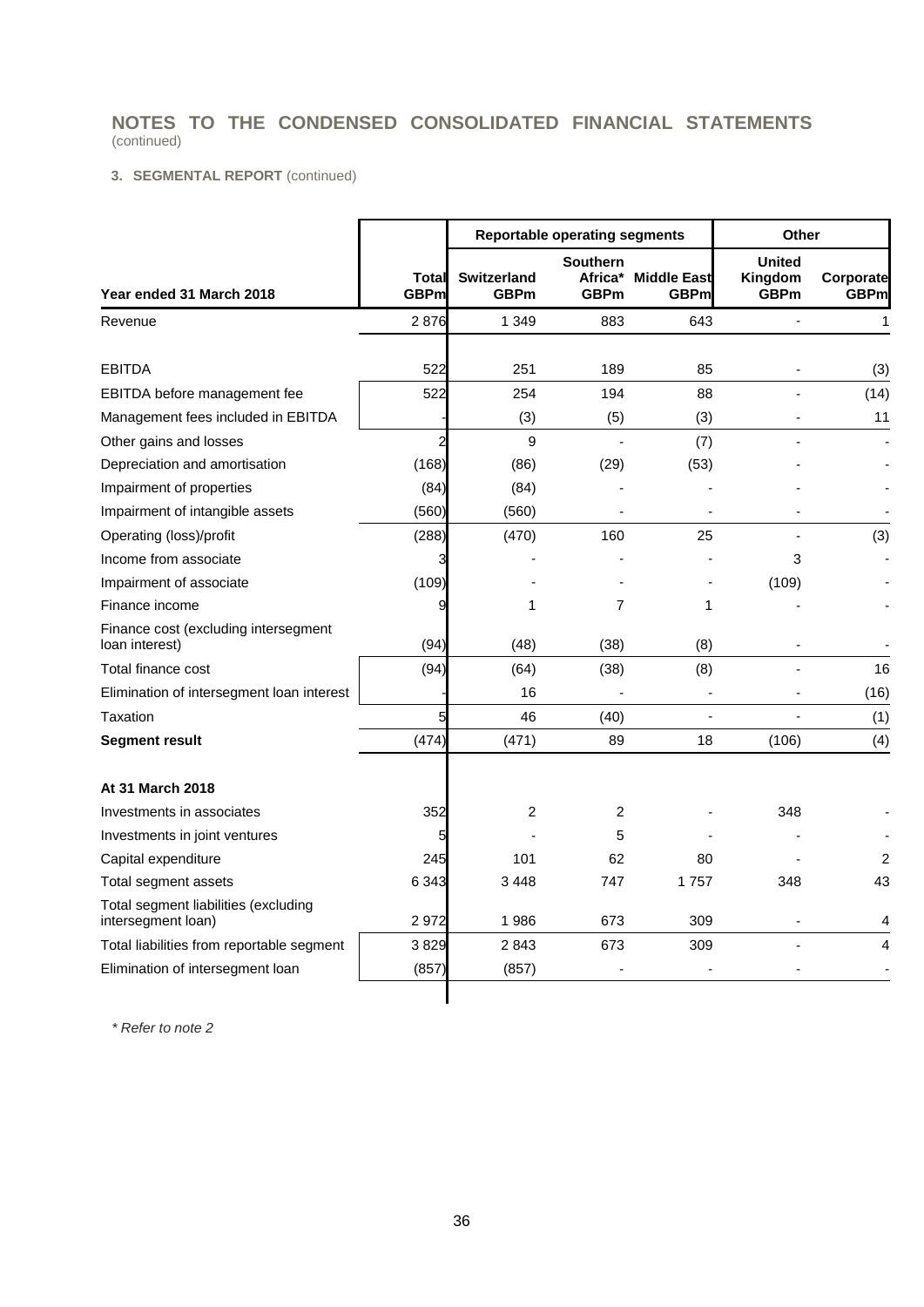## NOTES TO THE CONDENSED CONSOLIDATED FINANCIAL STATEMENTS
(continued)

### 3. SEGMENTAL REPORT (continued)

| | | Reportable operating segments | | | Other | |
|---|---|---|---|---|---|---|
| **Year ended 31 March 2018** | **Total GBPm** | **Switzerland GBPm** | **Southern Africa* GBPm** | **Middle East GBPm** | **United Kingdom GBPm** | **Corporate GBPm** |
| Revenue | 2 876 | 1 349 | 883 | 643 | - | 1 |
| EBITDA | 522 | 251 | 189 | 85 | - | (3) |
| EBITDA before management fee | 522 | 254 | 194 | 88 | - | (14) |
| Management fees included in EBITDA | - | (3) | (5) | (3) | - | 11 |
| Other gains and losses | 2 | 9 | - | (7) | - | - |
| Depreciation and amortisation | (168) | (86) | (29) | (53) | - | - |
| Impairment of properties | (84) | (84) | - | - | - | - |
| Impairment of intangible assets | (560) | (560) | - | - | - | - |
| Operating (loss)/profit | (288) | (470) | 160 | 25 | - | (3) |
| Income from associate | 3 | - | - | - | 3 | - |
| Impairment of associate | (109) | - | - | - | (109) | - |
| Finance income | 9 | 1 | 7 | 1 | - | - |
| Finance cost (excluding intersegment loan interest) | (94) | (48) | (38) | (8) | - | - |
| Total finance cost | (94) | (64) | (38) | (8) | - | 16 |
| Elimination of intersegment loan interest | - | 16 | - | - | - | (16) |
| Taxation | 5 | 46 | (40) | - | - | (1) |
| **Segment result** | (474) | (471) | 89 | 18 | (106) | (4) |
| **At 31 March 2018** | | | | | | |
| Investments in associates | 352 | 2 | 2 | - | 348 | - |
| Investments in joint ventures | 5 | - | 5 | - | - | - |
| Capital expenditure | 245 | 101 | 62 | 80 | - | 2 |
| Total segment assets | 6 343 | 3 448 | 747 | 1 757 | 348 | 43 |
| Total segment liabilities (excluding intersegment loan) | 2 972 | 1 986 | 673 | 309 | - | 4 |
| Total liabilities from reportable segment | 3 829 | 2 843 | 673 | 309 | - | 4 |
| Elimination of intersegment loan | (857) | (857) | - | - | - | - |

*\* Refer to note 2*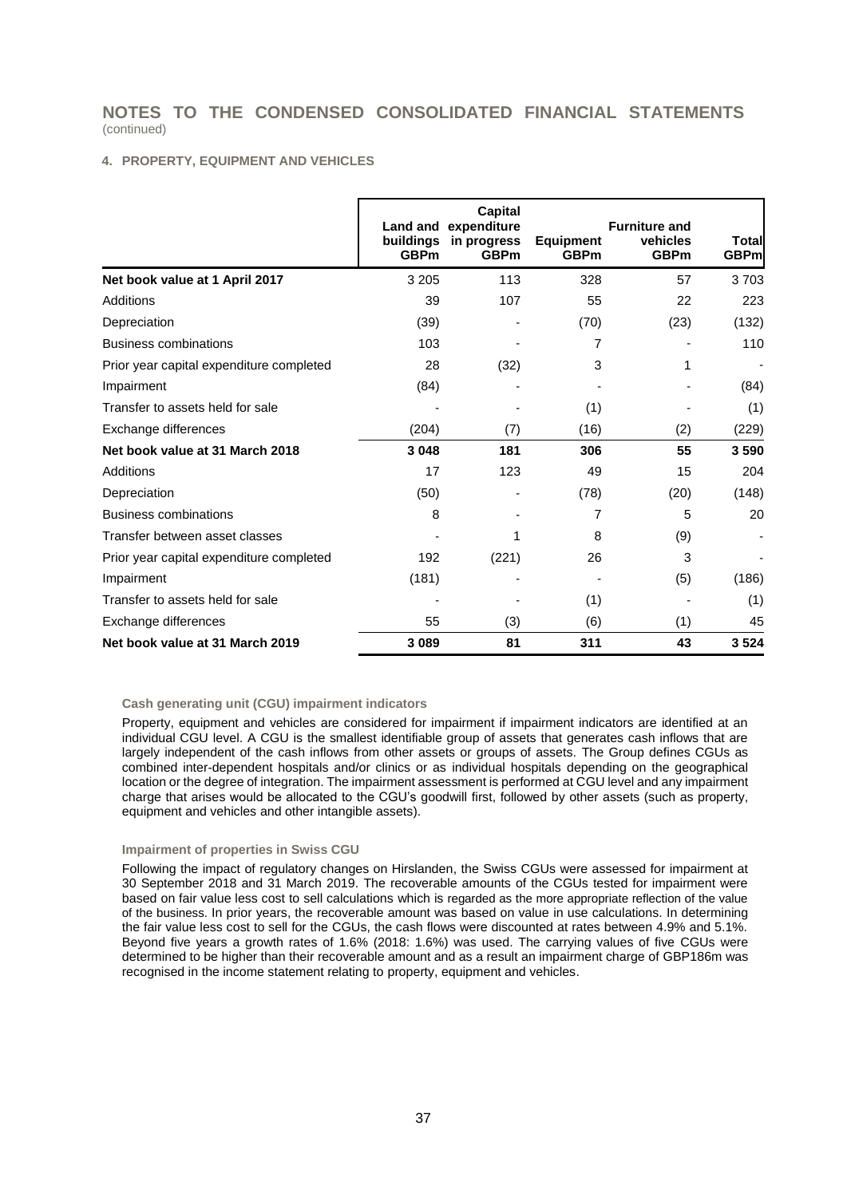# NOTES TO THE CONDENSED CONSOLIDATED FINANCIAL STATEMENTS
(continued)

## 4. PROPERTY, EQUIPMENT AND VEHICLES

| | Land and buildings GBPm | Capital expenditure in progress GBPm | Equipment GBPm | Furniture and vehicles GBPm | Total GBPm |
|---|---|---|---|---|---|
| **Net book value at 1 April 2017** | 3 205 | 113 | 328 | 57 | 3 703 |
| Additions | 39 | 107 | 55 | 22 | 223 |
| Depreciation | (39) | - | (70) | (23) | (132) |
| Business combinations | 103 | - | 7 | - | 110 |
| Prior year capital expenditure completed | 28 | (32) | 3 | 1 | - |
| Impairment | (84) | - | - | - | (84) |
| Transfer to assets held for sale | - | - | (1) | - | (1) |
| Exchange differences | (204) | (7) | (16) | (2) | (229) |
| **Net book value at 31 March 2018** | **3 048** | **181** | **306** | **55** | **3 590** |
| Additions | 17 | 123 | 49 | 15 | 204 |
| Depreciation | (50) | - | (78) | (20) | (148) |
| Business combinations | 8 | - | 7 | 5 | 20 |
| Transfer between asset classes | - | 1 | 8 | (9) | - |
| Prior year capital expenditure completed | 192 | (221) | 26 | 3 | - |
| Impairment | (181) | - | - | (5) | (186) |
| Transfer to assets held for sale | - | - | (1) | - | (1) |
| Exchange differences | 55 | (3) | (6) | (1) | 45 |
| **Net book value at 31 March 2019** | **3 089** | **81** | **311** | **43** | **3 524** |

### Cash generating unit (CGU) impairment indicators

Property, equipment and vehicles are considered for impairment if impairment indicators are identified at an individual CGU level. A CGU is the smallest identifiable group of assets that generates cash inflows that are largely independent of the cash inflows from other assets or groups of assets. The Group defines CGUs as combined inter-dependent hospitals and/or clinics or as individual hospitals depending on the geographical location or the degree of integration. The impairment assessment is performed at CGU level and any impairment charge that arises would be allocated to the CGU's goodwill first, followed by other assets (such as property, equipment and vehicles and other intangible assets).

### Impairment of properties in Swiss CGU

Following the impact of regulatory changes on Hirslanden, the Swiss CGUs were assessed for impairment at 30 September 2018 and 31 March 2019. The recoverable amounts of the CGUs tested for impairment were based on fair value less cost to sell calculations which is regarded as the more appropriate reflection of the value of the business. In prior years, the recoverable amount was based on value in use calculations. In determining the fair value less cost to sell for the CGUs, the cash flows were discounted at rates between 4.9% and 5.1%. Beyond five years a growth rates of 1.6% (2018: 1.6%) was used. The carrying values of five CGUs were determined to be higher than their recoverable amount and as a result an impairment charge of GBP186m was recognised in the income statement relating to property, equipment and vehicles.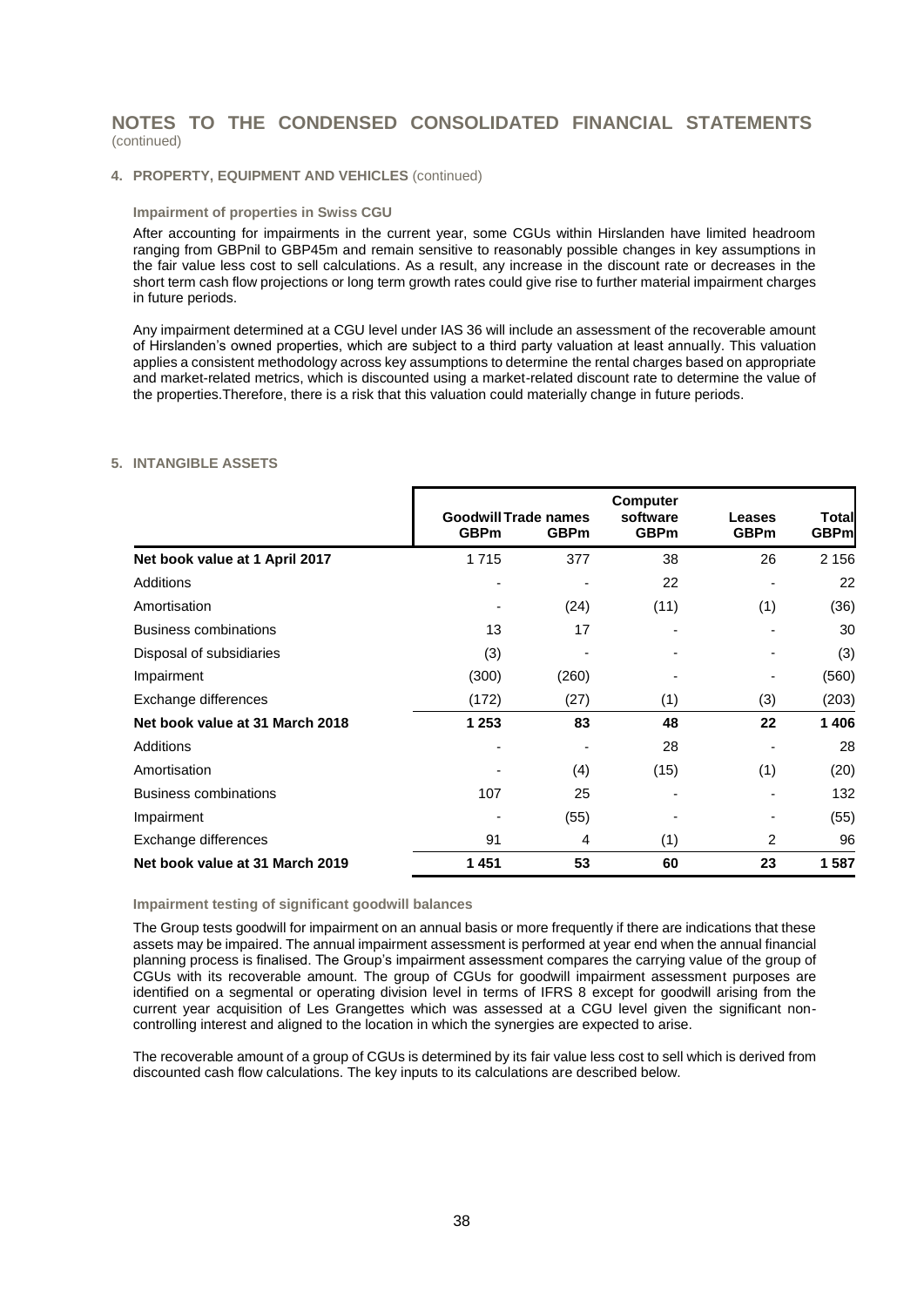# NOTES TO THE CONDENSED CONSOLIDATED FINANCIAL STATEMENTS
(continued)

## 4. PROPERTY, EQUIPMENT AND VEHICLES (continued)

### Impairment of properties in Swiss CGU

After accounting for impairments in the current year, some CGUs within Hirslanden have limited headroom ranging from GBPnil to GBP45m and remain sensitive to reasonably possible changes in key assumptions in the fair value less cost to sell calculations. As a result, any increase in the discount rate or decreases in the short term cash flow projections or long term growth rates could give rise to further material impairment charges in future periods.

Any impairment determined at a CGU level under IAS 36 will include an assessment of the recoverable amount of Hirslanden's owned properties, which are subject to a third party valuation at least annually. This valuation applies a consistent methodology across key assumptions to determine the rental charges based on appropriate and market-related metrics, which is discounted using a market-related discount rate to determine the value of the properties.Therefore, there is a risk that this valuation could materially change in future periods.

## 5. INTANGIBLE ASSETS

| | Goodwill GBPm | Trade names GBPm | Computer software GBPm | Leases GBPm | Total GBPm |
|---|---|---|---|---|---|
| **Net book value at 1 April 2017** | 1 715 | 377 | 38 | 26 | 2 156 |
| Additions | - | - | 22 | - | 22 |
| Amortisation | - | (24) | (11) | (1) | (36) |
| Business combinations | 13 | 17 | - | - | 30 |
| Disposal of subsidiaries | (3) | - | - | - | (3) |
| Impairment | (300) | (260) | - | - | (560) |
| Exchange differences | (172) | (27) | (1) | (3) | (203) |
| **Net book value at 31 March 2018** | **1 253** | **83** | **48** | **22** | **1 406** |
| Additions | - | - | 28 | - | 28 |
| Amortisation | - | (4) | (15) | (1) | (20) |
| Business combinations | 107 | 25 | - | - | 132 |
| Impairment | - | (55) | - | - | (55) |
| Exchange differences | 91 | 4 | (1) | 2 | 96 |
| **Net book value at 31 March 2019** | **1 451** | **53** | **60** | **23** | **1 587** |

### Impairment testing of significant goodwill balances

The Group tests goodwill for impairment on an annual basis or more frequently if there are indications that these assets may be impaired. The annual impairment assessment is performed at year end when the annual financial planning process is finalised. The Group's impairment assessment compares the carrying value of the group of CGUs with its recoverable amount. The group of CGUs for goodwill impairment assessment purposes are identified on a segmental or operating division level in terms of IFRS 8 except for goodwill arising from the current year acquisition of Les Grangettes which was assessed at a CGU level given the significant non-controlling interest and aligned to the location in which the synergies are expected to arise.

The recoverable amount of a group of CGUs is determined by its fair value less cost to sell which is derived from discounted cash flow calculations. The key inputs to its calculations are described below.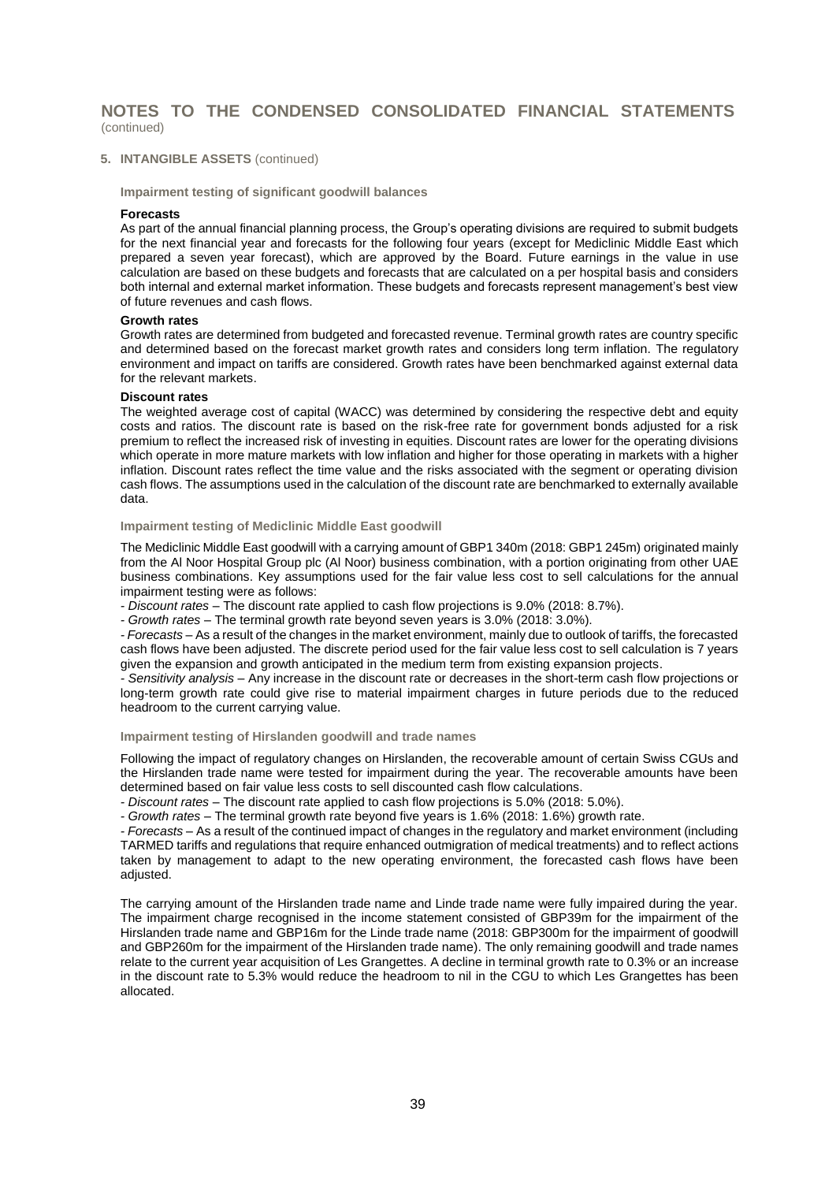# NOTES TO THE CONDENSED CONSOLIDATED FINANCIAL STATEMENTS
(continued)

**5. INTANGIBLE ASSETS** (continued)

**Impairment testing of significant goodwill balances**

**Forecasts**

As part of the annual financial planning process, the Group's operating divisions are required to submit budgets for the next financial year and forecasts for the following four years (except for Mediclinic Middle East which prepared a seven year forecast), which are approved by the Board. Future earnings in the value in use calculation are based on these budgets and forecasts that are calculated on a per hospital basis and considers both internal and external market information. These budgets and forecasts represent management's best view of future revenues and cash flows.

**Growth rates**

Growth rates are determined from budgeted and forecasted revenue. Terminal growth rates are country specific and determined based on the forecast market growth rates and considers long term inflation. The regulatory environment and impact on tariffs are considered. Growth rates have been benchmarked against external data for the relevant markets.

**Discount rates**

The weighted average cost of capital (WACC) was determined by considering the respective debt and equity costs and ratios. The discount rate is based on the risk-free rate for government bonds adjusted for a risk premium to reflect the increased risk of investing in equities. Discount rates are lower for the operating divisions which operate in more mature markets with low inflation and higher for those operating in markets with a higher inflation. Discount rates reflect the time value and the risks associated with the segment or operating division cash flows. The assumptions used in the calculation of the discount rate are benchmarked to externally available data.

**Impairment testing of Mediclinic Middle East goodwill**

The Mediclinic Middle East goodwill with a carrying amount of GBP1 340m (2018: GBP1 245m) originated mainly from the Al Noor Hospital Group plc (Al Noor) business combination, with a portion originating from other UAE business combinations. Key assumptions used for the fair value less cost to sell calculations for the annual impairment testing were as follows:

- *Discount rates* – The discount rate applied to cash flow projections is 9.0% (2018: 8.7%).
- *Growth rates* – The terminal growth rate beyond seven years is 3.0% (2018: 3.0%).
- *Forecasts* – As a result of the changes in the market environment, mainly due to outlook of tariffs, the forecasted cash flows have been adjusted. The discrete period used for the fair value less cost to sell calculation is 7 years given the expansion and growth anticipated in the medium term from existing expansion projects.
- *Sensitivity analysis* – Any increase in the discount rate or decreases in the short-term cash flow projections or long-term growth rate could give rise to material impairment charges in future periods due to the reduced headroom to the current carrying value.

**Impairment testing of Hirslanden goodwill and trade names**

Following the impact of regulatory changes on Hirslanden, the recoverable amount of certain Swiss CGUs and the Hirslanden trade name were tested for impairment during the year. The recoverable amounts have been determined based on fair value less costs to sell discounted cash flow calculations.

- *Discount rates* – The discount rate applied to cash flow projections is 5.0% (2018: 5.0%).
- *Growth rates* – The terminal growth rate beyond five years is 1.6% (2018: 1.6%) growth rate.
- *Forecasts* – As a result of the continued impact of changes in the regulatory and market environment (including TARMED tariffs and regulations that require enhanced outmigration of medical treatments) and to reflect actions taken by management to adapt to the new operating environment, the forecasted cash flows have been adjusted.

The carrying amount of the Hirslanden trade name and Linde trade name were fully impaired during the year. The impairment charge recognised in the income statement consisted of GBP39m for the impairment of the Hirslanden trade name and GBP16m for the Linde trade name (2018: GBP300m for the impairment of goodwill and GBP260m for the impairment of the Hirslanden trade name). The only remaining goodwill and trade names relate to the current year acquisition of Les Grangettes. A decline in terminal growth rate to 0.3% or an increase in the discount rate to 5.3% would reduce the headroom to nil in the CGU to which Les Grangettes has been allocated.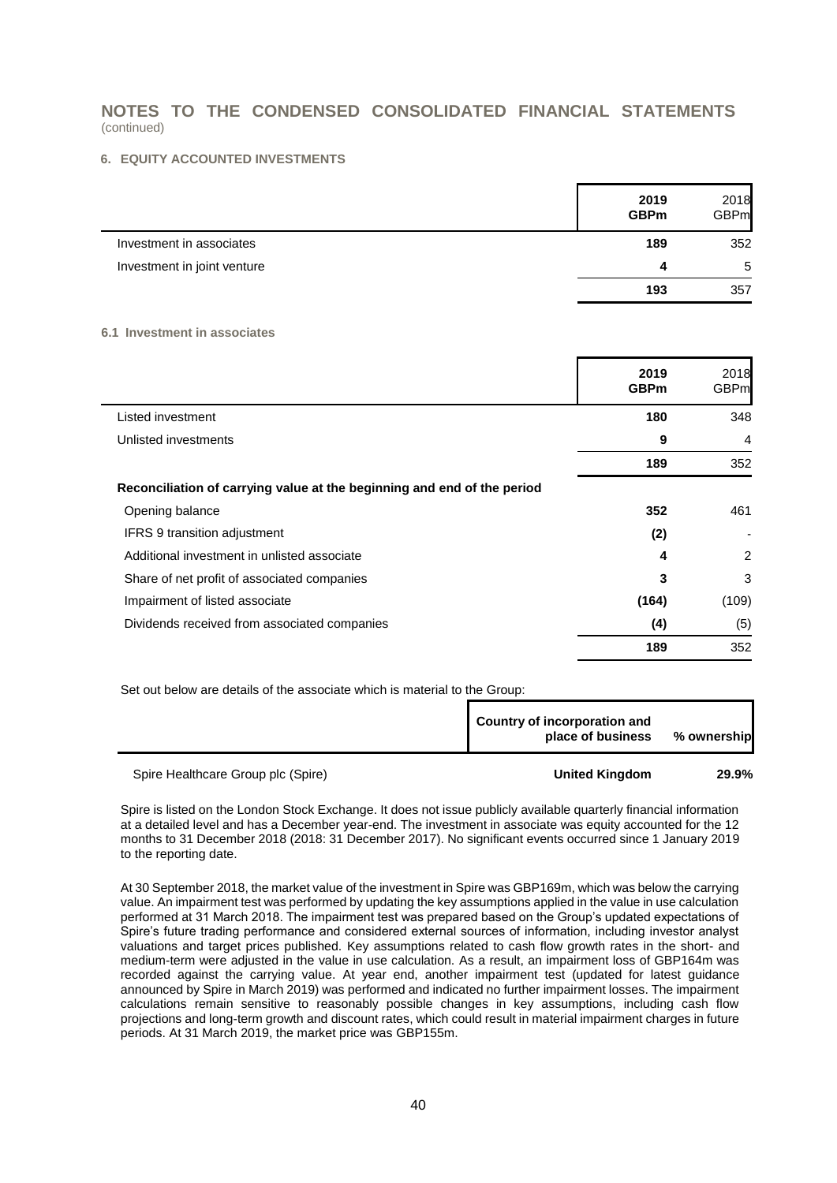# NOTES TO THE CONDENSED CONSOLIDATED FINANCIAL STATEMENTS
(continued)

## 6. EQUITY ACCOUNTED INVESTMENTS

| | **2019 GBPm** | 2018 GBPm |
|---|---|---|
| Investment in associates | **189** | 352 |
| Investment in joint venture | **4** | 5 |
| | **193** | 357 |

### 6.1 Investment in associates

| | **2019 GBPm** | 2018 GBPm |
|---|---|---|
| Listed investment | **180** | 348 |
| Unlisted investments | **9** | 4 |
| | **189** | 352 |
| **Reconciliation of carrying value at the beginning and end of the period** | | |
| Opening balance | **352** | 461 |
| IFRS 9 transition adjustment | **(2)** | - |
| Additional investment in unlisted associate | **4** | 2 |
| Share of net profit of associated companies | **3** | 3 |
| Impairment of listed associate | **(164)** | (109) |
| Dividends received from associated companies | **(4)** | (5) |
| | **189** | 352 |

Set out below are details of the associate which is material to the Group:

| | Country of incorporation and place of business | % ownership |
|---|---|---|
| Spire Healthcare Group plc (Spire) | **United Kingdom** | **29.9%** |

Spire is listed on the London Stock Exchange. It does not issue publicly available quarterly financial information at a detailed level and has a December year-end. The investment in associate was equity accounted for the 12 months to 31 December 2018 (2018: 31 December 2017). No significant events occurred since 1 January 2019 to the reporting date.

At 30 September 2018, the market value of the investment in Spire was GBP169m, which was below the carrying value. An impairment test was performed by updating the key assumptions applied in the value in use calculation performed at 31 March 2018. The impairment test was prepared based on the Group's updated expectations of Spire's future trading performance and considered external sources of information, including investor analyst valuations and target prices published. Key assumptions related to cash flow growth rates in the short- and medium-term were adjusted in the value in use calculation. As a result, an impairment loss of GBP164m was recorded against the carrying value. At year end, another impairment test (updated for latest guidance announced by Spire in March 2019) was performed and indicated no further impairment losses. The impairment calculations remain sensitive to reasonably possible changes in key assumptions, including cash flow projections and long-term growth and discount rates, which could result in material impairment charges in future periods. At 31 March 2019, the market price was GBP155m.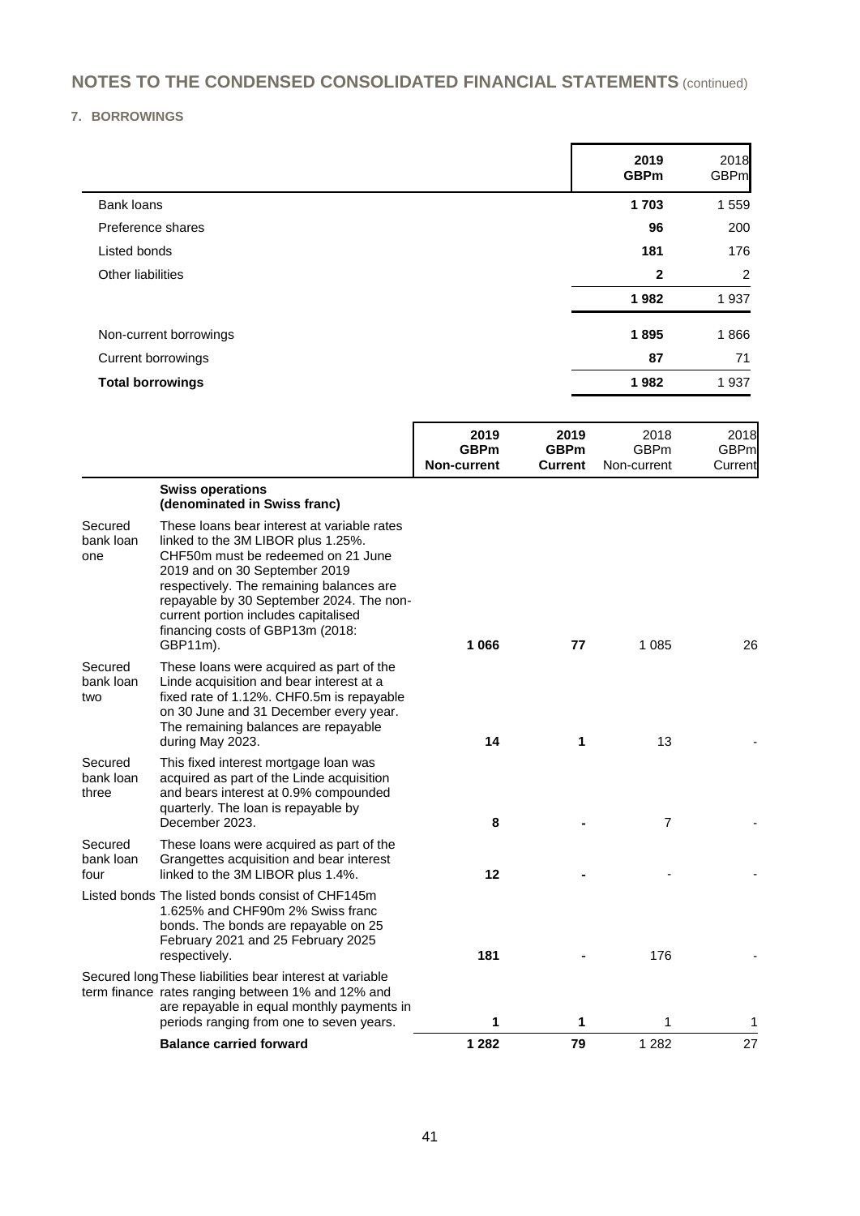## NOTES TO THE CONDENSED CONSOLIDATED FINANCIAL STATEMENTS (continued)

### 7. BORROWINGS

| | 2019 GBPm | 2018 GBPm |
|---|---|---|
| Bank loans | **1 703** | 1 559 |
| Preference shares | **96** | 200 |
| Listed bonds | **181** | 176 |
| Other liabilities | **2** | 2 |
| | **1 982** | 1 937 |
| Non-current borrowings | **1 895** | 1 866 |
| Current borrowings | **87** | 71 |
| **Total borrowings** | **1 982** | 1 937 |

| | | 2019 GBPm Non-current | 2019 GBPm Current | 2018 GBPm Non-current | 2018 GBPm Current |
|---|---|---|---|---|---|
| | **Swiss operations (denominated in Swiss franc)** | | | | |
| Secured bank loan one | These loans bear interest at variable rates linked to the 3M LIBOR plus 1.25%. CHF50m must be redeemed on 21 June 2019 and on 30 September 2019 respectively. The remaining balances are repayable by 30 September 2024. The non-current portion includes capitalised financing costs of GBP13m (2018: GBP11m). | **1 066** | **77** | 1 085 | 26 |
| Secured bank loan two | These loans were acquired as part of the Linde acquisition and bear interest at a fixed rate of 1.12%. CHF0.5m is repayable on 30 June and 31 December every year. The remaining balances are repayable during May 2023. | **14** | **1** | 13 | - |
| Secured bank loan three | This fixed interest mortgage loan was acquired as part of the Linde acquisition and bears interest at 0.9% compounded quarterly. The loan is repayable by December 2023. | **8** | **-** | 7 | - |
| Secured bank loan four | These loans were acquired as part of the Grangettes acquisition and bear interest linked to the 3M LIBOR plus 1.4%. | **12** | **-** | - | - |
| Listed bonds | The listed bonds consist of CHF145m 1.625% and CHF90m 2% Swiss franc bonds. The bonds are repayable on 25 February 2021 and 25 February 2025 respectively. | **181** | **-** | 176 | - |
| Secured long term finance | These liabilities bear interest at variable rates ranging between 1% and 12% and are repayable in equal monthly payments in periods ranging from one to seven years. | **1** | **1** | 1 | 1 |
| | **Balance carried forward** | **1 282** | **79** | 1 282 | 27 |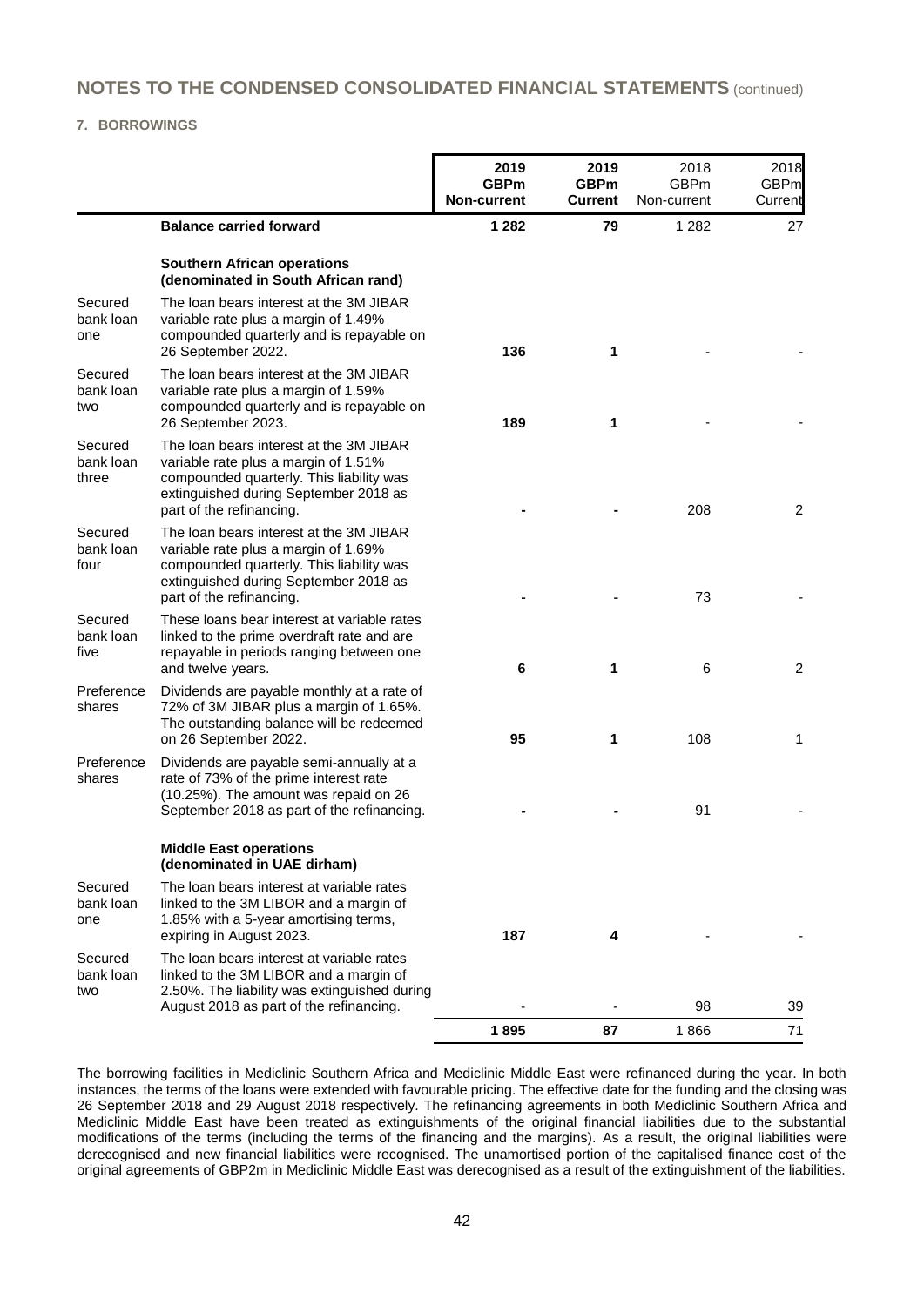## NOTES TO THE CONDENSED CONSOLIDATED FINANCIAL STATEMENTS (continued)

### 7. BORROWINGS

| | | 2019 GBPm Non-current | 2019 GBPm Current | 2018 GBPm Non-current | 2018 GBPm Current |
|---|---|---|---|---|---|
| | **Balance carried forward** | **1 282** | **79** | 1 282 | 27 |
| | **Southern African operations (denominated in South African rand)** | | | | |
| Secured bank loan one | The loan bears interest at the 3M JIBAR variable rate plus a margin of 1.49% compounded quarterly and is repayable on 26 September 2022. | **136** | **1** | - | - |
| Secured bank loan two | The loan bears interest at the 3M JIBAR variable rate plus a margin of 1.59% compounded quarterly and is repayable on 26 September 2023. | **189** | **1** | - | - |
| Secured bank loan three | The loan bears interest at the 3M JIBAR variable rate plus a margin of 1.51% compounded quarterly. This liability was extinguished during September 2018 as part of the refinancing. | **-** | **-** | 208 | 2 |
| Secured bank loan four | The loan bears interest at the 3M JIBAR variable rate plus a margin of 1.69% compounded quarterly. This liability was extinguished during September 2018 as part of the refinancing. | **-** | **-** | 73 | - |
| Secured bank loan five | These loans bear interest at variable rates linked to the prime overdraft rate and are repayable in periods ranging between one and twelve years. | **6** | **1** | 6 | 2 |
| Preference shares | Dividends are payable monthly at a rate of 72% of 3M JIBAR plus a margin of 1.65%. The outstanding balance will be redeemed on 26 September 2022. | **95** | **1** | 108 | 1 |
| Preference shares | Dividends are payable semi-annually at a rate of 73% of the prime interest rate (10.25%). The amount was repaid on 26 September 2018 as part of the refinancing. | **-** | **-** | 91 | - |
| | **Middle East operations (denominated in UAE dirham)** | | | | |
| Secured bank loan one | The loan bears interest at variable rates linked to the 3M LIBOR and a margin of 1.85% with a 5-year amortising terms, expiring in August 2023. | **187** | **4** | - | - |
| Secured bank loan two | The loan bears interest at variable rates linked to the 3M LIBOR and a margin of 2.50%. The liability was extinguished during August 2018 as part of the refinancing. | - | - | 98 | 39 |
| | | **1 895** | **87** | 1 866 | 71 |

The borrowing facilities in Mediclinic Southern Africa and Mediclinic Middle East were refinanced during the year. In both instances, the terms of the loans were extended with favourable pricing. The effective date for the funding and the closing was 26 September 2018 and 29 August 2018 respectively. The refinancing agreements in both Mediclinic Southern Africa and Mediclinic Middle East have been treated as extinguishments of the original financial liabilities due to the substantial modifications of the terms (including the terms of the financing and the margins). As a result, the original liabilities were derecognised and new financial liabilities were recognised. The unamortised portion of the capitalised finance cost of the original agreements of GBP2m in Mediclinic Middle East was derecognised as a result of the extinguishment of the liabilities.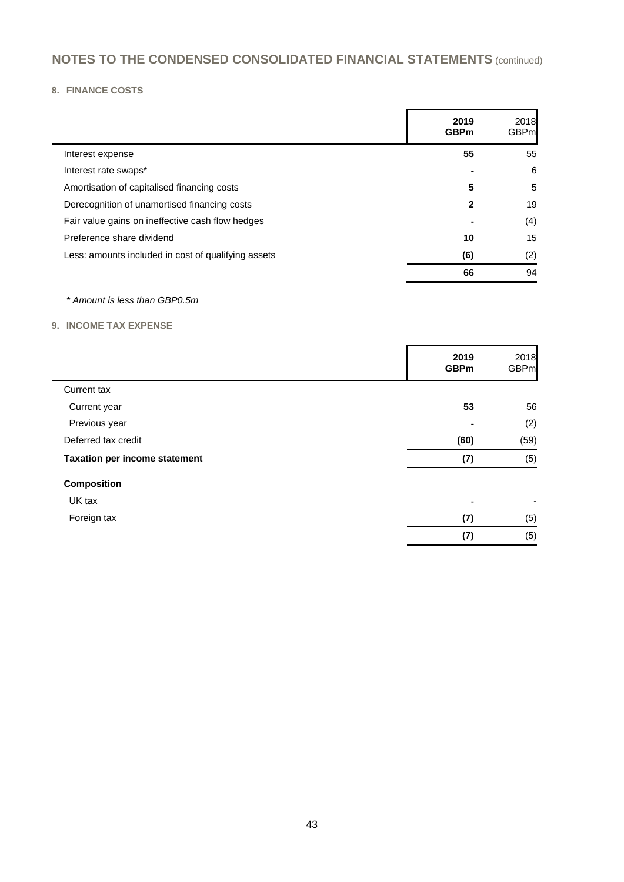# NOTES TO THE CONDENSED CONSOLIDATED FINANCIAL STATEMENTS (continued)

## 8. FINANCE COSTS

| | 2019 GBPm | 2018 GBPm |
|---|---|---|
| Interest expense | 55 | 55 |
| Interest rate swaps* | - | 6 |
| Amortisation of capitalised financing costs | 5 | 5 |
| Derecognition of unamortised financing costs | 2 | 19 |
| Fair value gains on ineffective cash flow hedges | - | (4) |
| Preference share dividend | 10 | 15 |
| Less: amounts included in cost of qualifying assets | (6) | (2) |
| | 66 | 94 |

*\* Amount is less than GBP0.5m*

## 9. INCOME TAX EXPENSE

| | 2019 GBPm | 2018 GBPm |
|---|---|---|
| Current tax | | |
| Current year | 53 | 56 |
| Previous year | - | (2) |
| Deferred tax credit | (60) | (59) |
| **Taxation per income statement** | (7) | (5) |
| **Composition** | | |
| UK tax | - | - |
| Foreign tax | (7) | (5) |
| | (7) | (5) |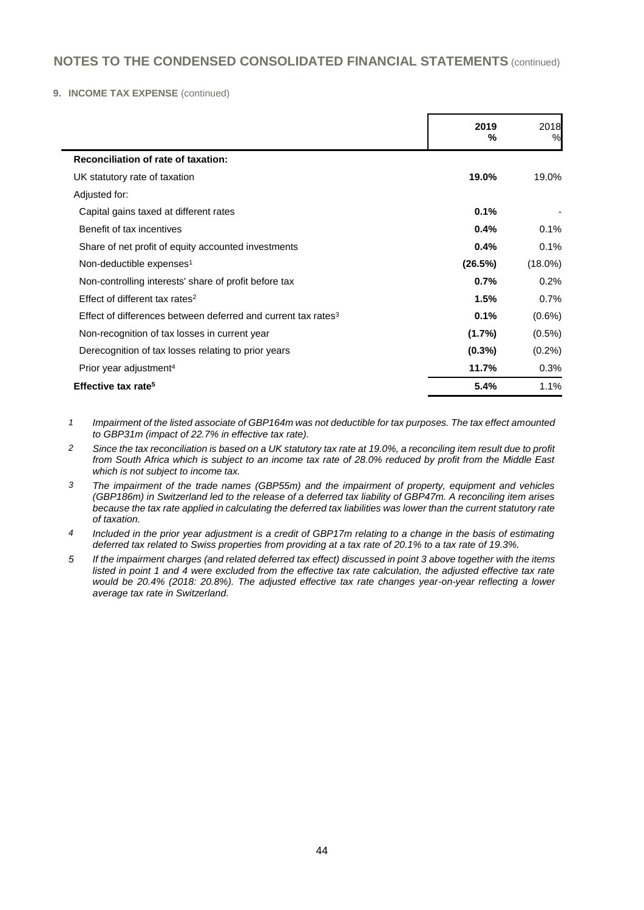## NOTES TO THE CONDENSED CONSOLIDATED FINANCIAL STATEMENTS (continued)

**9. INCOME TAX EXPENSE** (continued)

| | 2019 % | 2018 % |
|---|---|---|
| **Reconciliation of rate of taxation:** | | |
| UK statutory rate of taxation | **19.0%** | 19.0% |
| Adjusted for: | | |
| Capital gains taxed at different rates | **0.1%** | - |
| Benefit of tax incentives | **0.4%** | 0.1% |
| Share of net profit of equity accounted investments | **0.4%** | 0.1% |
| Non-deductible expenses[1] | **(26.5%)** | (18.0%) |
| Non-controlling interests' share of profit before tax | **0.7%** | 0.2% |
| Effect of different tax rates[2] | **1.5%** | 0.7% |
| Effect of differences between deferred and current tax rates[3] | **0.1%** | (0.6%) |
| Non-recognition of tax losses in current year | **(1.7%)** | (0.5%) |
| Derecognition of tax losses relating to prior years | **(0.3%)** | (0.2%) |
| Prior year adjustment[4] | **11.7%** | 0.3% |
| **Effective tax rate[5]** | **5.4%** | 1.1% |

1 *Impairment of the listed associate of GBP164m was not deductible for tax purposes. The tax effect amounted to GBP31m (impact of 22.7% in effective tax rate).*

2 *Since the tax reconciliation is based on a UK statutory tax rate at 19.0%, a reconciling item result due to profit from South Africa which is subject to an income tax rate of 28.0% reduced by profit from the Middle East which is not subject to income tax.*

3 *The impairment of the trade names (GBP55m) and the impairment of property, equipment and vehicles (GBP186m) in Switzerland led to the release of a deferred tax liability of GBP47m. A reconciling item arises because the tax rate applied in calculating the deferred tax liabilities was lower than the current statutory rate of taxation.*

4 *Included in the prior year adjustment is a credit of GBP17m relating to a change in the basis of estimating deferred tax related to Swiss properties from providing at a tax rate of 20.1% to a tax rate of 19.3%.*

5 *If the impairment charges (and related deferred tax effect) discussed in point 3 above together with the items listed in point 1 and 4 were excluded from the effective tax rate calculation, the adjusted effective tax rate would be 20.4% (2018: 20.8%). The adjusted effective tax rate changes year-on-year reflecting a lower average tax rate in Switzerland.*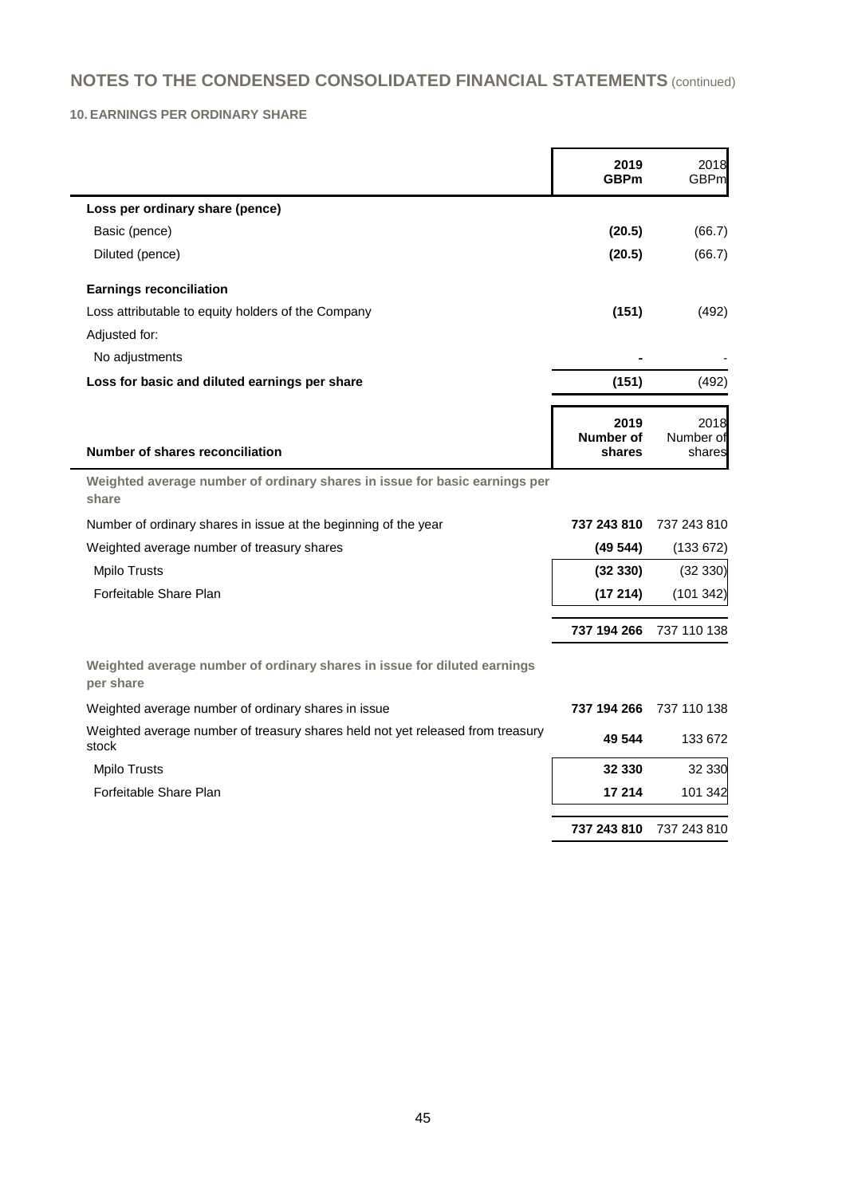## NOTES TO THE CONDENSED CONSOLIDATED FINANCIAL STATEMENTS (continued)

### 10. EARNINGS PER ORDINARY SHARE

| | 2019 GBPm | 2018 GBPm |
|---|---|---|
| **Loss per ordinary share (pence)** | | |
| Basic (pence) | **(20.5)** | (66.7) |
| Diluted (pence) | **(20.5)** | (66.7) |
| **Earnings reconciliation** | | |
| Loss attributable to equity holders of the Company | **(151)** | (492) |
| Adjusted for: | | |
| No adjustments | **-** | - |
| **Loss for basic and diluted earnings per share** | **(151)** | (492) |

| Number of shares reconciliation | 2019 Number of shares | 2018 Number of shares |
|---|---|---|
| **Weighted average number of ordinary shares in issue for basic earnings per share** | | |
| Number of ordinary shares in issue at the beginning of the year | **737 243 810** | 737 243 810 |
| Weighted average number of treasury shares | **(49 544)** | (133 672) |
| Mpilo Trusts | **(32 330)** | (32 330) |
| Forfeitable Share Plan | **(17 214)** | (101 342) |
| | **737 194 266** | 737 110 138 |
| **Weighted average number of ordinary shares in issue for diluted earnings per share** | | |
| Weighted average number of ordinary shares in issue | **737 194 266** | 737 110 138 |
| Weighted average number of treasury shares held not yet released from treasury stock | **49 544** | 133 672 |
| Mpilo Trusts | **32 330** | 32 330 |
| Forfeitable Share Plan | **17 214** | 101 342 |
| | **737 243 810** | 737 243 810 |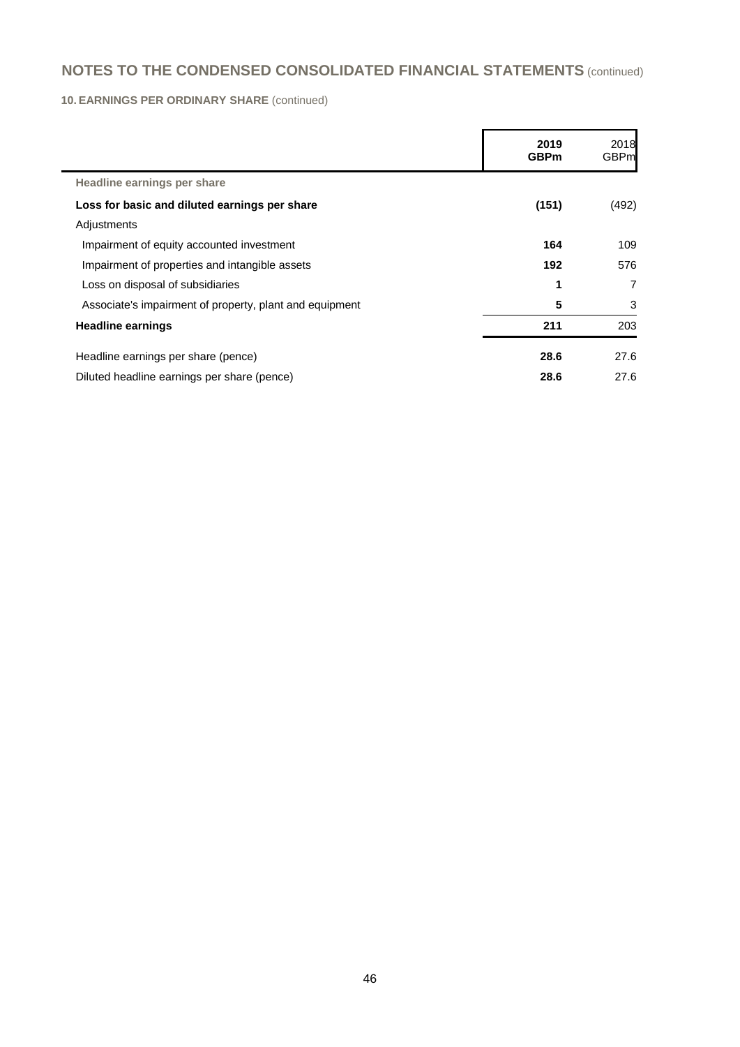## NOTES TO THE CONDENSED CONSOLIDATED FINANCIAL STATEMENTS (continued)

### 10. EARNINGS PER ORDINARY SHARE (continued)

| | 2019 GBPm | 2018 GBPm |
|---|---|---|
| **Headline earnings per share** | | |
| **Loss for basic and diluted earnings per share** | **(151)** | (492) |
| Adjustments | | |
| Impairment of equity accounted investment | **164** | 109 |
| Impairment of properties and intangible assets | **192** | 576 |
| Loss on disposal of subsidiaries | **1** | 7 |
| Associate's impairment of property, plant and equipment | **5** | 3 |
| **Headline earnings** | **211** | 203 |
| Headline earnings per share (pence) | **28.6** | 27.6 |
| Diluted headline earnings per share (pence) | **28.6** | 27.6 |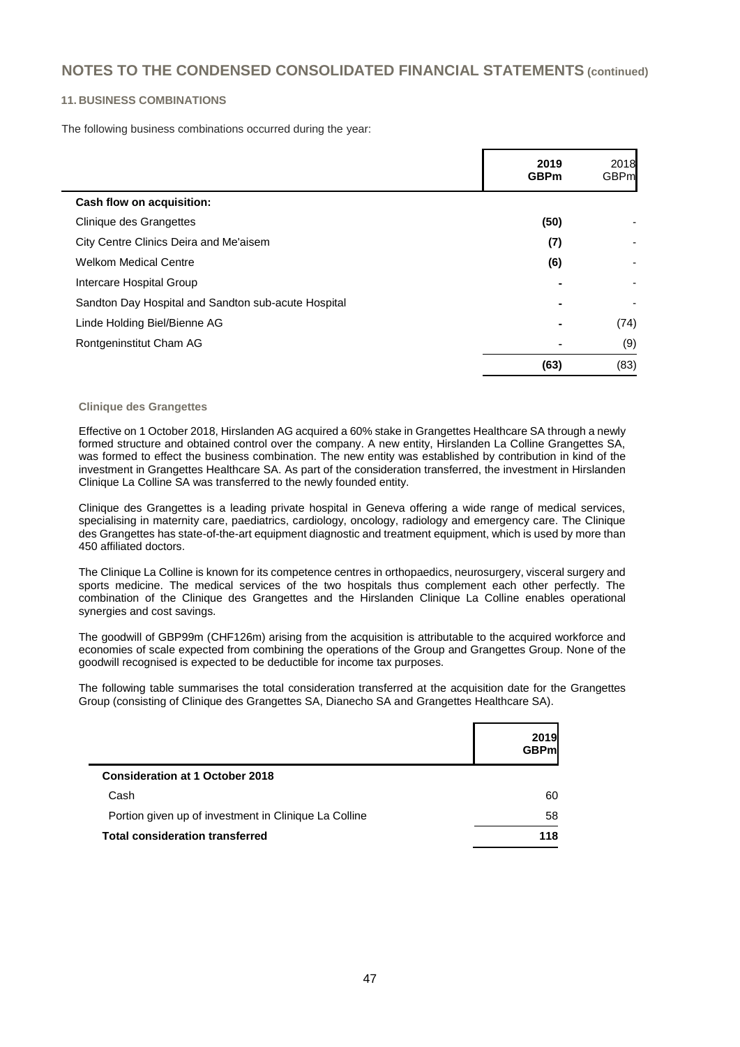# NOTES TO THE CONDENSED CONSOLIDATED FINANCIAL STATEMENTS (continued)

## 11. BUSINESS COMBINATIONS

The following business combinations occurred during the year:

| | 2019 GBPm | 2018 GBPm |
|---|---|---|
| **Cash flow on acquisition:** | | |
| Clinique des Grangettes | (50) | - |
| City Centre Clinics Deira and Me'aisem | (7) | - |
| Welkom Medical Centre | (6) | - |
| Intercare Hospital Group | - | - |
| Sandton Day Hospital and Sandton sub-acute Hospital | - | - |
| Linde Holding Biel/Bienne AG | - | (74) |
| Rontgeninstitut Cham AG | - | (9) |
| | **(63)** | (83) |

### Clinique des Grangettes

Effective on 1 October 2018, Hirslanden AG acquired a 60% stake in Grangettes Healthcare SA through a newly formed structure and obtained control over the company. A new entity, Hirslanden La Colline Grangettes SA, was formed to effect the business combination. The new entity was established by contribution in kind of the investment in Grangettes Healthcare SA. As part of the consideration transferred, the investment in Hirslanden Clinique La Colline SA was transferred to the newly founded entity.

Clinique des Grangettes is a leading private hospital in Geneva offering a wide range of medical services, specialising in maternity care, paediatrics, cardiology, oncology, radiology and emergency care. The Clinique des Grangettes has state-of-the-art equipment diagnostic and treatment equipment, which is used by more than 450 affiliated doctors.

The Clinique La Colline is known for its competence centres in orthopaedics, neurosurgery, visceral surgery and sports medicine. The medical services of the two hospitals thus complement each other perfectly. The combination of the Clinique des Grangettes and the Hirslanden Clinique La Colline enables operational synergies and cost savings.

The goodwill of GBP99m (CHF126m) arising from the acquisition is attributable to the acquired workforce and economies of scale expected from combining the operations of the Group and Grangettes Group. None of the goodwill recognised is expected to be deductible for income tax purposes.

The following table summarises the total consideration transferred at the acquisition date for the Grangettes Group (consisting of Clinique des Grangettes SA, Dianecho SA and Grangettes Healthcare SA).

| | 2019 GBPm |
|---|---|
| **Consideration at 1 October 2018** | |
| Cash | 60 |
| Portion given up of investment in Clinique La Colline | 58 |
| **Total consideration transferred** | **118** |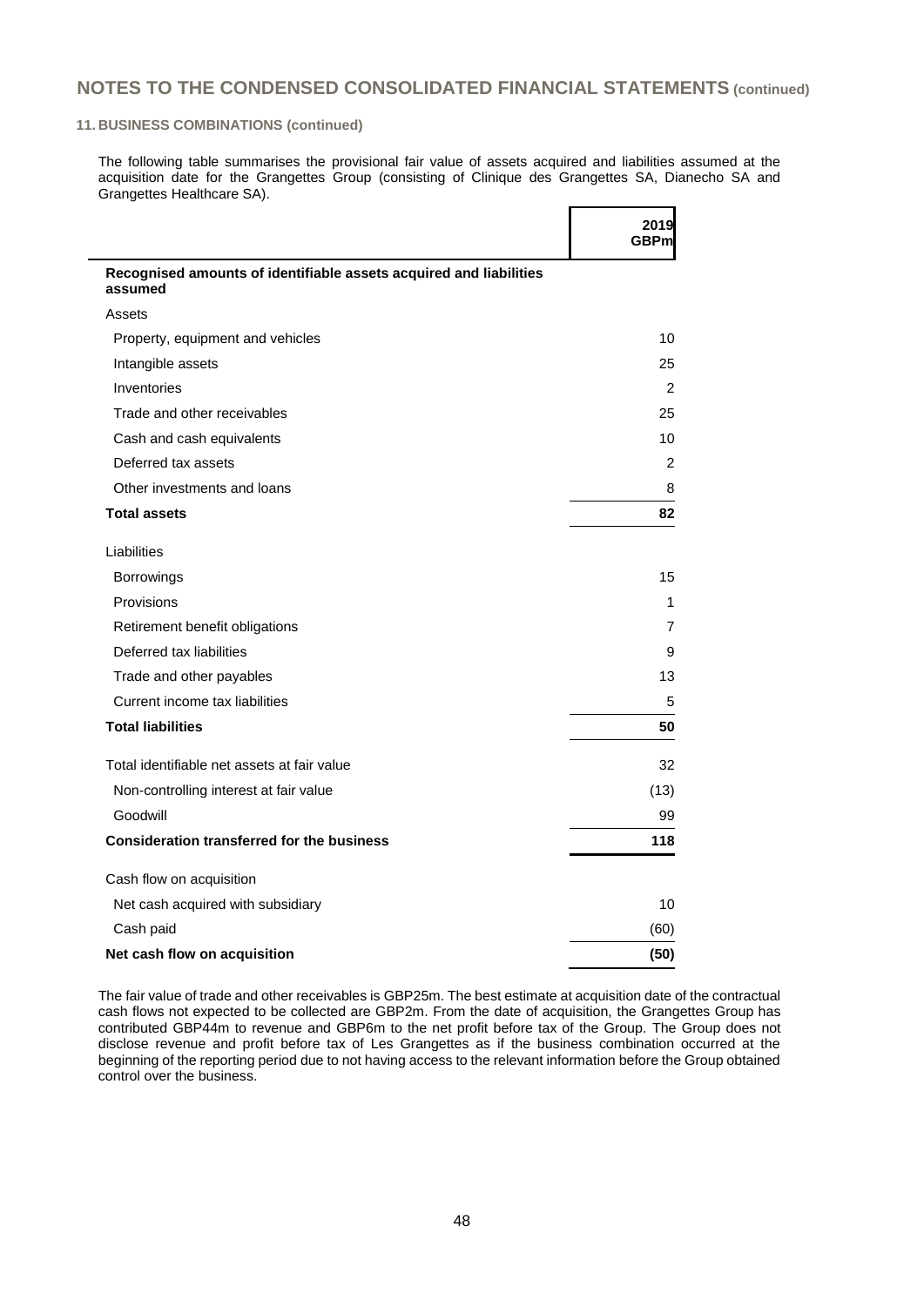## NOTES TO THE CONDENSED CONSOLIDATED FINANCIAL STATEMENTS (continued)

### 11. BUSINESS COMBINATIONS (continued)

The following table summarises the provisional fair value of assets acquired and liabilities assumed at the acquisition date for the Grangettes Group (consisting of Clinique des Grangettes SA, Dianecho SA and Grangettes Healthcare SA).

| | 2019 GBPm |
|---|---|
| **Recognised amounts of identifiable assets acquired and liabilities assumed** | |
| Assets | |
| Property, equipment and vehicles | 10 |
| Intangible assets | 25 |
| Inventories | 2 |
| Trade and other receivables | 25 |
| Cash and cash equivalents | 10 |
| Deferred tax assets | 2 |
| Other investments and loans | 8 |
| **Total assets** | **82** |
| Liabilities | |
| Borrowings | 15 |
| Provisions | 1 |
| Retirement benefit obligations | 7 |
| Deferred tax liabilities | 9 |
| Trade and other payables | 13 |
| Current income tax liabilities | 5 |
| **Total liabilities** | **50** |
| Total identifiable net assets at fair value | 32 |
| Non-controlling interest at fair value | (13) |
| Goodwill | 99 |
| **Consideration transferred for the business** | **118** |
| Cash flow on acquisition | |
| Net cash acquired with subsidiary | 10 |
| Cash paid | (60) |
| **Net cash flow on acquisition** | **(50)** |

The fair value of trade and other receivables is GBP25m. The best estimate at acquisition date of the contractual cash flows not expected to be collected are GBP2m. From the date of acquisition, the Grangettes Group has contributed GBP44m to revenue and GBP6m to the net profit before tax of the Group. The Group does not disclose revenue and profit before tax of Les Grangettes as if the business combination occurred at the beginning of the reporting period due to not having access to the relevant information before the Group obtained control over the business.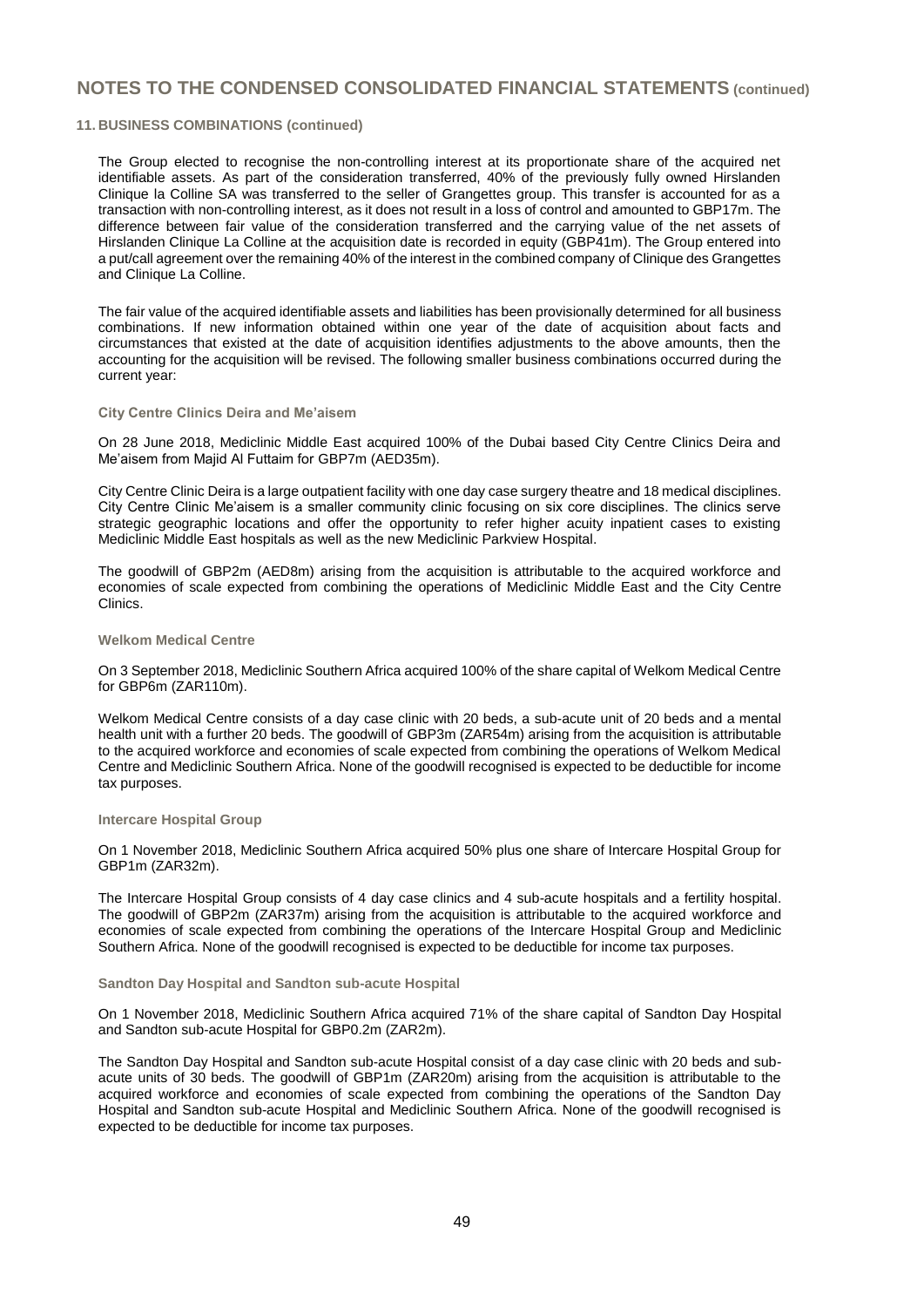## 11. BUSINESS COMBINATIONS (continued)

The Group elected to recognise the non-controlling interest at its proportionate share of the acquired net identifiable assets. As part of the consideration transferred, 40% of the previously fully owned Hirslanden Clinique la Colline SA was transferred to the seller of Grangettes group. This transfer is accounted for as a transaction with non-controlling interest, as it does not result in a loss of control and amounted to GBP17m. The difference between fair value of the consideration transferred and the carrying value of the net assets of Hirslanden Clinique La Colline at the acquisition date is recorded in equity (GBP41m). The Group entered into a put/call agreement over the remaining 40% of the interest in the combined company of Clinique des Grangettes and Clinique La Colline.

The fair value of the acquired identifiable assets and liabilities has been provisionally determined for all business combinations. If new information obtained within one year of the date of acquisition about facts and circumstances that existed at the date of acquisition identifies adjustments to the above amounts, then the accounting for the acquisition will be revised. The following smaller business combinations occurred during the current year:

### City Centre Clinics Deira and Me'aisem

On 28 June 2018, Mediclinic Middle East acquired 100% of the Dubai based City Centre Clinics Deira and Me'aisem from Majid Al Futtaim for GBP7m (AED35m).

City Centre Clinic Deira is a large outpatient facility with one day case surgery theatre and 18 medical disciplines. City Centre Clinic Me'aisem is a smaller community clinic focusing on six core disciplines. The clinics serve strategic geographic locations and offer the opportunity to refer higher acuity inpatient cases to existing Mediclinic Middle East hospitals as well as the new Mediclinic Parkview Hospital.

The goodwill of GBP2m (AED8m) arising from the acquisition is attributable to the acquired workforce and economies of scale expected from combining the operations of Mediclinic Middle East and the City Centre Clinics.

### Welkom Medical Centre

On 3 September 2018, Mediclinic Southern Africa acquired 100% of the share capital of Welkom Medical Centre for GBP6m (ZAR110m).

Welkom Medical Centre consists of a day case clinic with 20 beds, a sub-acute unit of 20 beds and a mental health unit with a further 20 beds. The goodwill of GBP3m (ZAR54m) arising from the acquisition is attributable to the acquired workforce and economies of scale expected from combining the operations of Welkom Medical Centre and Mediclinic Southern Africa. None of the goodwill recognised is expected to be deductible for income tax purposes.

### Intercare Hospital Group

On 1 November 2018, Mediclinic Southern Africa acquired 50% plus one share of Intercare Hospital Group for GBP1m (ZAR32m).

The Intercare Hospital Group consists of 4 day case clinics and 4 sub-acute hospitals and a fertility hospital. The goodwill of GBP2m (ZAR37m) arising from the acquisition is attributable to the acquired workforce and economies of scale expected from combining the operations of the Intercare Hospital Group and Mediclinic Southern Africa. None of the goodwill recognised is expected to be deductible for income tax purposes.

### Sandton Day Hospital and Sandton sub-acute Hospital

On 1 November 2018, Mediclinic Southern Africa acquired 71% of the share capital of Sandton Day Hospital and Sandton sub-acute Hospital for GBP0.2m (ZAR2m).

The Sandton Day Hospital and Sandton sub-acute Hospital consist of a day case clinic with 20 beds and sub-acute units of 30 beds. The goodwill of GBP1m (ZAR20m) arising from the acquisition is attributable to the acquired workforce and economies of scale expected from combining the operations of the Sandton Day Hospital and Sandton sub-acute Hospital and Mediclinic Southern Africa. None of the goodwill recognised is expected to be deductible for income tax purposes.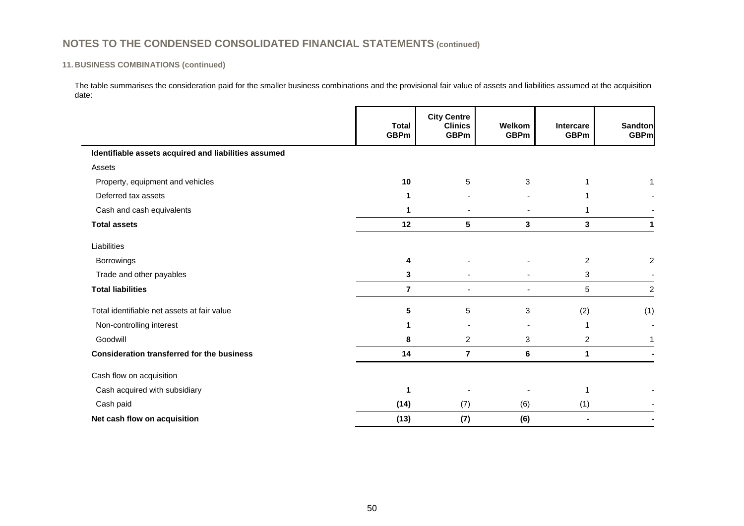## NOTES TO THE CONDENSED CONSOLIDATED FINANCIAL STATEMENTS (continued)

### 11. BUSINESS COMBINATIONS (continued)

The table summarises the consideration paid for the smaller business combinations and the provisional fair value of assets and liabilities assumed at the acquisition date:

| | Total GBPm | City Centre Clinics GBPm | Welkom GBPm | Intercare GBPm | Sandton GBPm |
|---|---|---|---|---|---|
| **Identifiable assets acquired and liabilities assumed** | | | | | |
| Assets | | | | | |
| Property, equipment and vehicles | **10** | 5 | 3 | 1 | 1 |
| Deferred tax assets | **1** | - | - | 1 | - |
| Cash and cash equivalents | **1** | - | - | 1 | - |
| **Total assets** | **12** | **5** | **3** | **3** | **1** |
| Liabilities | | | | | |
| Borrowings | **4** | - | - | 2 | 2 |
| Trade and other payables | **3** | - | - | 3 | - |
| **Total liabilities** | **7** | - | - | 5 | 2 |
| Total identifiable net assets at fair value | **5** | 5 | 3 | (2) | (1) |
| Non-controlling interest | **1** | - | - | 1 | - |
| Goodwill | **8** | 2 | 3 | 2 | 1 |
| **Consideration transferred for the business** | **14** | **7** | **6** | **1** | **-** |
| Cash flow on acquisition | | | | | |
| Cash acquired with subsidiary | **1** | - | - | 1 | - |
| Cash paid | **(14)** | (7) | (6) | (1) | - |
| **Net cash flow on acquisition** | **(13)** | **(7)** | **(6)** | **-** | **-** |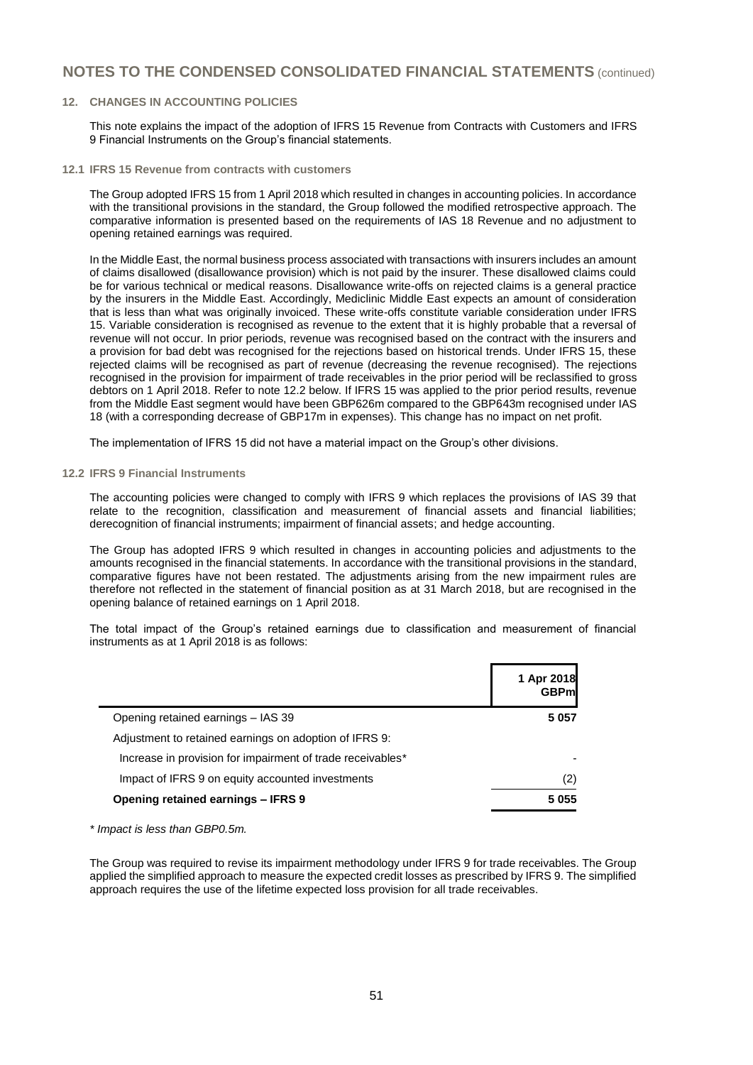## 12. CHANGES IN ACCOUNTING POLICIES

This note explains the impact of the adoption of IFRS 15 Revenue from Contracts with Customers and IFRS 9 Financial Instruments on the Group's financial statements.

### 12.1 IFRS 15 Revenue from contracts with customers

The Group adopted IFRS 15 from 1 April 2018 which resulted in changes in accounting policies. In accordance with the transitional provisions in the standard, the Group followed the modified retrospective approach. The comparative information is presented based on the requirements of IAS 18 Revenue and no adjustment to opening retained earnings was required.

In the Middle East, the normal business process associated with transactions with insurers includes an amount of claims disallowed (disallowance provision) which is not paid by the insurer. These disallowed claims could be for various technical or medical reasons. Disallowance write-offs on rejected claims is a general practice by the insurers in the Middle East. Accordingly, Mediclinic Middle East expects an amount of consideration that is less than what was originally invoiced. These write-offs constitute variable consideration under IFRS 15. Variable consideration is recognised as revenue to the extent that it is highly probable that a reversal of revenue will not occur. In prior periods, revenue was recognised based on the contract with the insurers and a provision for bad debt was recognised for the rejections based on historical trends. Under IFRS 15, these rejected claims will be recognised as part of revenue (decreasing the revenue recognised). The rejections recognised in the provision for impairment of trade receivables in the prior period will be reclassified to gross debtors on 1 April 2018. Refer to note 12.2 below. If IFRS 15 was applied to the prior period results, revenue from the Middle East segment would have been GBP626m compared to the GBP643m recognised under IAS 18 (with a corresponding decrease of GBP17m in expenses). This change has no impact on net profit.

The implementation of IFRS 15 did not have a material impact on the Group's other divisions.

### 12.2 IFRS 9 Financial Instruments

The accounting policies were changed to comply with IFRS 9 which replaces the provisions of IAS 39 that relate to the recognition, classification and measurement of financial assets and financial liabilities; derecognition of financial instruments; impairment of financial assets; and hedge accounting.

The Group has adopted IFRS 9 which resulted in changes in accounting policies and adjustments to the amounts recognised in the financial statements. In accordance with the transitional provisions in the standard, comparative figures have not been restated. The adjustments arising from the new impairment rules are therefore not reflected in the statement of financial position as at 31 March 2018, but are recognised in the opening balance of retained earnings on 1 April 2018.

The total impact of the Group's retained earnings due to classification and measurement of financial instruments as at 1 April 2018 is as follows:

| | 1 Apr 2018 GBPm |
|---|---|
| Opening retained earnings – IAS 39 | **5 057** |
| Adjustment to retained earnings on adoption of IFRS 9: | |
| Increase in provision for impairment of trade receivables* | - |
| Impact of IFRS 9 on equity accounted investments | (2) |
| **Opening retained earnings – IFRS 9** | **5 055** |

*\* Impact is less than GBP0.5m.*

The Group was required to revise its impairment methodology under IFRS 9 for trade receivables. The Group applied the simplified approach to measure the expected credit losses as prescribed by IFRS 9. The simplified approach requires the use of the lifetime expected loss provision for all trade receivables.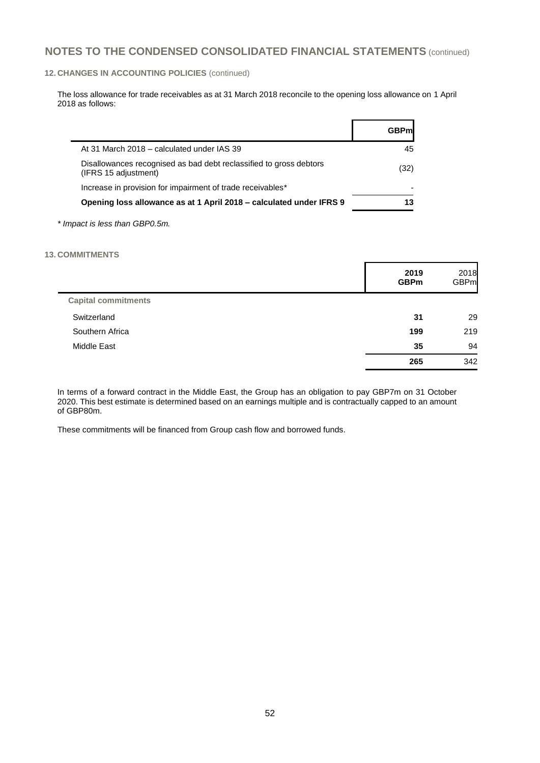## NOTES TO THE CONDENSED CONSOLIDATED FINANCIAL STATEMENTS (continued)

### 12. CHANGES IN ACCOUNTING POLICIES (continued)

The loss allowance for trade receivables as at 31 March 2018 reconcile to the opening loss allowance on 1 April 2018 as follows:

| | GBPm |
|---|---|
| At 31 March 2018 – calculated under IAS 39 | 45 |
| Disallowances recognised as bad debt reclassified to gross debtors (IFRS 15 adjustment) | (32) |
| Increase in provision for impairment of trade receivables* | - |
| **Opening loss allowance as at 1 April 2018 – calculated under IFRS 9** | **13** |

*\* Impact is less than GBP0.5m.*

### 13. COMMITMENTS

| | 2019 GBPm | 2018 GBPm |
|---|---|---|
| **Capital commitments** | | |
| Switzerland | **31** | 29 |
| Southern Africa | **199** | 219 |
| Middle East | **35** | 94 |
| | **265** | 342 |

In terms of a forward contract in the Middle East, the Group has an obligation to pay GBP7m on 31 October 2020. This best estimate is determined based on an earnings multiple and is contractually capped to an amount of GBP80m.

These commitments will be financed from Group cash flow and borrowed funds.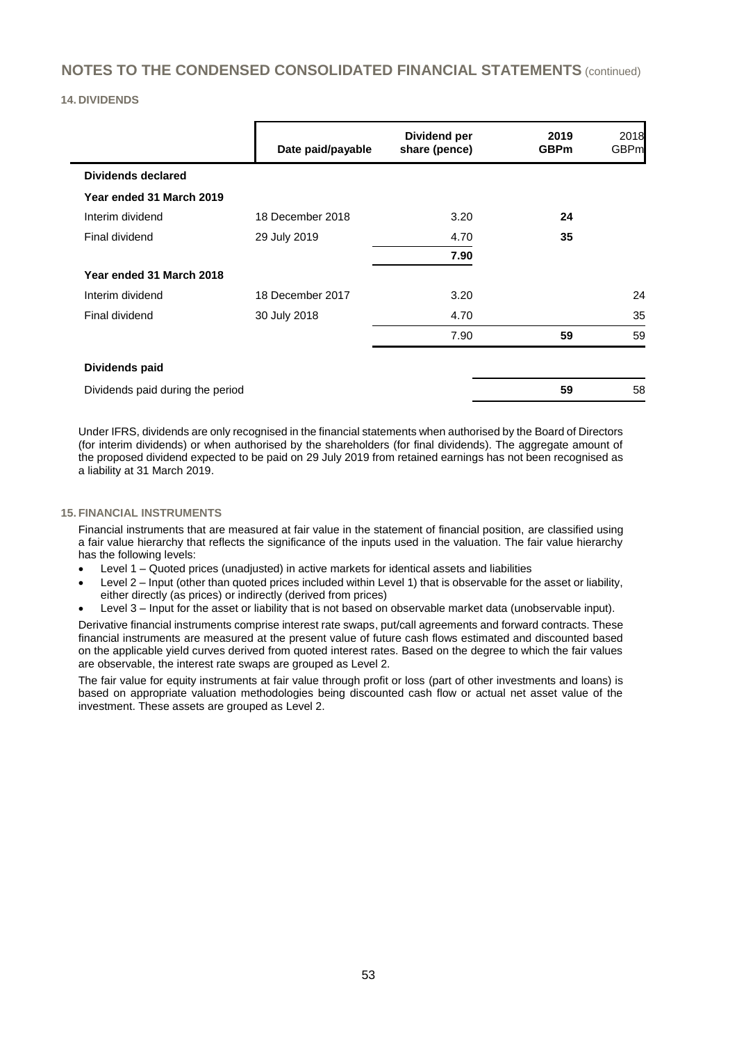## NOTES TO THE CONDENSED CONSOLIDATED FINANCIAL STATEMENTS (continued)

### 14. DIVIDENDS

| | Date paid/payable | Dividend per share (pence) | 2019 GBPm | 2018 GBPm |
|---|---|---|---|---|
| **Dividends declared** | | | | |
| **Year ended 31 March 2019** | | | | |
| Interim dividend | 18 December 2018 | 3.20 | **24** | |
| Final dividend | 29 July 2019 | 4.70 | **35** | |
| | | **7.90** | | |
| **Year ended 31 March 2018** | | | | |
| Interim dividend | 18 December 2017 | 3.20 | | 24 |
| Final dividend | 30 July 2018 | 4.70 | | 35 |
| | | 7.90 | **59** | 59 |
| **Dividends paid** | | | | |
| Dividends paid during the period | | | **59** | 58 |

Under IFRS, dividends are only recognised in the financial statements when authorised by the Board of Directors (for interim dividends) or when authorised by the shareholders (for final dividends). The aggregate amount of the proposed dividend expected to be paid on 29 July 2019 from retained earnings has not been recognised as a liability at 31 March 2019.

### 15. FINANCIAL INSTRUMENTS

Financial instruments that are measured at fair value in the statement of financial position, are classified using a fair value hierarchy that reflects the significance of the inputs used in the valuation. The fair value hierarchy has the following levels:

- Level 1 – Quoted prices (unadjusted) in active markets for identical assets and liabilities
- Level 2 – Input (other than quoted prices included within Level 1) that is observable for the asset or liability, either directly (as prices) or indirectly (derived from prices)
- Level 3 – Input for the asset or liability that is not based on observable market data (unobservable input).

Derivative financial instruments comprise interest rate swaps, put/call agreements and forward contracts. These financial instruments are measured at the present value of future cash flows estimated and discounted based on the applicable yield curves derived from quoted interest rates. Based on the degree to which the fair values are observable, the interest rate swaps are grouped as Level 2.

The fair value for equity instruments at fair value through profit or loss (part of other investments and loans) is based on appropriate valuation methodologies being discounted cash flow or actual net asset value of the investment. These assets are grouped as Level 2.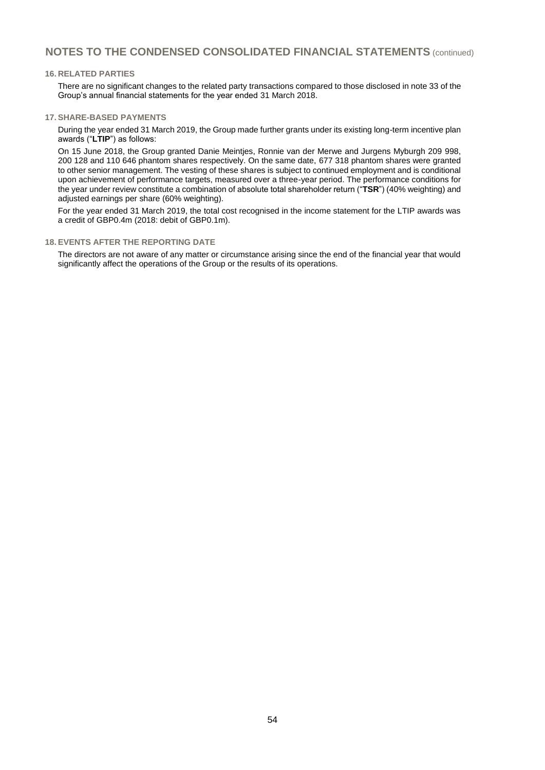# NOTES TO THE CONDENSED CONSOLIDATED FINANCIAL STATEMENTS (continued)

## 16. RELATED PARTIES

There are no significant changes to the related party transactions compared to those disclosed in note 33 of the Group's annual financial statements for the year ended 31 March 2018.

## 17. SHARE-BASED PAYMENTS

During the year ended 31 March 2019, the Group made further grants under its existing long-term incentive plan awards ("**LTIP**") as follows:

On 15 June 2018, the Group granted Danie Meintjes, Ronnie van der Merwe and Jurgens Myburgh 209 998, 200 128 and 110 646 phantom shares respectively. On the same date, 677 318 phantom shares were granted to other senior management. The vesting of these shares is subject to continued employment and is conditional upon achievement of performance targets, measured over a three-year period. The performance conditions for the year under review constitute a combination of absolute total shareholder return ("**TSR**") (40% weighting) and adjusted earnings per share (60% weighting).

For the year ended 31 March 2019, the total cost recognised in the income statement for the LTIP awards was a credit of GBP0.4m (2018: debit of GBP0.1m).

## 18. EVENTS AFTER THE REPORTING DATE

The directors are not aware of any matter or circumstance arising since the end of the financial year that would significantly affect the operations of the Group or the results of its operations.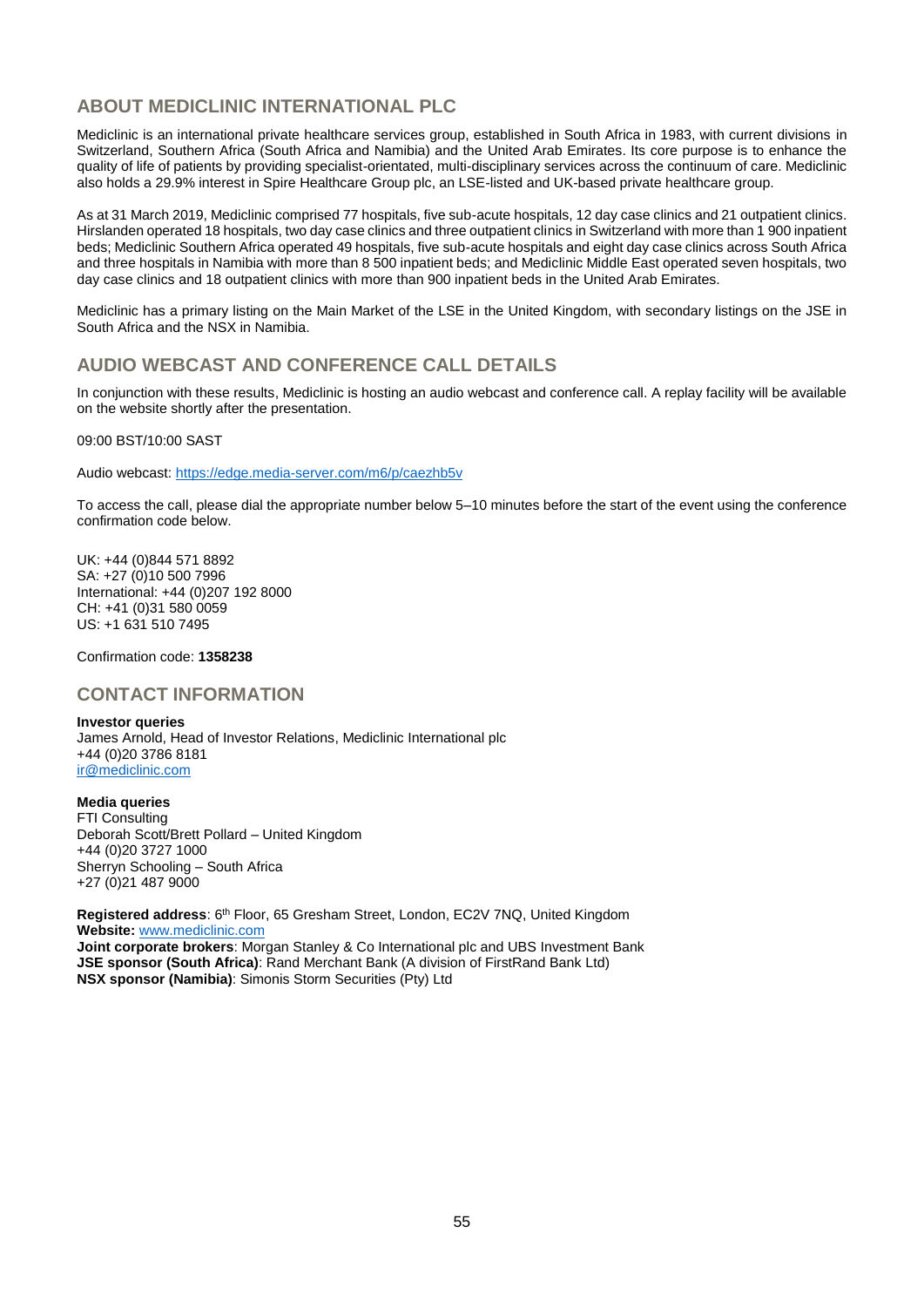## ABOUT MEDICLINIC INTERNATIONAL PLC

Mediclinic is an international private healthcare services group, established in South Africa in 1983, with current divisions in Switzerland, Southern Africa (South Africa and Namibia) and the United Arab Emirates. Its core purpose is to enhance the quality of life of patients by providing specialist-orientated, multi-disciplinary services across the continuum of care. Mediclinic also holds a 29.9% interest in Spire Healthcare Group plc, an LSE-listed and UK-based private healthcare group.

As at 31 March 2019, Mediclinic comprised 77 hospitals, five sub-acute hospitals, 12 day case clinics and 21 outpatient clinics. Hirslanden operated 18 hospitals, two day case clinics and three outpatient clinics in Switzerland with more than 1 900 inpatient beds; Mediclinic Southern Africa operated 49 hospitals, five sub-acute hospitals and eight day case clinics across South Africa and three hospitals in Namibia with more than 8 500 inpatient beds; and Mediclinic Middle East operated seven hospitals, two day case clinics and 18 outpatient clinics with more than 900 inpatient beds in the United Arab Emirates.

Mediclinic has a primary listing on the Main Market of the LSE in the United Kingdom, with secondary listings on the JSE in South Africa and the NSX in Namibia.

## AUDIO WEBCAST AND CONFERENCE CALL DETAILS

In conjunction with these results, Mediclinic is hosting an audio webcast and conference call. A replay facility will be available on the website shortly after the presentation.

09:00 BST/10:00 SAST

Audio webcast: https://edge.media-server.com/m6/p/caezhb5v

To access the call, please dial the appropriate number below 5–10 minutes before the start of the event using the conference confirmation code below.

UK: +44 (0)844 571 8892
SA: +27 (0)10 500 7996
International: +44 (0)207 192 8000
CH: +41 (0)31 580 0059
US: +1 631 510 7495

Confirmation code: **1358238**

## CONTACT INFORMATION

**Investor queries**
James Arnold, Head of Investor Relations, Mediclinic International plc
+44 (0)20 3786 8181
ir@mediclinic.com

**Media queries**
FTI Consulting
Deborah Scott/Brett Pollard – United Kingdom
+44 (0)20 3727 1000
Sherryn Schooling – South Africa
+27 (0)21 487 9000

**Registered address**: 6th Floor, 65 Gresham Street, London, EC2V 7NQ, United Kingdom
**Website:** www.mediclinic.com
**Joint corporate brokers**: Morgan Stanley & Co International plc and UBS Investment Bank
**JSE sponsor (South Africa)**: Rand Merchant Bank (A division of FirstRand Bank Ltd)
**NSX sponsor (Namibia)**: Simonis Storm Securities (Pty) Ltd